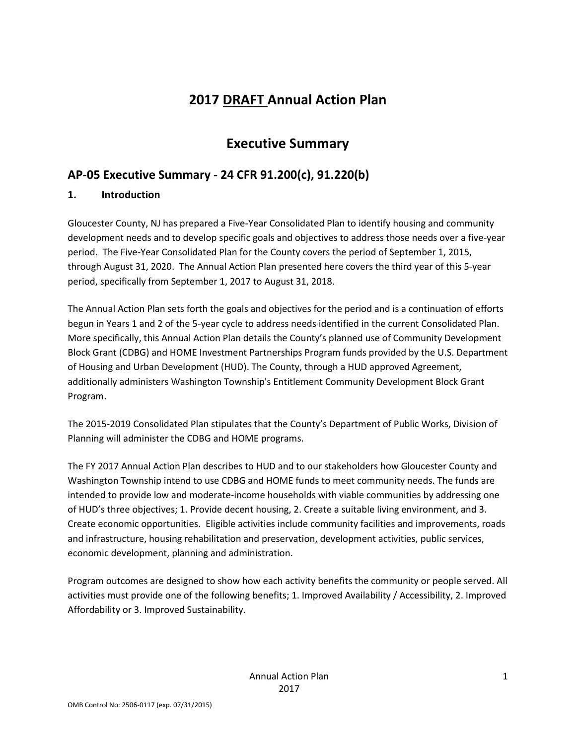# 2017 <u>DRAFT</u> Annual Action Plan

## Executive Summary

### AP-05 Executive Summary - 24 CFR 91.200(c), 91.220(b)

**1. Introduction**

Gloucester County, NJ has prepared a Five-Year Consolidated Plan to identify housing and community development needs and to develop specific goals and objectives to address those needs over a five-year period. The Five-Year Consolidated Plan for the County covers the period of September 1, 2015, through August 31, 2020. The Annual Action Plan presented here covers the third year of this 5-year period, specifically from September 1, 2017 to August 31, 2018.

The Annual Action Plan sets forth the goals and objectives for the period and is a continuation of efforts begun in Years 1 and 2 of the 5-year cycle to address needs identified in the current Consolidated Plan. More specifically, this Annual Action Plan details the County's planned use of Community Development Block Grant (CDBG) and HOME Investment Partnerships Program funds provided by the U.S. Department of Housing and Urban Development (HUD). The County, through a HUD approved Agreement, additionally administers Washington Township's Entitlement Community Development Block Grant Program.

The 2015-2019 Consolidated Plan stipulates that the County's Department of Public Works, Division of Planning will administer the CDBG and HOME programs.

The FY 2017 Annual Action Plan describes to HUD and to our stakeholders how Gloucester County and Washington Township intend to use CDBG and HOME funds to meet community needs. The funds are intended to provide low and moderate-income households with viable communities by addressing one of HUD's three objectives; 1. Provide decent housing, 2. Create a suitable living environment, and 3. Create economic opportunities. Eligible activities include community facilities and improvements, roads and infrastructure, housing rehabilitation and preservation, development activities, public services, economic development, planning and administration.

Program outcomes are designed to show how each activity benefits the community or people served. All activities must provide one of the following benefits; 1. Improved Availability / Accessibility, 2. Improved Affordability or 3. Improved Sustainability.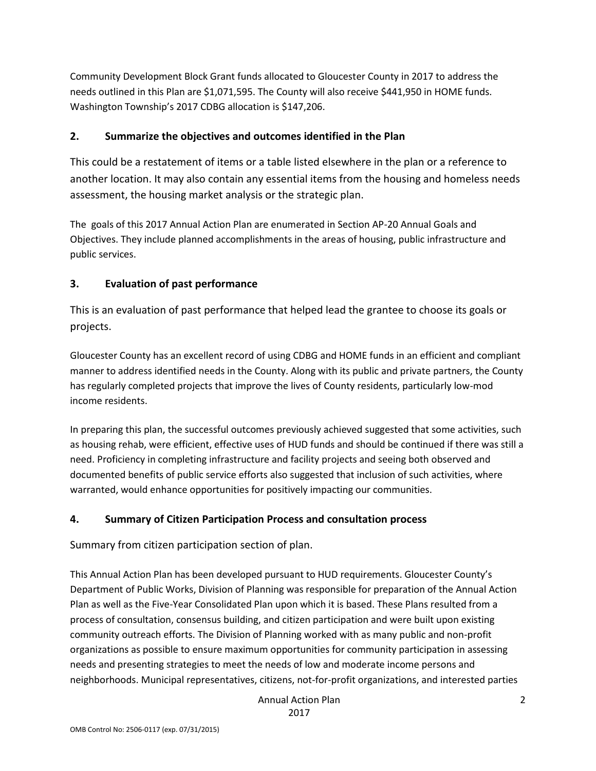Community Development Block Grant funds allocated to Gloucester County in 2017 to address the needs outlined in this Plan are $1,071,595. The County will also receive $441,950 in HOME funds. Washington Township's 2017 CDBG allocation is $147,206.

## 2. Summarize the objectives and outcomes identified in the Plan

This could be a restatement of items or a table listed elsewhere in the plan or a reference to another location. It may also contain any essential items from the housing and homeless needs assessment, the housing market analysis or the strategic plan.

The goals of this 2017 Annual Action Plan are enumerated in Section AP-20 Annual Goals and Objectives. They include planned accomplishments in the areas of housing, public infrastructure and public services.

## 3. Evaluation of past performance

This is an evaluation of past performance that helped lead the grantee to choose its goals or projects.

Gloucester County has an excellent record of using CDBG and HOME funds in an efficient and compliant manner to address identified needs in the County. Along with its public and private partners, the County has regularly completed projects that improve the lives of County residents, particularly low-mod income residents.

In preparing this plan, the successful outcomes previously achieved suggested that some activities, such as housing rehab, were efficient, effective uses of HUD funds and should be continued if there was still a need. Proficiency in completing infrastructure and facility projects and seeing both observed and documented benefits of public service efforts also suggested that inclusion of such activities, where warranted, would enhance opportunities for positively impacting our communities.

## 4. Summary of Citizen Participation Process and consultation process

Summary from citizen participation section of plan.

This Annual Action Plan has been developed pursuant to HUD requirements. Gloucester County's Department of Public Works, Division of Planning was responsible for preparation of the Annual Action Plan as well as the Five-Year Consolidated Plan upon which it is based. These Plans resulted from a process of consultation, consensus building, and citizen participation and were built upon existing community outreach efforts. The Division of Planning worked with as many public and non-profit organizations as possible to ensure maximum opportunities for community participation in assessing needs and presenting strategies to meet the needs of low and moderate income persons and neighborhoods. Municipal representatives, citizens, not-for-profit organizations, and interested parties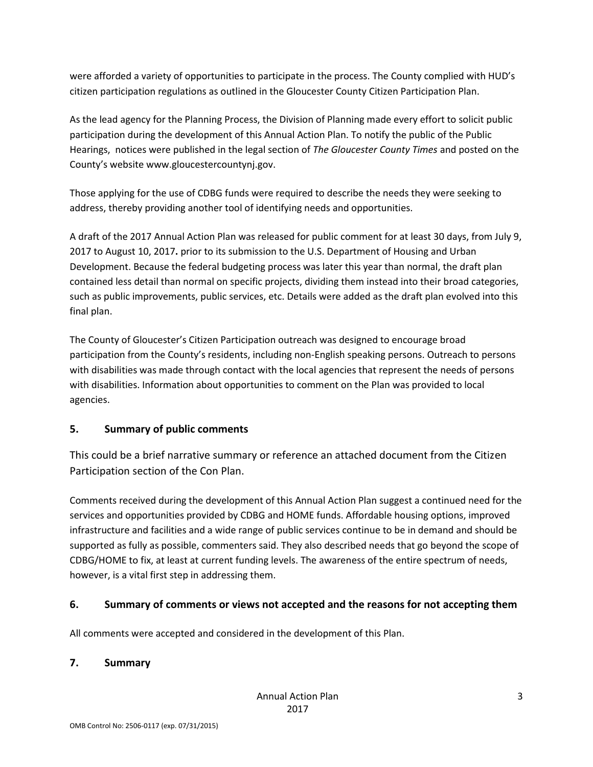were afforded a variety of opportunities to participate in the process. The County complied with HUD's citizen participation regulations as outlined in the Gloucester County Citizen Participation Plan.

As the lead agency for the Planning Process, the Division of Planning made every effort to solicit public participation during the development of this Annual Action Plan. To notify the public of the Public Hearings, notices were published in the legal section of *The Gloucester County Times* and posted on the County's website www.gloucestercountynj.gov.

Those applying for the use of CDBG funds were required to describe the needs they were seeking to address, thereby providing another tool of identifying needs and opportunities.

A draft of the 2017 Annual Action Plan was released for public comment for at least 30 days, from July 9, 2017 to August 10, 2017**.** prior to its submission to the U.S. Department of Housing and Urban Development. Because the federal budgeting process was later this year than normal, the draft plan contained less detail than normal on specific projects, dividing them instead into their broad categories, such as public improvements, public services, etc. Details were added as the draft plan evolved into this final plan.

The County of Gloucester's Citizen Participation outreach was designed to encourage broad participation from the County's residents, including non-English speaking persons. Outreach to persons with disabilities was made through contact with the local agencies that represent the needs of persons with disabilities. Information about opportunities to comment on the Plan was provided to local agencies.

## 5. Summary of public comments

This could be a brief narrative summary or reference an attached document from the Citizen Participation section of the Con Plan.

Comments received during the development of this Annual Action Plan suggest a continued need for the services and opportunities provided by CDBG and HOME funds. Affordable housing options, improved infrastructure and facilities and a wide range of public services continue to be in demand and should be supported as fully as possible, commenters said. They also described needs that go beyond the scope of CDBG/HOME to fix, at least at current funding levels. The awareness of the entire spectrum of needs, however, is a vital first step in addressing them.

## 6. Summary of comments or views not accepted and the reasons for not accepting them

All comments were accepted and considered in the development of this Plan.

## 7. Summary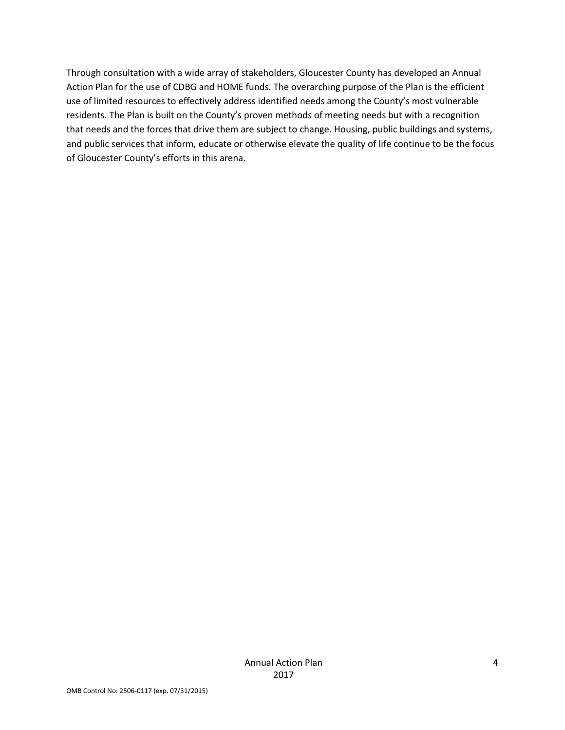Through consultation with a wide array of stakeholders, Gloucester County has developed an Annual Action Plan for the use of CDBG and HOME funds. The overarching purpose of the Plan is the efficient use of limited resources to effectively address identified needs among the County's most vulnerable residents. The Plan is built on the County's proven methods of meeting needs but with a recognition that needs and the forces that drive them are subject to change. Housing, public buildings and systems, and public services that inform, educate or otherwise elevate the quality of life continue to be the focus of Gloucester County's efforts in this arena.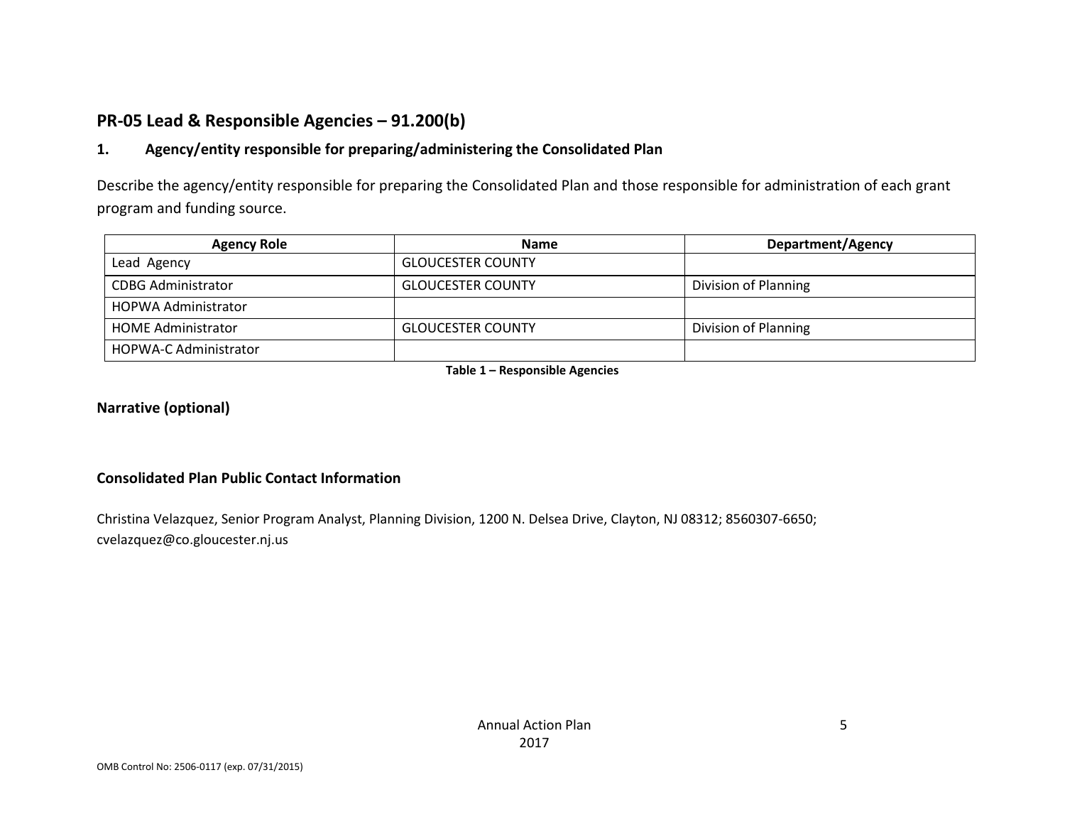## PR-05 Lead & Responsible Agencies – 91.200(b)

### 1. Agency/entity responsible for preparing/administering the Consolidated Plan

Describe the agency/entity responsible for preparing the Consolidated Plan and those responsible for administration of each grant program and funding source.

| Agency Role | Name | Department/Agency |
|---|---|---|
| Lead Agency | GLOUCESTER COUNTY | |
| CDBG Administrator | GLOUCESTER COUNTY | Division of Planning |
| HOPWA Administrator | | |
| HOME Administrator | GLOUCESTER COUNTY | Division of Planning |
| HOPWA-C Administrator | | |

**Table 1 – Responsible Agencies**

### Narrative (optional)

### Consolidated Plan Public Contact Information

Christina Velazquez, Senior Program Analyst, Planning Division, 1200 N. Delsea Drive, Clayton, NJ 08312; 8560307-6650; cvelazquez@co.gloucester.nj.us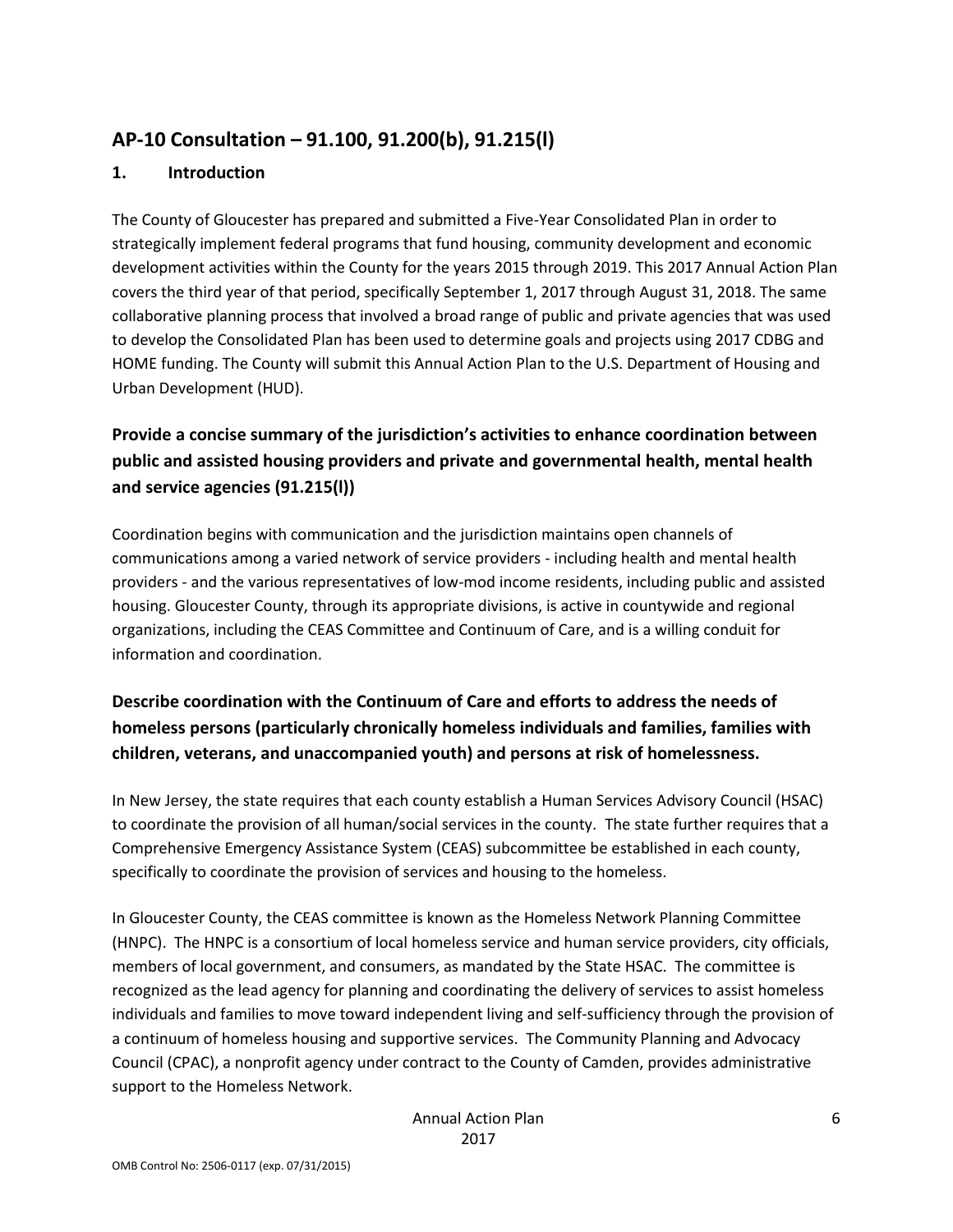## AP-10 Consultation – 91.100, 91.200(b), 91.215(l)

### 1. Introduction

The County of Gloucester has prepared and submitted a Five-Year Consolidated Plan in order to strategically implement federal programs that fund housing, community development and economic development activities within the County for the years 2015 through 2019. This 2017 Annual Action Plan covers the third year of that period, specifically September 1, 2017 through August 31, 2018. The same collaborative planning process that involved a broad range of public and private agencies that was used to develop the Consolidated Plan has been used to determine goals and projects using 2017 CDBG and HOME funding. The County will submit this Annual Action Plan to the U.S. Department of Housing and Urban Development (HUD).

### Provide a concise summary of the jurisdiction's activities to enhance coordination between public and assisted housing providers and private and governmental health, mental health and service agencies (91.215(l))

Coordination begins with communication and the jurisdiction maintains open channels of communications among a varied network of service providers - including health and mental health providers - and the various representatives of low-mod income residents, including public and assisted housing. Gloucester County, through its appropriate divisions, is active in countywide and regional organizations, including the CEAS Committee and Continuum of Care, and is a willing conduit for information and coordination.

### Describe coordination with the Continuum of Care and efforts to address the needs of homeless persons (particularly chronically homeless individuals and families, families with children, veterans, and unaccompanied youth) and persons at risk of homelessness.

In New Jersey, the state requires that each county establish a Human Services Advisory Council (HSAC) to coordinate the provision of all human/social services in the county. The state further requires that a Comprehensive Emergency Assistance System (CEAS) subcommittee be established in each county, specifically to coordinate the provision of services and housing to the homeless.

In Gloucester County, the CEAS committee is known as the Homeless Network Planning Committee (HNPC). The HNPC is a consortium of local homeless service and human service providers, city officials, members of local government, and consumers, as mandated by the State HSAC. The committee is recognized as the lead agency for planning and coordinating the delivery of services to assist homeless individuals and families to move toward independent living and self-sufficiency through the provision of a continuum of homeless housing and supportive services. The Community Planning and Advocacy Council (CPAC), a nonprofit agency under contract to the County of Camden, provides administrative support to the Homeless Network.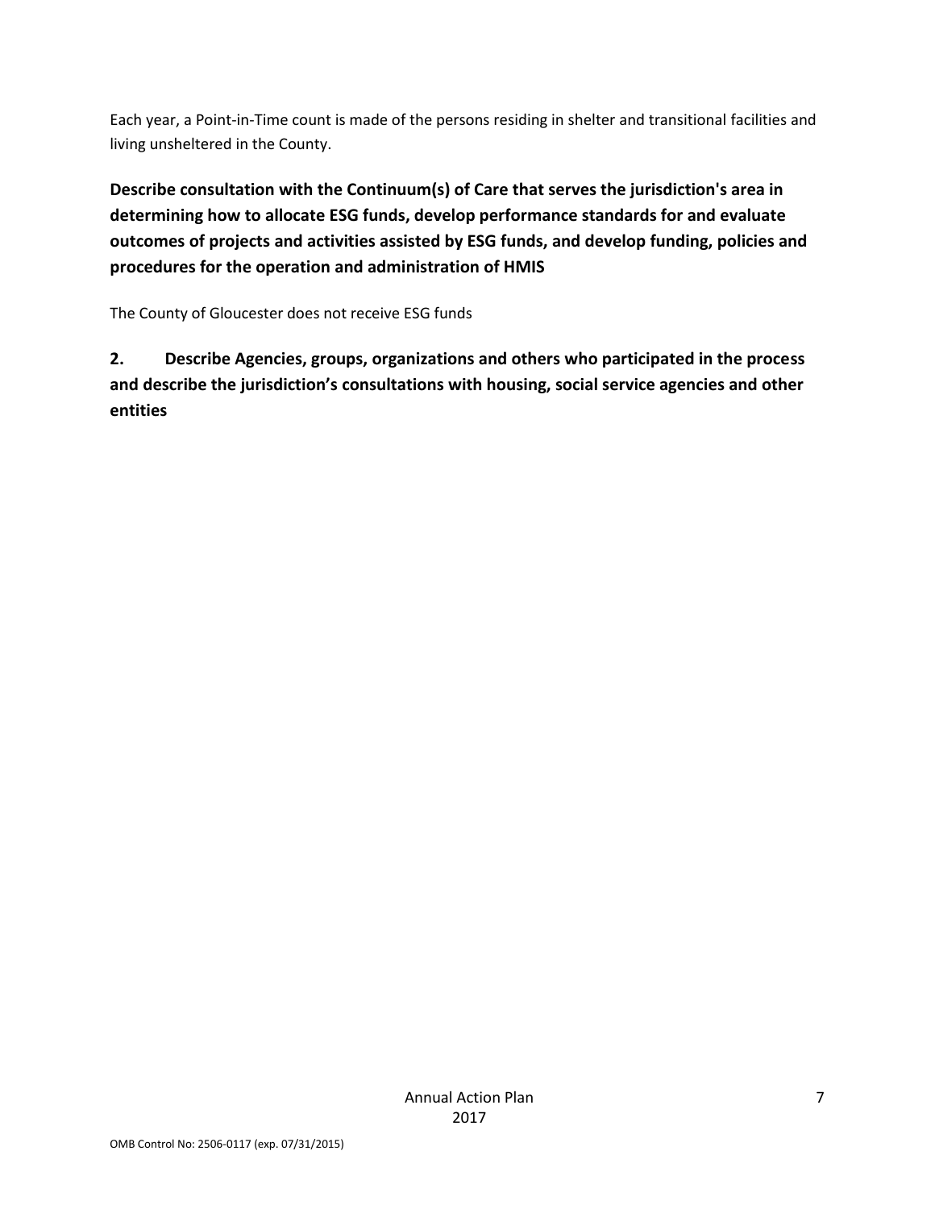Each year, a Point-in-Time count is made of the persons residing in shelter and transitional facilities and living unsheltered in the County.

**Describe consultation with the Continuum(s) of Care that serves the jurisdiction's area in determining how to allocate ESG funds, develop performance standards for and evaluate outcomes of projects and activities assisted by ESG funds, and develop funding, policies and procedures for the operation and administration of HMIS**

The County of Gloucester does not receive ESG funds

**2. Describe Agencies, groups, organizations and others who participated in the process and describe the jurisdiction's consultations with housing, social service agencies and other entities**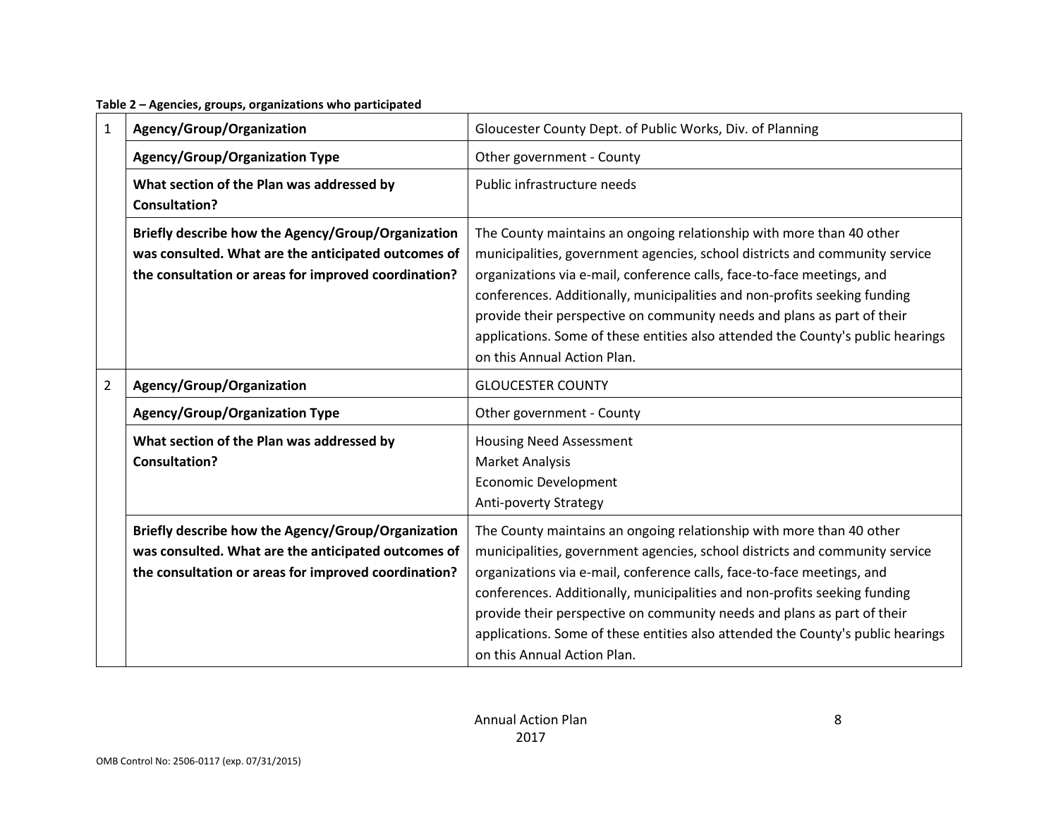**Table 2 – Agencies, groups, organizations who participated**

| | | |
|---|---|---|
| 1 | **Agency/Group/Organization** | Gloucester County Dept. of Public Works, Div. of Planning |
| | **Agency/Group/Organization Type** | Other government - County |
| | **What section of the Plan was addressed by Consultation?** | Public infrastructure needs |
| | **Briefly describe how the Agency/Group/Organization was consulted. What are the anticipated outcomes of the consultation or areas for improved coordination?** | The County maintains an ongoing relationship with more than 40 other municipalities, government agencies, school districts and community service organizations via e-mail, conference calls, face-to-face meetings, and conferences. Additionally, municipalities and non-profits seeking funding provide their perspective on community needs and plans as part of their applications. Some of these entities also attended the County's public hearings on this Annual Action Plan. |
| 2 | **Agency/Group/Organization** | GLOUCESTER COUNTY |
| | **Agency/Group/Organization Type** | Other government - County |
| | **What section of the Plan was addressed by Consultation?** | Housing Need Assessment<br>Market Analysis<br>Economic Development<br>Anti-poverty Strategy |
| | **Briefly describe how the Agency/Group/Organization was consulted. What are the anticipated outcomes of the consultation or areas for improved coordination?** | The County maintains an ongoing relationship with more than 40 other municipalities, government agencies, school districts and community service organizations via e-mail, conference calls, face-to-face meetings, and conferences. Additionally, municipalities and non-profits seeking funding provide their perspective on community needs and plans as part of their applications. Some of these entities also attended the County's public hearings on this Annual Action Plan. |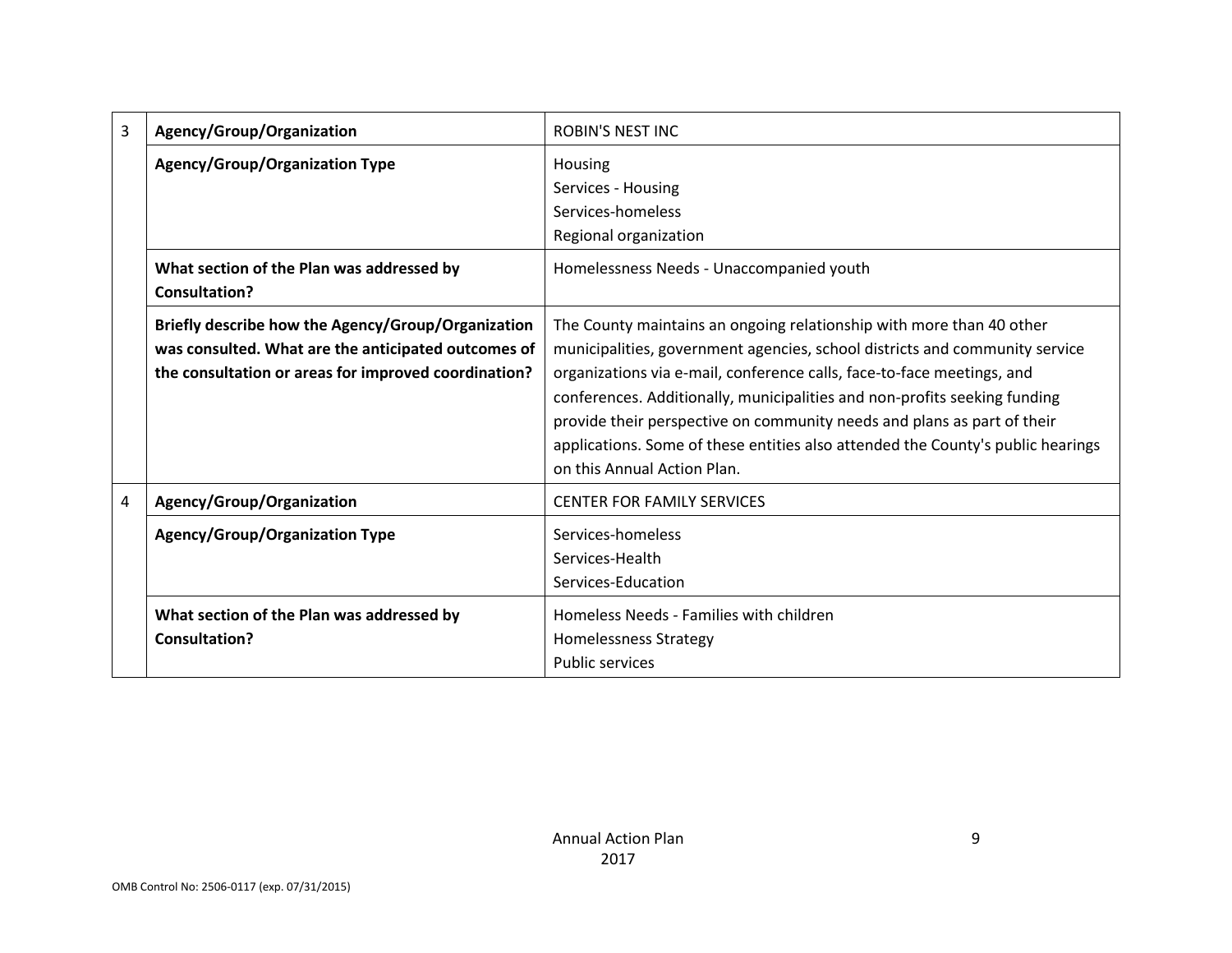| | | |
|---|---|---|
| 3 | **Agency/Group/Organization** | ROBIN'S NEST INC |
| | **Agency/Group/Organization Type** | Housing<br>Services - Housing<br>Services-homeless<br>Regional organization |
| | **What section of the Plan was addressed by Consultation?** | Homelessness Needs - Unaccompanied youth |
| | **Briefly describe how the Agency/Group/Organization was consulted. What are the anticipated outcomes of the consultation or areas for improved coordination?** | The County maintains an ongoing relationship with more than 40 other municipalities, government agencies, school districts and community service organizations via e-mail, conference calls, face-to-face meetings, and conferences. Additionally, municipalities and non-profits seeking funding provide their perspective on community needs and plans as part of their applications. Some of these entities also attended the County's public hearings on this Annual Action Plan. |
| 4 | **Agency/Group/Organization** | CENTER FOR FAMILY SERVICES |
| | **Agency/Group/Organization Type** | Services-homeless<br>Services-Health<br>Services-Education |
| | **What section of the Plan was addressed by Consultation?** | Homeless Needs - Families with children<br>Homelessness Strategy<br>Public services |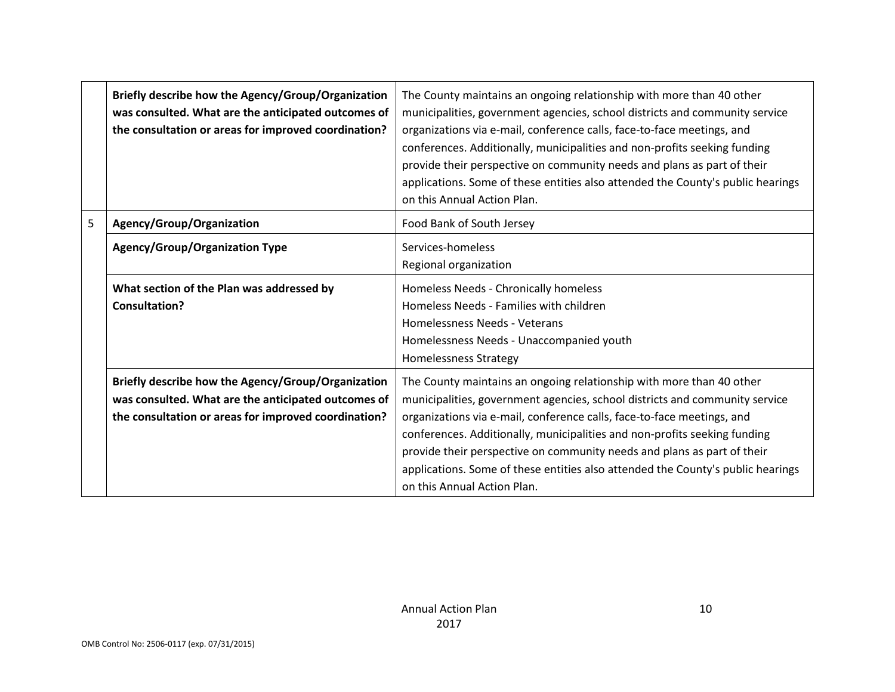| | | |
|---|---|---|
| | **Briefly describe how the Agency/Group/Organization was consulted. What are the anticipated outcomes of the consultation or areas for improved coordination?** | The County maintains an ongoing relationship with more than 40 other municipalities, government agencies, school districts and community service organizations via e-mail, conference calls, face-to-face meetings, and conferences. Additionally, municipalities and non-profits seeking funding provide their perspective on community needs and plans as part of their applications. Some of these entities also attended the County's public hearings on this Annual Action Plan. |
| 5 | **Agency/Group/Organization** | Food Bank of South Jersey |
| | **Agency/Group/Organization Type** | Services-homeless<br>Regional organization |
| | **What section of the Plan was addressed by Consultation?** | Homeless Needs - Chronically homeless<br>Homeless Needs - Families with children<br>Homelessness Needs - Veterans<br>Homelessness Needs - Unaccompanied youth<br>Homelessness Strategy |
| | **Briefly describe how the Agency/Group/Organization was consulted. What are the anticipated outcomes of the consultation or areas for improved coordination?** | The County maintains an ongoing relationship with more than 40 other municipalities, government agencies, school districts and community service organizations via e-mail, conference calls, face-to-face meetings, and conferences. Additionally, municipalities and non-profits seeking funding provide their perspective on community needs and plans as part of their applications. Some of these entities also attended the County's public hearings on this Annual Action Plan. |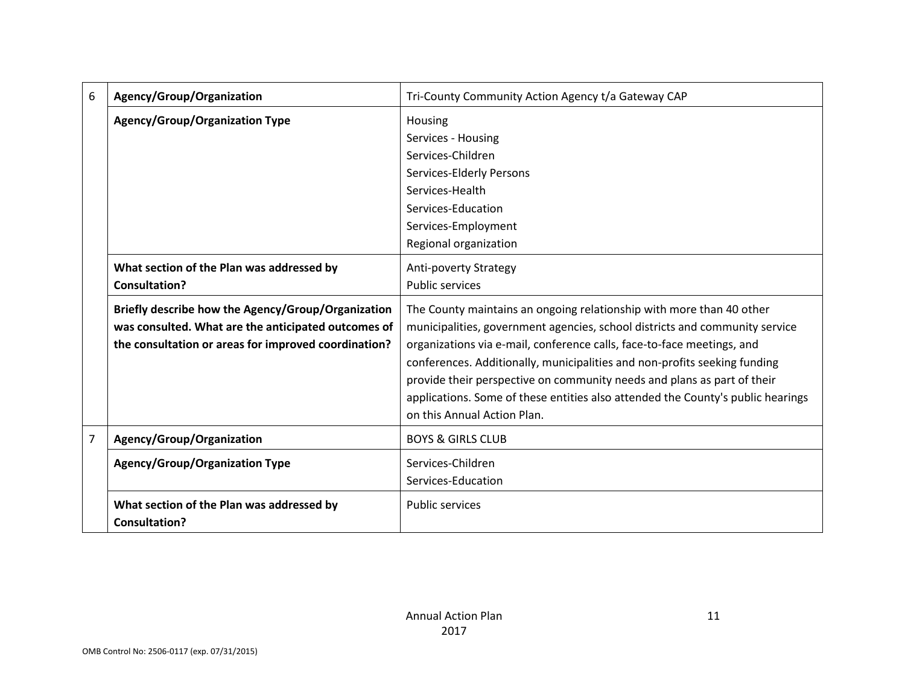| | | |
|---|---|---|
| 6 | **Agency/Group/Organization** | Tri-County Community Action Agency t/a Gateway CAP |
| | **Agency/Group/Organization Type** | Housing<br>Services - Housing<br>Services-Children<br>Services-Elderly Persons<br>Services-Health<br>Services-Education<br>Services-Employment<br>Regional organization |
| | **What section of the Plan was addressed by Consultation?** | Anti-poverty Strategy<br>Public services |
| | **Briefly describe how the Agency/Group/Organization was consulted. What are the anticipated outcomes of the consultation or areas for improved coordination?** | The County maintains an ongoing relationship with more than 40 other municipalities, government agencies, school districts and community service organizations via e-mail, conference calls, face-to-face meetings, and conferences. Additionally, municipalities and non-profits seeking funding provide their perspective on community needs and plans as part of their applications. Some of these entities also attended the County's public hearings on this Annual Action Plan. |
| 7 | **Agency/Group/Organization** | BOYS & GIRLS CLUB |
| | **Agency/Group/Organization Type** | Services-Children<br>Services-Education |
| | **What section of the Plan was addressed by Consultation?** | Public services |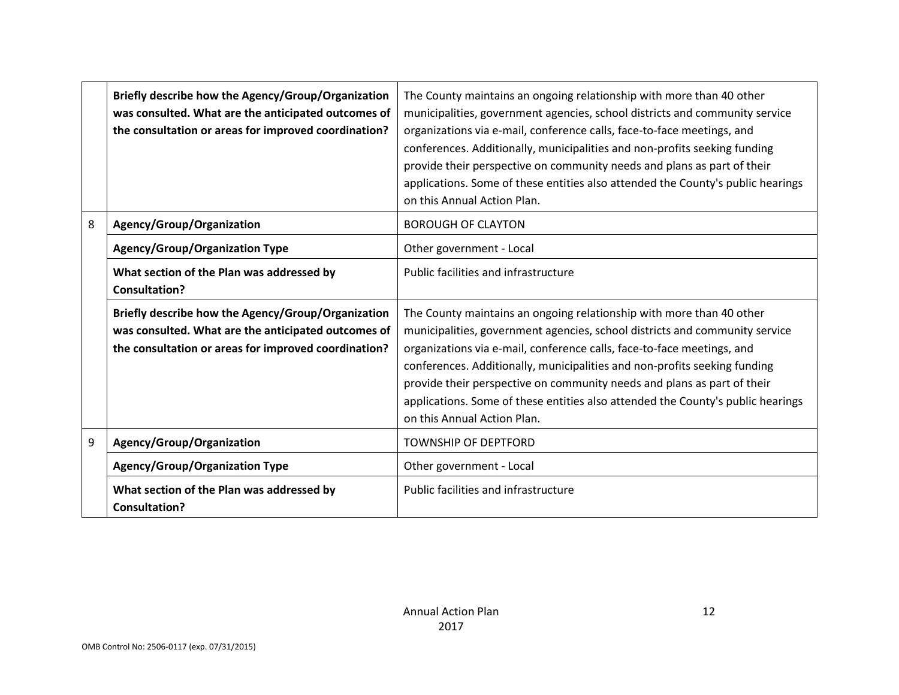| | | |
|---|---|---|
| | **Briefly describe how the Agency/Group/Organization was consulted. What are the anticipated outcomes of the consultation or areas for improved coordination?** | The County maintains an ongoing relationship with more than 40 other municipalities, government agencies, school districts and community service organizations via e-mail, conference calls, face-to-face meetings, and conferences. Additionally, municipalities and non-profits seeking funding provide their perspective on community needs and plans as part of their applications. Some of these entities also attended the County's public hearings on this Annual Action Plan. |
| 8 | **Agency/Group/Organization** | BOROUGH OF CLAYTON |
| | **Agency/Group/Organization Type** | Other government - Local |
| | **What section of the Plan was addressed by Consultation?** | Public facilities and infrastructure |
| | **Briefly describe how the Agency/Group/Organization was consulted. What are the anticipated outcomes of the consultation or areas for improved coordination?** | The County maintains an ongoing relationship with more than 40 other municipalities, government agencies, school districts and community service organizations via e-mail, conference calls, face-to-face meetings, and conferences. Additionally, municipalities and non-profits seeking funding provide their perspective on community needs and plans as part of their applications. Some of these entities also attended the County's public hearings on this Annual Action Plan. |
| 9 | **Agency/Group/Organization** | TOWNSHIP OF DEPTFORD |
| | **Agency/Group/Organization Type** | Other government - Local |
| | **What section of the Plan was addressed by Consultation?** | Public facilities and infrastructure |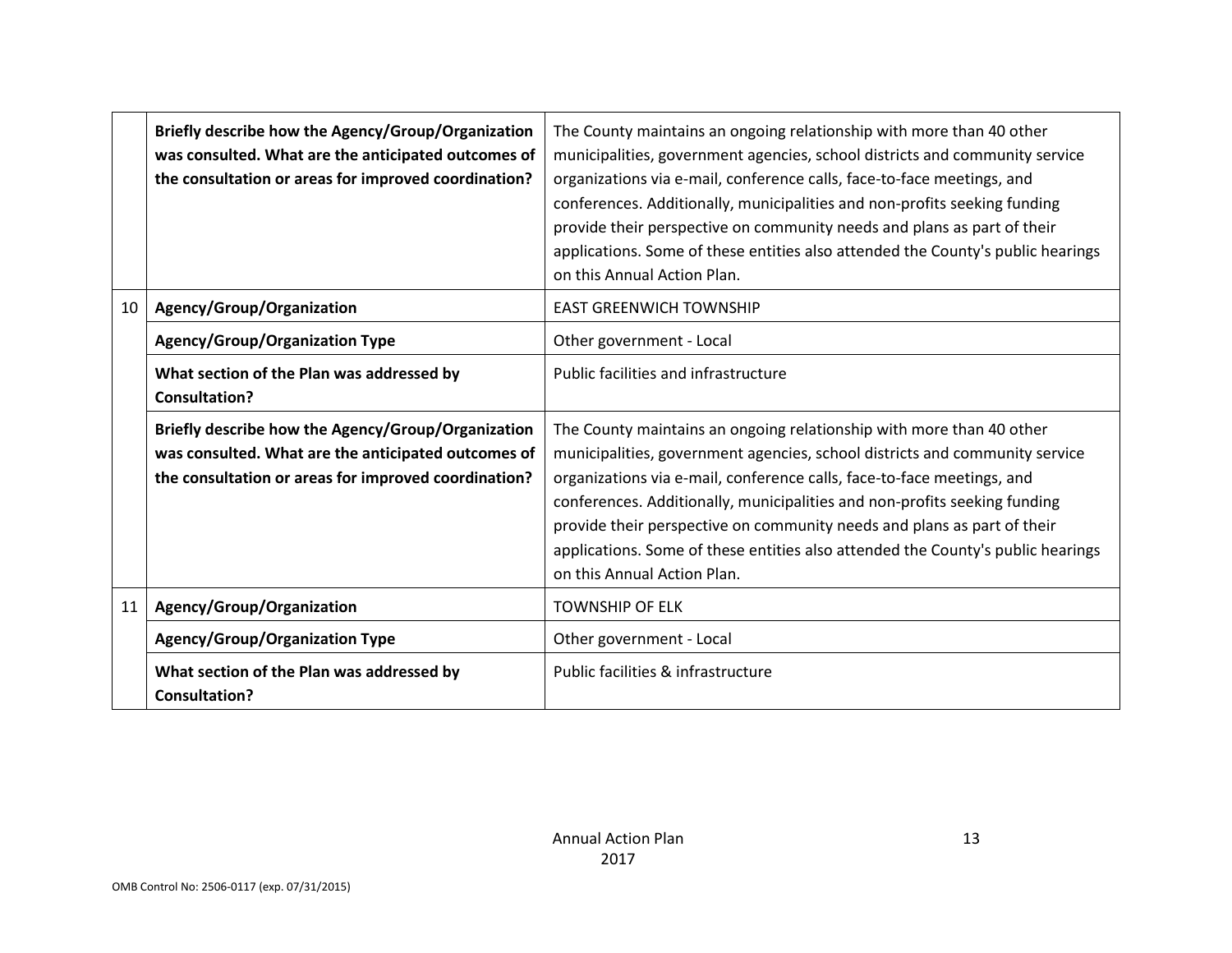| | | |
|---|---|---|
| | **Briefly describe how the Agency/Group/Organization was consulted. What are the anticipated outcomes of the consultation or areas for improved coordination?** | The County maintains an ongoing relationship with more than 40 other municipalities, government agencies, school districts and community service organizations via e-mail, conference calls, face-to-face meetings, and conferences. Additionally, municipalities and non-profits seeking funding provide their perspective on community needs and plans as part of their applications. Some of these entities also attended the County's public hearings on this Annual Action Plan. |
| 10 | **Agency/Group/Organization** | EAST GREENWICH TOWNSHIP |
| | **Agency/Group/Organization Type** | Other government - Local |
| | **What section of the Plan was addressed by Consultation?** | Public facilities and infrastructure |
| | **Briefly describe how the Agency/Group/Organization was consulted. What are the anticipated outcomes of the consultation or areas for improved coordination?** | The County maintains an ongoing relationship with more than 40 other municipalities, government agencies, school districts and community service organizations via e-mail, conference calls, face-to-face meetings, and conferences. Additionally, municipalities and non-profits seeking funding provide their perspective on community needs and plans as part of their applications. Some of these entities also attended the County's public hearings on this Annual Action Plan. |
| 11 | **Agency/Group/Organization** | TOWNSHIP OF ELK |
| | **Agency/Group/Organization Type** | Other government - Local |
| | **What section of the Plan was addressed by Consultation?** | Public facilities & infrastructure |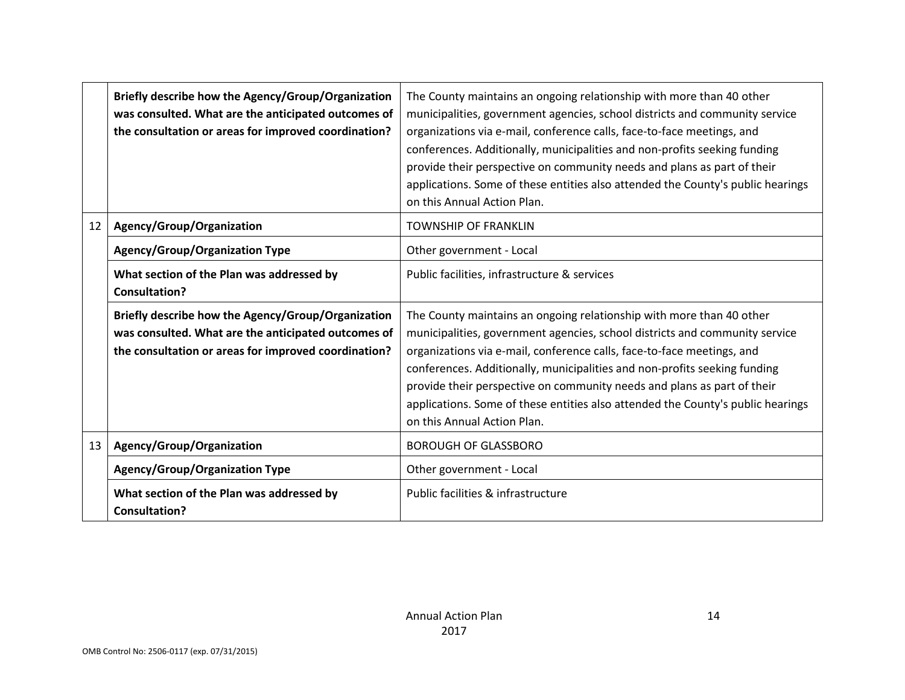| | | |
|---|---|---|
| | **Briefly describe how the Agency/Group/Organization was consulted. What are the anticipated outcomes of the consultation or areas for improved coordination?** | The County maintains an ongoing relationship with more than 40 other municipalities, government agencies, school districts and community service organizations via e-mail, conference calls, face-to-face meetings, and conferences. Additionally, municipalities and non-profits seeking funding provide their perspective on community needs and plans as part of their applications. Some of these entities also attended the County's public hearings on this Annual Action Plan. |
| 12 | **Agency/Group/Organization** | TOWNSHIP OF FRANKLIN |
| | **Agency/Group/Organization Type** | Other government - Local |
| | **What section of the Plan was addressed by Consultation?** | Public facilities, infrastructure & services |
| | **Briefly describe how the Agency/Group/Organization was consulted. What are the anticipated outcomes of the consultation or areas for improved coordination?** | The County maintains an ongoing relationship with more than 40 other municipalities, government agencies, school districts and community service organizations via e-mail, conference calls, face-to-face meetings, and conferences. Additionally, municipalities and non-profits seeking funding provide their perspective on community needs and plans as part of their applications. Some of these entities also attended the County's public hearings on this Annual Action Plan. |
| 13 | **Agency/Group/Organization** | BOROUGH OF GLASSBORO |
| | **Agency/Group/Organization Type** | Other government - Local |
| | **What section of the Plan was addressed by Consultation?** | Public facilities & infrastructure |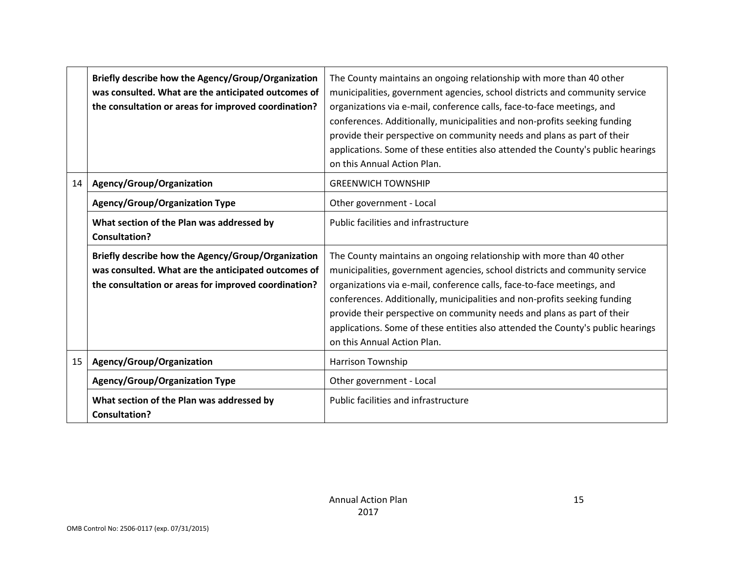| | | |
|---|---|---|
| | **Briefly describe how the Agency/Group/Organization was consulted. What are the anticipated outcomes of the consultation or areas for improved coordination?** | The County maintains an ongoing relationship with more than 40 other municipalities, government agencies, school districts and community service organizations via e-mail, conference calls, face-to-face meetings, and conferences. Additionally, municipalities and non-profits seeking funding provide their perspective on community needs and plans as part of their applications. Some of these entities also attended the County's public hearings on this Annual Action Plan. |
| 14 | **Agency/Group/Organization** | GREENWICH TOWNSHIP |
| | **Agency/Group/Organization Type** | Other government - Local |
| | **What section of the Plan was addressed by Consultation?** | Public facilities and infrastructure |
| | **Briefly describe how the Agency/Group/Organization was consulted. What are the anticipated outcomes of the consultation or areas for improved coordination?** | The County maintains an ongoing relationship with more than 40 other municipalities, government agencies, school districts and community service organizations via e-mail, conference calls, face-to-face meetings, and conferences. Additionally, municipalities and non-profits seeking funding provide their perspective on community needs and plans as part of their applications. Some of these entities also attended the County's public hearings on this Annual Action Plan. |
| 15 | **Agency/Group/Organization** | Harrison Township |
| | **Agency/Group/Organization Type** | Other government - Local |
| | **What section of the Plan was addressed by Consultation?** | Public facilities and infrastructure |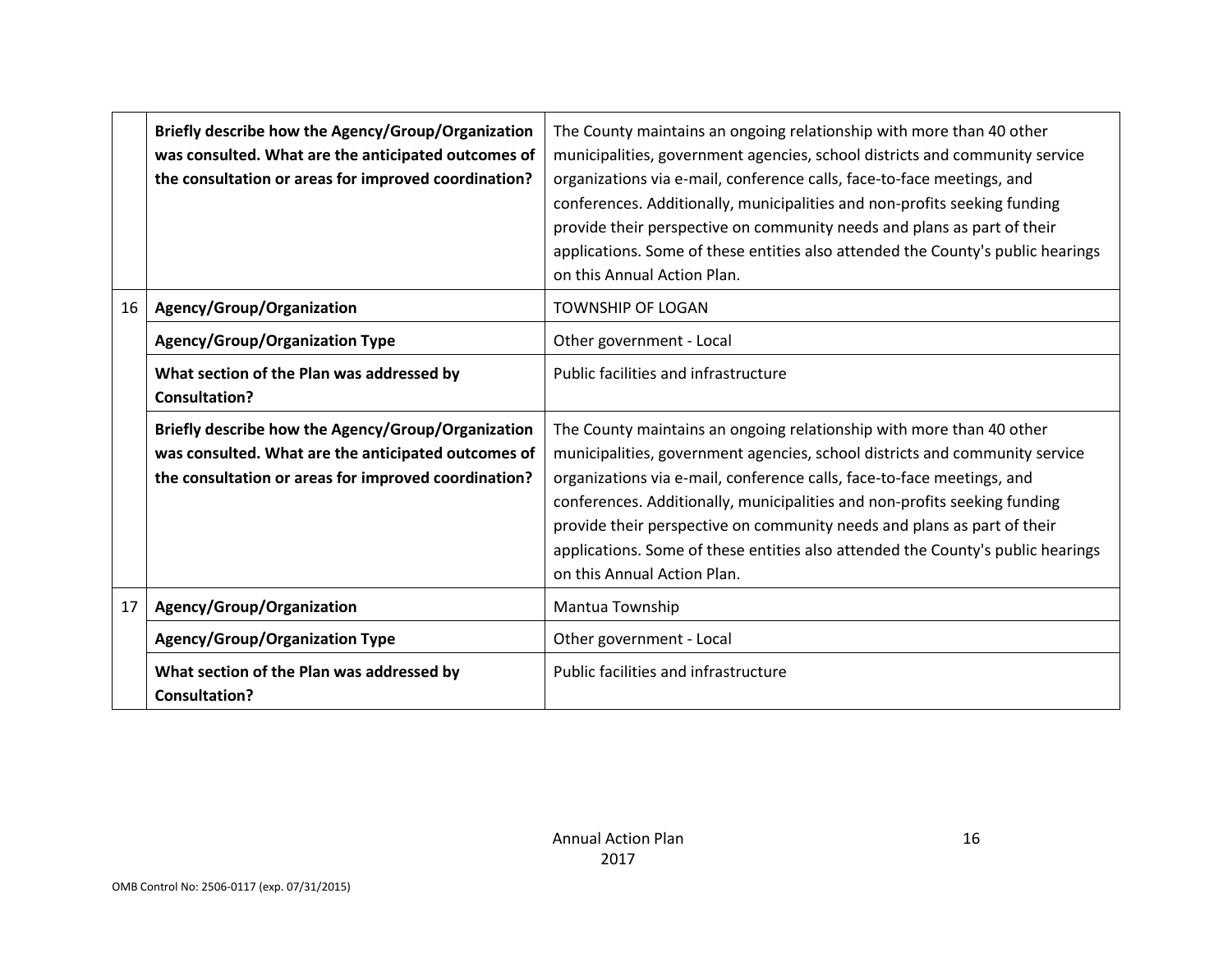| | | |
|---|---|---|
| | **Briefly describe how the Agency/Group/Organization was consulted. What are the anticipated outcomes of the consultation or areas for improved coordination?** | The County maintains an ongoing relationship with more than 40 other municipalities, government agencies, school districts and community service organizations via e-mail, conference calls, face-to-face meetings, and conferences. Additionally, municipalities and non-profits seeking funding provide their perspective on community needs and plans as part of their applications. Some of these entities also attended the County's public hearings on this Annual Action Plan. |
| 16 | **Agency/Group/Organization** | TOWNSHIP OF LOGAN |
| | **Agency/Group/Organization Type** | Other government - Local |
| | **What section of the Plan was addressed by Consultation?** | Public facilities and infrastructure |
| | **Briefly describe how the Agency/Group/Organization was consulted. What are the anticipated outcomes of the consultation or areas for improved coordination?** | The County maintains an ongoing relationship with more than 40 other municipalities, government agencies, school districts and community service organizations via e-mail, conference calls, face-to-face meetings, and conferences. Additionally, municipalities and non-profits seeking funding provide their perspective on community needs and plans as part of their applications. Some of these entities also attended the County's public hearings on this Annual Action Plan. |
| 17 | **Agency/Group/Organization** | Mantua Township |
| | **Agency/Group/Organization Type** | Other government - Local |
| | **What section of the Plan was addressed by Consultation?** | Public facilities and infrastructure |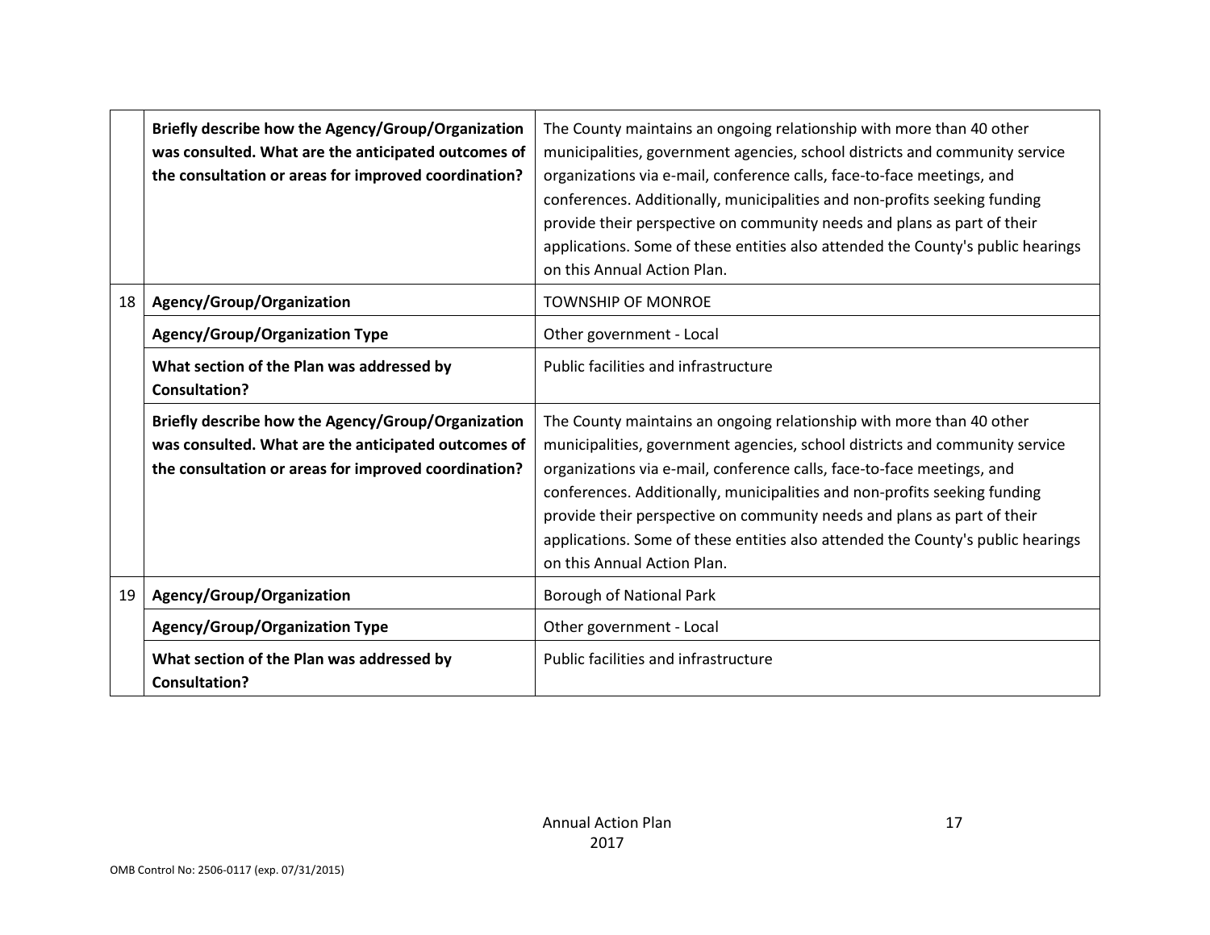| | | |
|---|---|---|
| | **Briefly describe how the Agency/Group/Organization was consulted. What are the anticipated outcomes of the consultation or areas for improved coordination?** | The County maintains an ongoing relationship with more than 40 other municipalities, government agencies, school districts and community service organizations via e-mail, conference calls, face-to-face meetings, and conferences. Additionally, municipalities and non-profits seeking funding provide their perspective on community needs and plans as part of their applications. Some of these entities also attended the County's public hearings on this Annual Action Plan. |
| 18 | **Agency/Group/Organization** | TOWNSHIP OF MONROE |
| | **Agency/Group/Organization Type** | Other government - Local |
| | **What section of the Plan was addressed by Consultation?** | Public facilities and infrastructure |
| | **Briefly describe how the Agency/Group/Organization was consulted. What are the anticipated outcomes of the consultation or areas for improved coordination?** | The County maintains an ongoing relationship with more than 40 other municipalities, government agencies, school districts and community service organizations via e-mail, conference calls, face-to-face meetings, and conferences. Additionally, municipalities and non-profits seeking funding provide their perspective on community needs and plans as part of their applications. Some of these entities also attended the County's public hearings on this Annual Action Plan. |
| 19 | **Agency/Group/Organization** | Borough of National Park |
| | **Agency/Group/Organization Type** | Other government - Local |
| | **What section of the Plan was addressed by Consultation?** | Public facilities and infrastructure |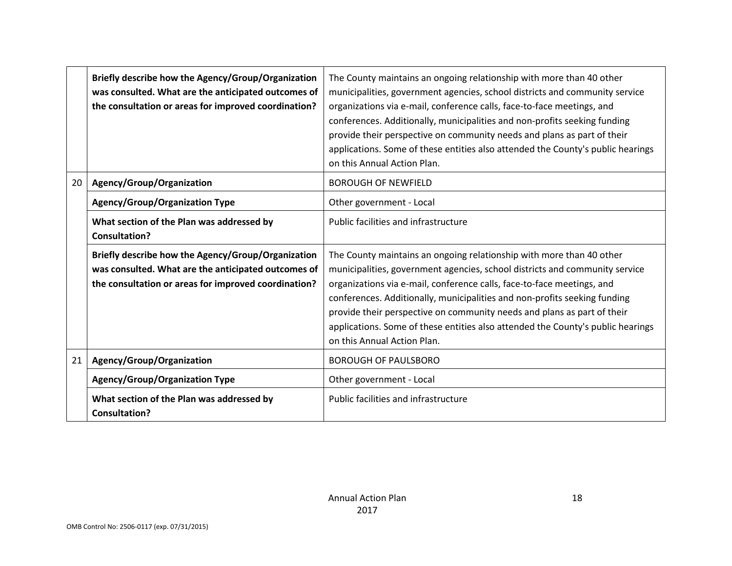| | | |
|---|---|---|
| | **Briefly describe how the Agency/Group/Organization was consulted. What are the anticipated outcomes of the consultation or areas for improved coordination?** | The County maintains an ongoing relationship with more than 40 other municipalities, government agencies, school districts and community service organizations via e-mail, conference calls, face-to-face meetings, and conferences. Additionally, municipalities and non-profits seeking funding provide their perspective on community needs and plans as part of their applications. Some of these entities also attended the County's public hearings on this Annual Action Plan. |
| 20 | **Agency/Group/Organization** | BOROUGH OF NEWFIELD |
| | **Agency/Group/Organization Type** | Other government - Local |
| | **What section of the Plan was addressed by Consultation?** | Public facilities and infrastructure |
| | **Briefly describe how the Agency/Group/Organization was consulted. What are the anticipated outcomes of the consultation or areas for improved coordination?** | The County maintains an ongoing relationship with more than 40 other municipalities, government agencies, school districts and community service organizations via e-mail, conference calls, face-to-face meetings, and conferences. Additionally, municipalities and non-profits seeking funding provide their perspective on community needs and plans as part of their applications. Some of these entities also attended the County's public hearings on this Annual Action Plan. |
| 21 | **Agency/Group/Organization** | BOROUGH OF PAULSBORO |
| | **Agency/Group/Organization Type** | Other government - Local |
| | **What section of the Plan was addressed by Consultation?** | Public facilities and infrastructure |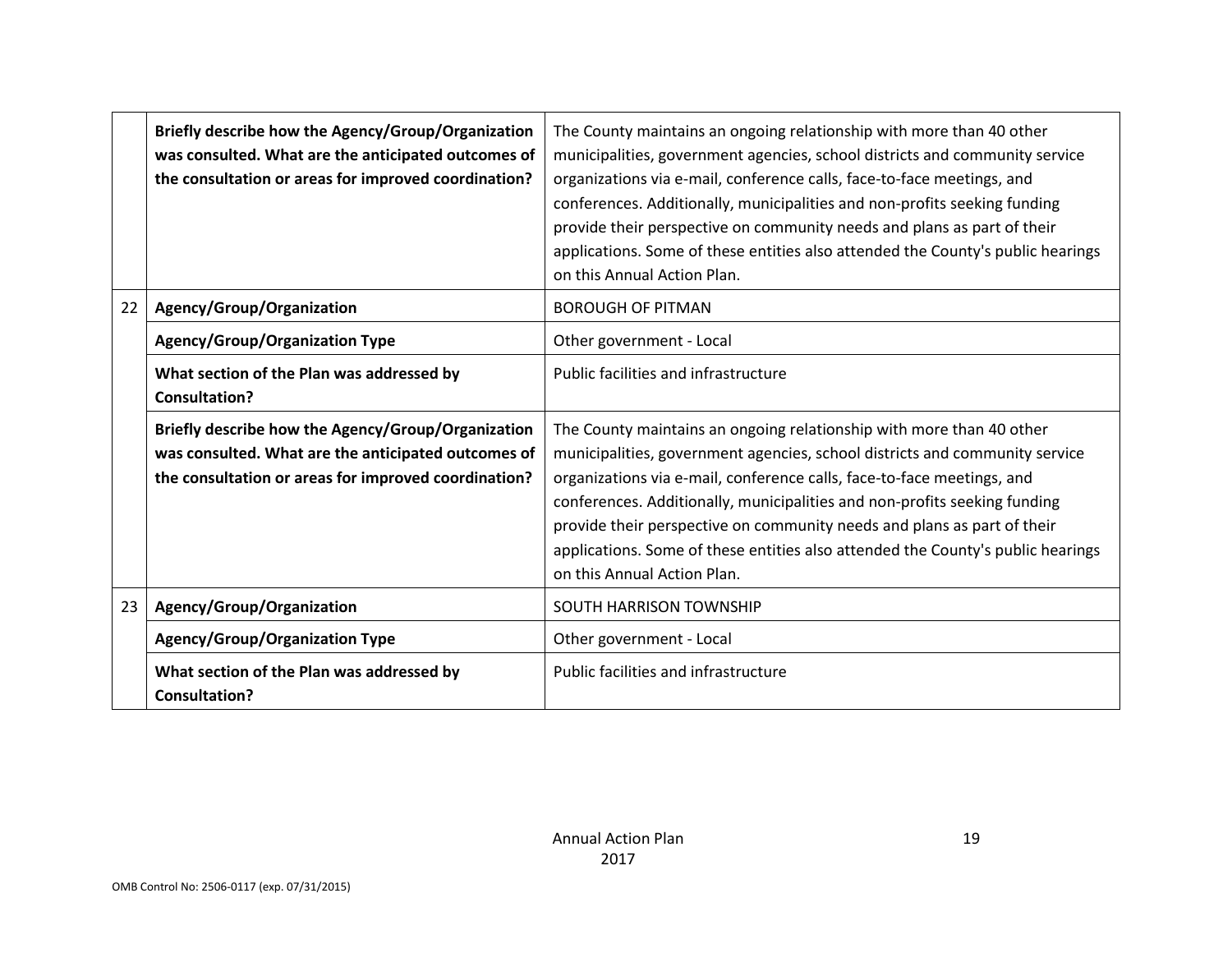| | | |
|---|---|---|
| | **Briefly describe how the Agency/Group/Organization was consulted. What are the anticipated outcomes of the consultation or areas for improved coordination?** | The County maintains an ongoing relationship with more than 40 other municipalities, government agencies, school districts and community service organizations via e-mail, conference calls, face-to-face meetings, and conferences. Additionally, municipalities and non-profits seeking funding provide their perspective on community needs and plans as part of their applications. Some of these entities also attended the County's public hearings on this Annual Action Plan. |
| 22 | **Agency/Group/Organization** | BOROUGH OF PITMAN |
| | **Agency/Group/Organization Type** | Other government - Local |
| | **What section of the Plan was addressed by Consultation?** | Public facilities and infrastructure |
| | **Briefly describe how the Agency/Group/Organization was consulted. What are the anticipated outcomes of the consultation or areas for improved coordination?** | The County maintains an ongoing relationship with more than 40 other municipalities, government agencies, school districts and community service organizations via e-mail, conference calls, face-to-face meetings, and conferences. Additionally, municipalities and non-profits seeking funding provide their perspective on community needs and plans as part of their applications. Some of these entities also attended the County's public hearings on this Annual Action Plan. |
| 23 | **Agency/Group/Organization** | SOUTH HARRISON TOWNSHIP |
| | **Agency/Group/Organization Type** | Other government - Local |
| | **What section of the Plan was addressed by Consultation?** | Public facilities and infrastructure |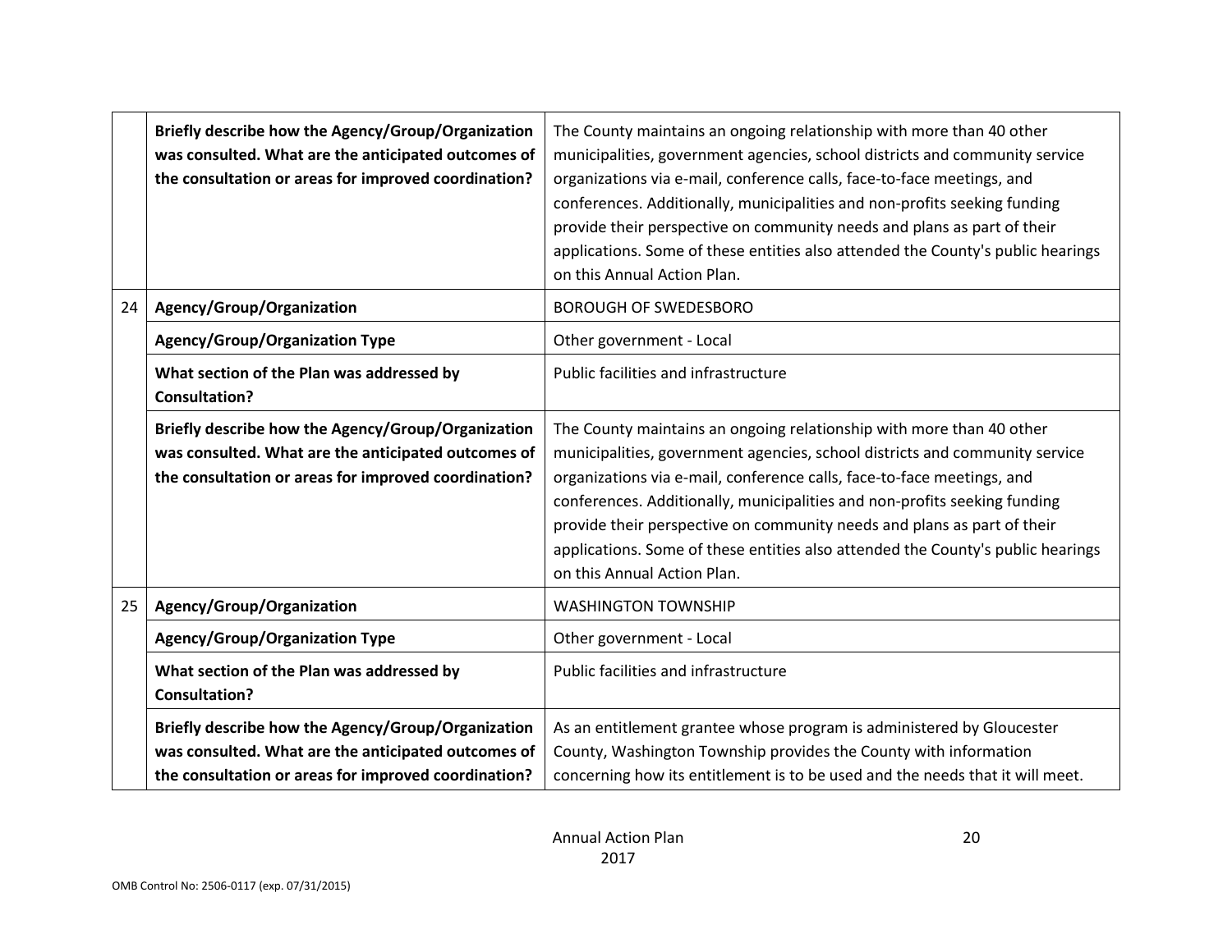| | | |
|---|---|---|
| | **Briefly describe how the Agency/Group/Organization was consulted. What are the anticipated outcomes of the consultation or areas for improved coordination?** | The County maintains an ongoing relationship with more than 40 other municipalities, government agencies, school districts and community service organizations via e-mail, conference calls, face-to-face meetings, and conferences. Additionally, municipalities and non-profits seeking funding provide their perspective on community needs and plans as part of their applications. Some of these entities also attended the County's public hearings on this Annual Action Plan. |
| 24 | **Agency/Group/Organization** | BOROUGH OF SWEDESBORO |
| | **Agency/Group/Organization Type** | Other government - Local |
| | **What section of the Plan was addressed by Consultation?** | Public facilities and infrastructure |
| | **Briefly describe how the Agency/Group/Organization was consulted. What are the anticipated outcomes of the consultation or areas for improved coordination?** | The County maintains an ongoing relationship with more than 40 other municipalities, government agencies, school districts and community service organizations via e-mail, conference calls, face-to-face meetings, and conferences. Additionally, municipalities and non-profits seeking funding provide their perspective on community needs and plans as part of their applications. Some of these entities also attended the County's public hearings on this Annual Action Plan. |
| 25 | **Agency/Group/Organization** | WASHINGTON TOWNSHIP |
| | **Agency/Group/Organization Type** | Other government - Local |
| | **What section of the Plan was addressed by Consultation?** | Public facilities and infrastructure |
| | **Briefly describe how the Agency/Group/Organization was consulted. What are the anticipated outcomes of the consultation or areas for improved coordination?** | As an entitlement grantee whose program is administered by Gloucester County, Washington Township provides the County with information concerning how its entitlement is to be used and the needs that it will meet. |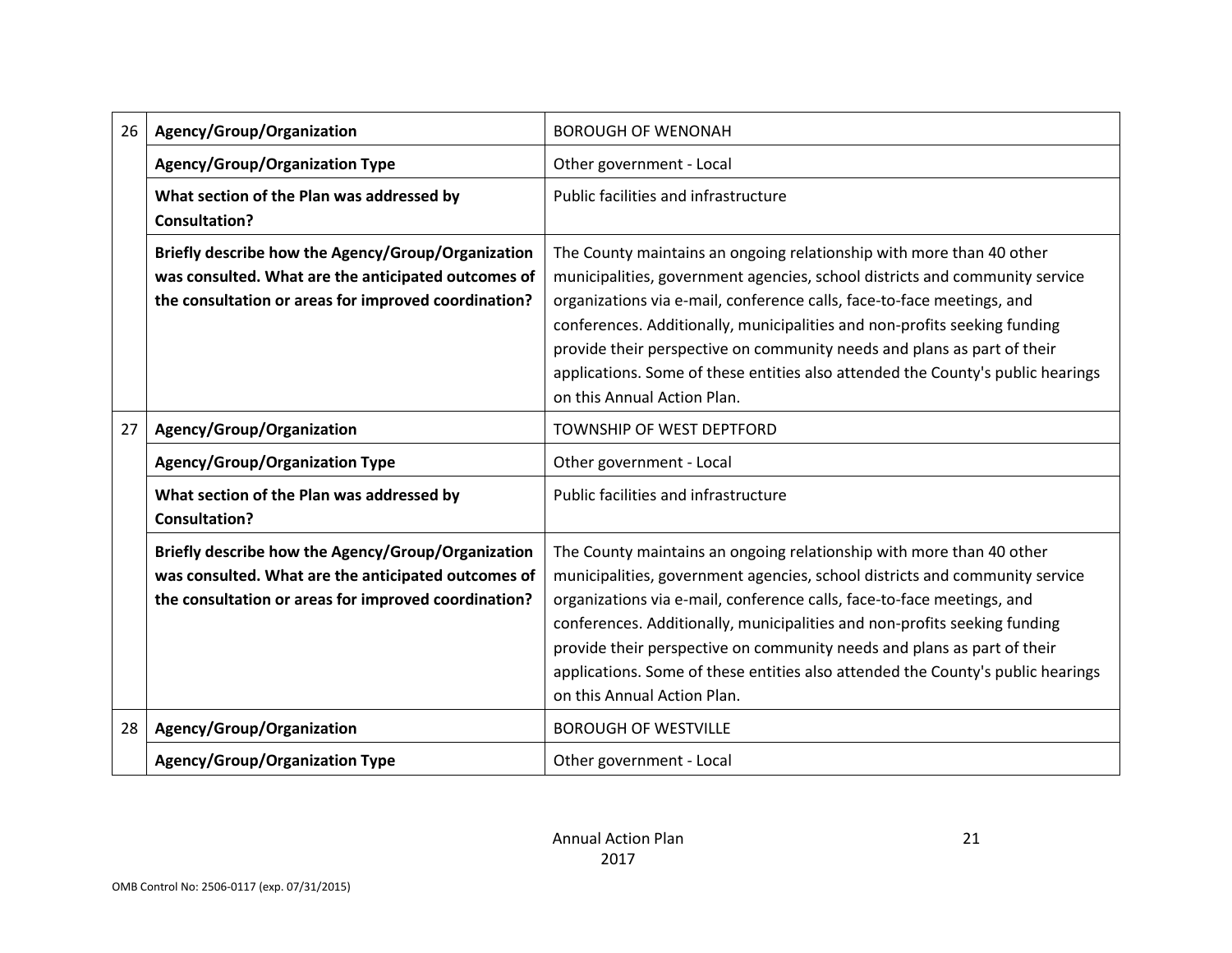| | | |
|---|---|---|
| 26 | **Agency/Group/Organization** | BOROUGH OF WENONAH |
| | **Agency/Group/Organization Type** | Other government - Local |
| | **What section of the Plan was addressed by Consultation?** | Public facilities and infrastructure |
| | **Briefly describe how the Agency/Group/Organization was consulted. What are the anticipated outcomes of the consultation or areas for improved coordination?** | The County maintains an ongoing relationship with more than 40 other municipalities, government agencies, school districts and community service organizations via e-mail, conference calls, face-to-face meetings, and conferences. Additionally, municipalities and non-profits seeking funding provide their perspective on community needs and plans as part of their applications. Some of these entities also attended the County's public hearings on this Annual Action Plan. |
| 27 | **Agency/Group/Organization** | TOWNSHIP OF WEST DEPTFORD |
| | **Agency/Group/Organization Type** | Other government - Local |
| | **What section of the Plan was addressed by Consultation?** | Public facilities and infrastructure |
| | **Briefly describe how the Agency/Group/Organization was consulted. What are the anticipated outcomes of the consultation or areas for improved coordination?** | The County maintains an ongoing relationship with more than 40 other municipalities, government agencies, school districts and community service organizations via e-mail, conference calls, face-to-face meetings, and conferences. Additionally, municipalities and non-profits seeking funding provide their perspective on community needs and plans as part of their applications. Some of these entities also attended the County's public hearings on this Annual Action Plan. |
| 28 | **Agency/Group/Organization** | BOROUGH OF WESTVILLE |
| | **Agency/Group/Organization Type** | Other government - Local |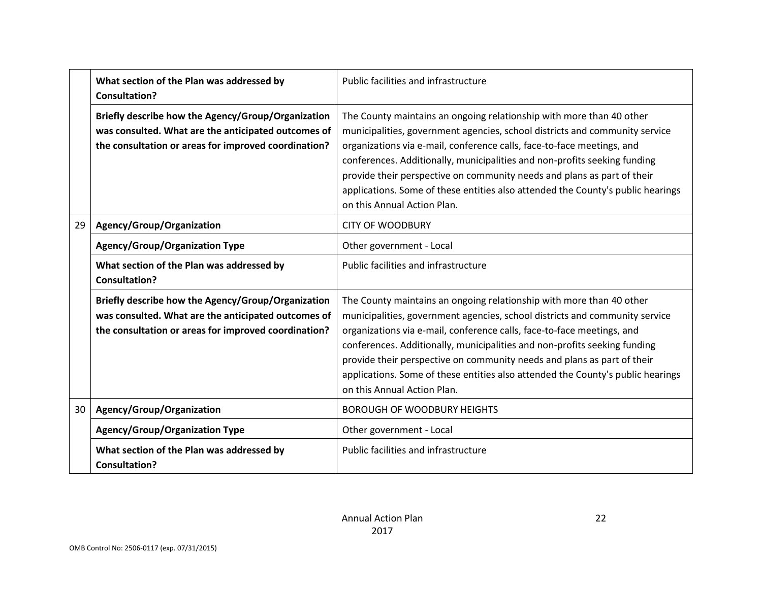| | | |
|---|---|---|
| | **What section of the Plan was addressed by Consultation?** | Public facilities and infrastructure |
| | **Briefly describe how the Agency/Group/Organization was consulted. What are the anticipated outcomes of the consultation or areas for improved coordination?** | The County maintains an ongoing relationship with more than 40 other municipalities, government agencies, school districts and community service organizations via e-mail, conference calls, face-to-face meetings, and conferences. Additionally, municipalities and non-profits seeking funding provide their perspective on community needs and plans as part of their applications. Some of these entities also attended the County's public hearings on this Annual Action Plan. |
| 29 | **Agency/Group/Organization** | CITY OF WOODBURY |
| | **Agency/Group/Organization Type** | Other government - Local |
| | **What section of the Plan was addressed by Consultation?** | Public facilities and infrastructure |
| | **Briefly describe how the Agency/Group/Organization was consulted. What are the anticipated outcomes of the consultation or areas for improved coordination?** | The County maintains an ongoing relationship with more than 40 other municipalities, government agencies, school districts and community service organizations via e-mail, conference calls, face-to-face meetings, and conferences. Additionally, municipalities and non-profits seeking funding provide their perspective on community needs and plans as part of their applications. Some of these entities also attended the County's public hearings on this Annual Action Plan. |
| 30 | **Agency/Group/Organization** | BOROUGH OF WOODBURY HEIGHTS |
| | **Agency/Group/Organization Type** | Other government - Local |
| | **What section of the Plan was addressed by Consultation?** | Public facilities and infrastructure |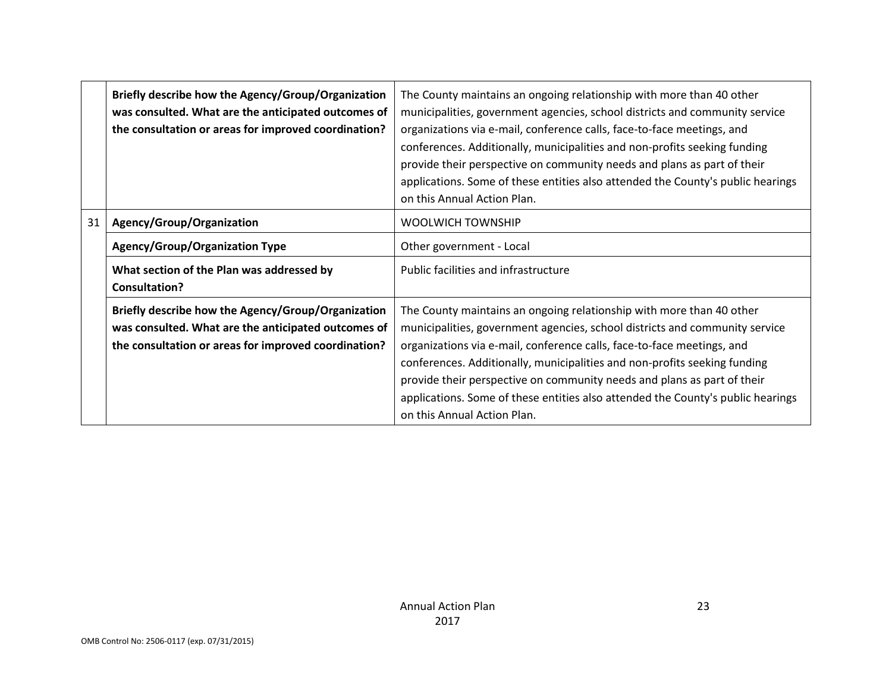|  |  |  |
|---|---|---|
|  | **Briefly describe how the Agency/Group/Organization was consulted. What are the anticipated outcomes of the consultation or areas for improved coordination?** | The County maintains an ongoing relationship with more than 40 other municipalities, government agencies, school districts and community service organizations via e-mail, conference calls, face-to-face meetings, and conferences. Additionally, municipalities and non-profits seeking funding provide their perspective on community needs and plans as part of their applications. Some of these entities also attended the County's public hearings on this Annual Action Plan. |
| 31 | **Agency/Group/Organization** | WOOLWICH TOWNSHIP |
|  | **Agency/Group/Organization Type** | Other government - Local |
|  | **What section of the Plan was addressed by Consultation?** | Public facilities and infrastructure |
|  | **Briefly describe how the Agency/Group/Organization was consulted. What are the anticipated outcomes of the consultation or areas for improved coordination?** | The County maintains an ongoing relationship with more than 40 other municipalities, government agencies, school districts and community service organizations via e-mail, conference calls, face-to-face meetings, and conferences. Additionally, municipalities and non-profits seeking funding provide their perspective on community needs and plans as part of their applications. Some of these entities also attended the County's public hearings on this Annual Action Plan. |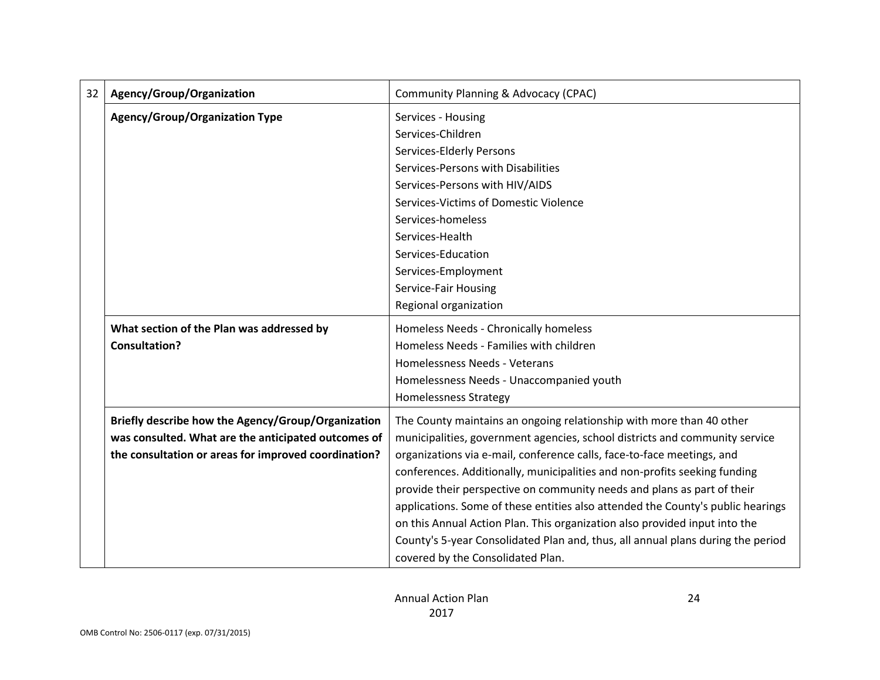| 32 | Agency/Group/Organization | Community Planning & Advocacy (CPAC) |
|---|---|---|
| | **Agency/Group/Organization Type** | Services - Housing<br>Services-Children<br>Services-Elderly Persons<br>Services-Persons with Disabilities<br>Services-Persons with HIV/AIDS<br>Services-Victims of Domestic Violence<br>Services-homeless<br>Services-Health<br>Services-Education<br>Services-Employment<br>Service-Fair Housing<br>Regional organization |
| | **What section of the Plan was addressed by Consultation?** | Homeless Needs - Chronically homeless<br>Homeless Needs - Families with children<br>Homelessness Needs - Veterans<br>Homelessness Needs - Unaccompanied youth<br>Homelessness Strategy |
| | **Briefly describe how the Agency/Group/Organization was consulted. What are the anticipated outcomes of the consultation or areas for improved coordination?** | The County maintains an ongoing relationship with more than 40 other municipalities, government agencies, school districts and community service organizations via e-mail, conference calls, face-to-face meetings, and conferences. Additionally, municipalities and non-profits seeking funding provide their perspective on community needs and plans as part of their applications. Some of these entities also attended the County's public hearings on this Annual Action Plan. This organization also provided input into the County's 5-year Consolidated Plan and, thus, all annual plans during the period covered by the Consolidated Plan. |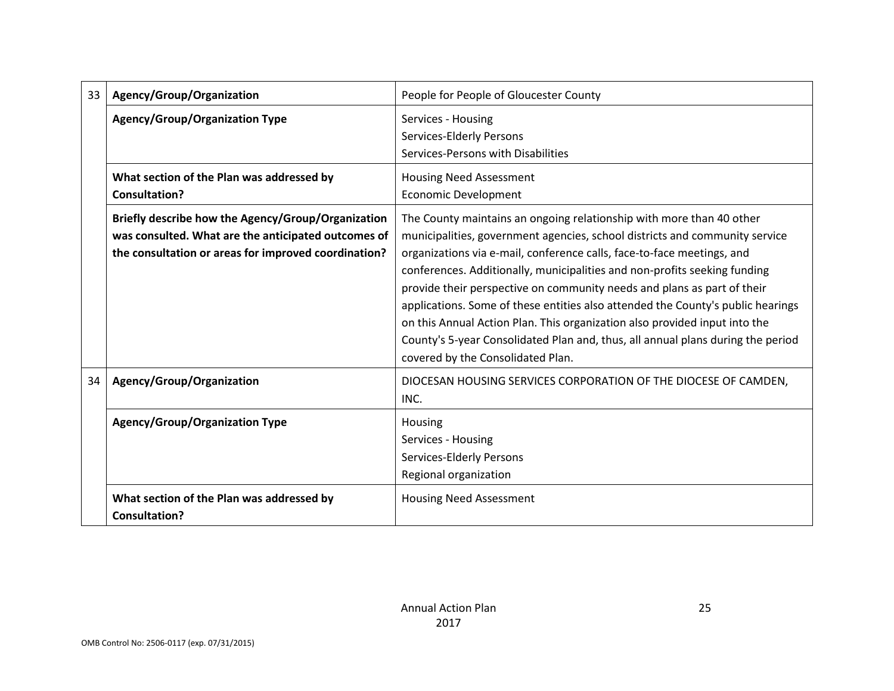| | | |
|---|---|---|
| 33 | **Agency/Group/Organization** | People for People of Gloucester County |
| | **Agency/Group/Organization Type** | Services - Housing<br>Services-Elderly Persons<br>Services-Persons with Disabilities |
| | **What section of the Plan was addressed by Consultation?** | Housing Need Assessment<br>Economic Development |
| | **Briefly describe how the Agency/Group/Organization was consulted. What are the anticipated outcomes of the consultation or areas for improved coordination?** | The County maintains an ongoing relationship with more than 40 other municipalities, government agencies, school districts and community service organizations via e-mail, conference calls, face-to-face meetings, and conferences. Additionally, municipalities and non-profits seeking funding provide their perspective on community needs and plans as part of their applications. Some of these entities also attended the County's public hearings on this Annual Action Plan. This organization also provided input into the County's 5-year Consolidated Plan and, thus, all annual plans during the period covered by the Consolidated Plan. |
| 34 | **Agency/Group/Organization** | DIOCESAN HOUSING SERVICES CORPORATION OF THE DIOCESE OF CAMDEN, INC. |
| | **Agency/Group/Organization Type** | Housing<br>Services - Housing<br>Services-Elderly Persons<br>Regional organization |
| | **What section of the Plan was addressed by Consultation?** | Housing Need Assessment |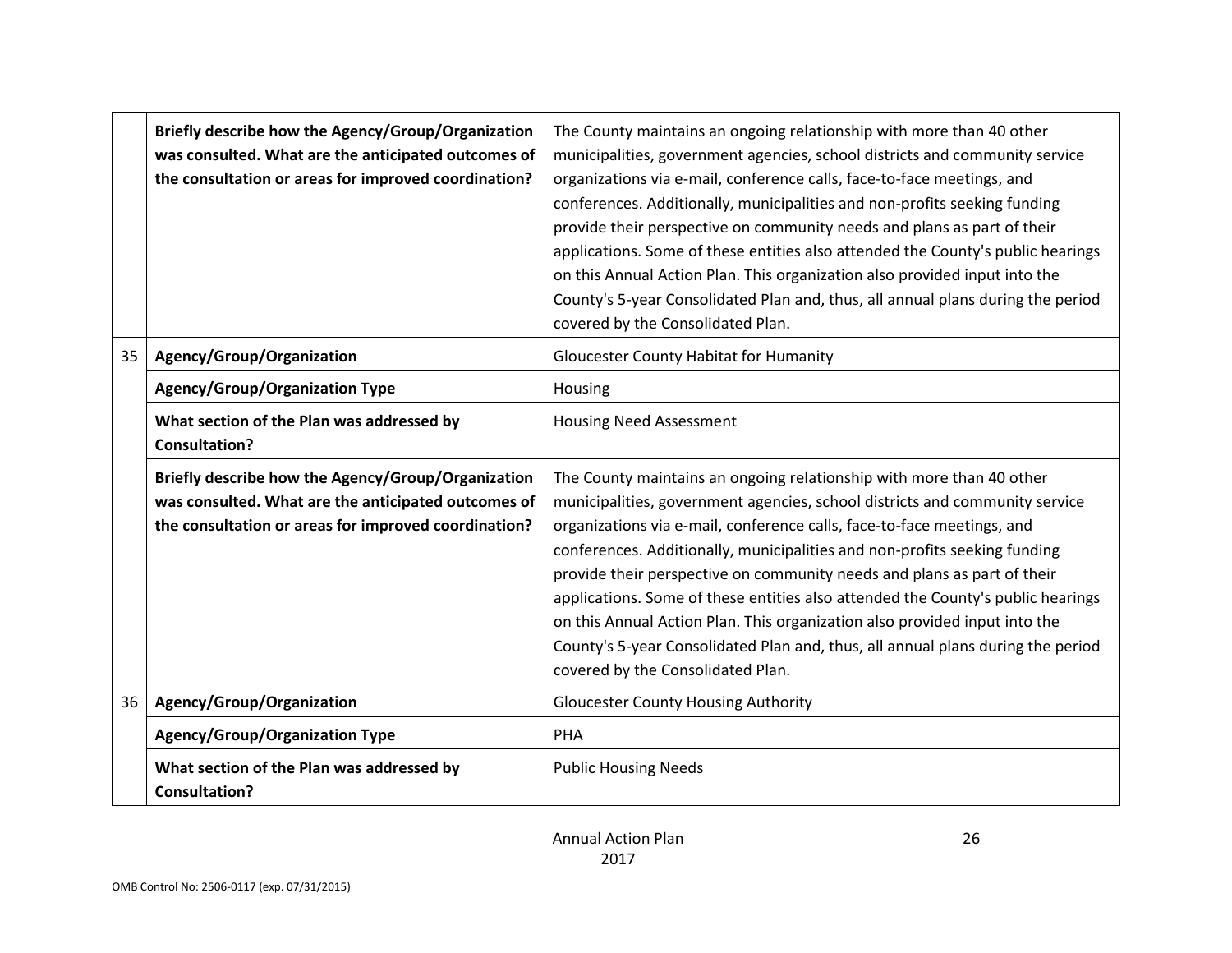| | | |
|---|---|---|
| | **Briefly describe how the Agency/Group/Organization was consulted. What are the anticipated outcomes of the consultation or areas for improved coordination?** | The County maintains an ongoing relationship with more than 40 other municipalities, government agencies, school districts and community service organizations via e-mail, conference calls, face-to-face meetings, and conferences. Additionally, municipalities and non-profits seeking funding provide their perspective on community needs and plans as part of their applications. Some of these entities also attended the County's public hearings on this Annual Action Plan. This organization also provided input into the County's 5-year Consolidated Plan and, thus, all annual plans during the period covered by the Consolidated Plan. |
| 35 | **Agency/Group/Organization** | Gloucester County Habitat for Humanity |
| | **Agency/Group/Organization Type** | Housing |
| | **What section of the Plan was addressed by Consultation?** | Housing Need Assessment |
| | **Briefly describe how the Agency/Group/Organization was consulted. What are the anticipated outcomes of the consultation or areas for improved coordination?** | The County maintains an ongoing relationship with more than 40 other municipalities, government agencies, school districts and community service organizations via e-mail, conference calls, face-to-face meetings, and conferences. Additionally, municipalities and non-profits seeking funding provide their perspective on community needs and plans as part of their applications. Some of these entities also attended the County's public hearings on this Annual Action Plan. This organization also provided input into the County's 5-year Consolidated Plan and, thus, all annual plans during the period covered by the Consolidated Plan. |
| 36 | **Agency/Group/Organization** | Gloucester County Housing Authority |
| | **Agency/Group/Organization Type** | PHA |
| | **What section of the Plan was addressed by Consultation?** | Public Housing Needs |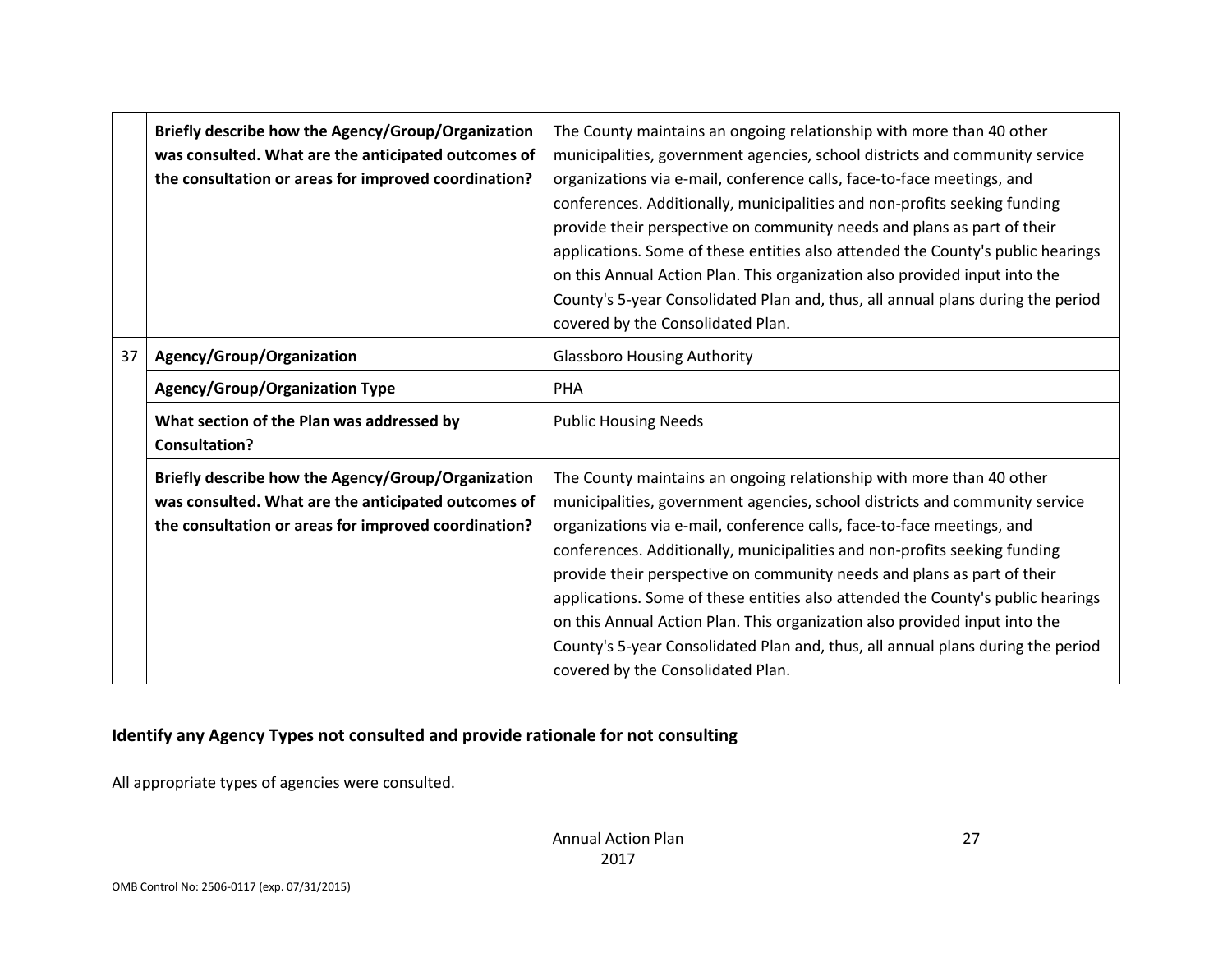| | | |
|---|---|---|
| | **Briefly describe how the Agency/Group/Organization was consulted. What are the anticipated outcomes of the consultation or areas for improved coordination?** | The County maintains an ongoing relationship with more than 40 other municipalities, government agencies, school districts and community service organizations via e-mail, conference calls, face-to-face meetings, and conferences. Additionally, municipalities and non-profits seeking funding provide their perspective on community needs and plans as part of their applications. Some of these entities also attended the County's public hearings on this Annual Action Plan. This organization also provided input into the County's 5-year Consolidated Plan and, thus, all annual plans during the period covered by the Consolidated Plan. |
| 37 | **Agency/Group/Organization** | Glassboro Housing Authority |
| | **Agency/Group/Organization Type** | PHA |
| | **What section of the Plan was addressed by Consultation?** | Public Housing Needs |
| | **Briefly describe how the Agency/Group/Organization was consulted. What are the anticipated outcomes of the consultation or areas for improved coordination?** | The County maintains an ongoing relationship with more than 40 other municipalities, government agencies, school districts and community service organizations via e-mail, conference calls, face-to-face meetings, and conferences. Additionally, municipalities and non-profits seeking funding provide their perspective on community needs and plans as part of their applications. Some of these entities also attended the County's public hearings on this Annual Action Plan. This organization also provided input into the County's 5-year Consolidated Plan and, thus, all annual plans during the period covered by the Consolidated Plan. |

### Identify any Agency Types not consulted and provide rationale for not consulting

All appropriate types of agencies were consulted.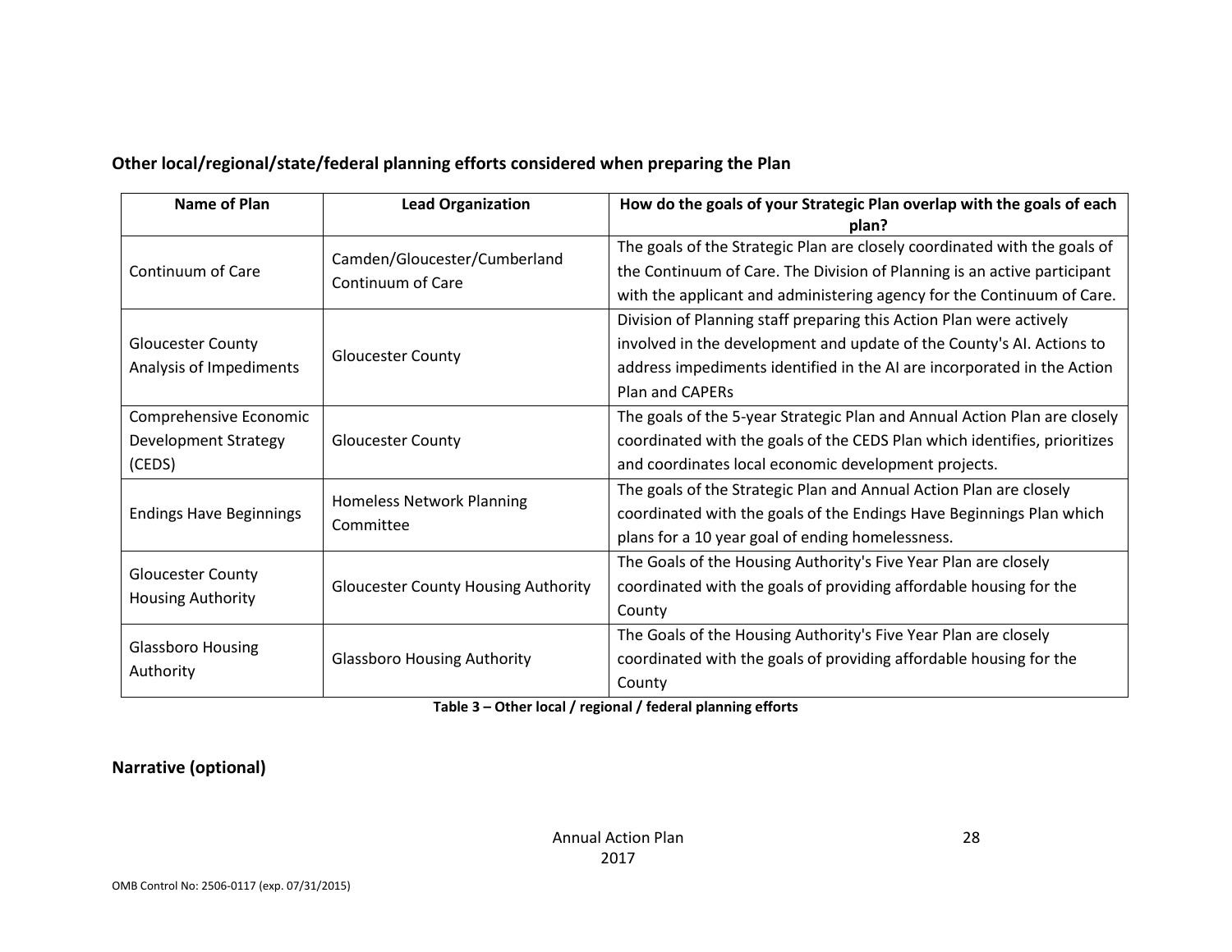**Other local/regional/state/federal planning efforts considered when preparing the Plan**

| Name of Plan | Lead Organization | How do the goals of your Strategic Plan overlap with the goals of each plan? |
|---|---|---|
| Continuum of Care | Camden/Gloucester/Cumberland Continuum of Care | The goals of the Strategic Plan are closely coordinated with the goals of the Continuum of Care. The Division of Planning is an active participant with the applicant and administering agency for the Continuum of Care. |
| Gloucester County Analysis of Impediments | Gloucester County | Division of Planning staff preparing this Action Plan were actively involved in the development and update of the County's AI. Actions to address impediments identified in the AI are incorporated in the Action Plan and CAPERs |
| Comprehensive Economic Development Strategy (CEDS) | Gloucester County | The goals of the 5-year Strategic Plan and Annual Action Plan are closely coordinated with the goals of the CEDS Plan which identifies, prioritizes and coordinates local economic development projects. |
| Endings Have Beginnings | Homeless Network Planning Committee | The goals of the Strategic Plan and Annual Action Plan are closely coordinated with the goals of the Endings Have Beginnings Plan which plans for a 10 year goal of ending homelessness. |
| Gloucester County Housing Authority | Gloucester County Housing Authority | The Goals of the Housing Authority's Five Year Plan are closely coordinated with the goals of providing affordable housing for the County |
| Glassboro Housing Authority | Glassboro Housing Authority | The Goals of the Housing Authority's Five Year Plan are closely coordinated with the goals of providing affordable housing for the County |

**Table 3 – Other local / regional / federal planning efforts**

## Narrative (optional)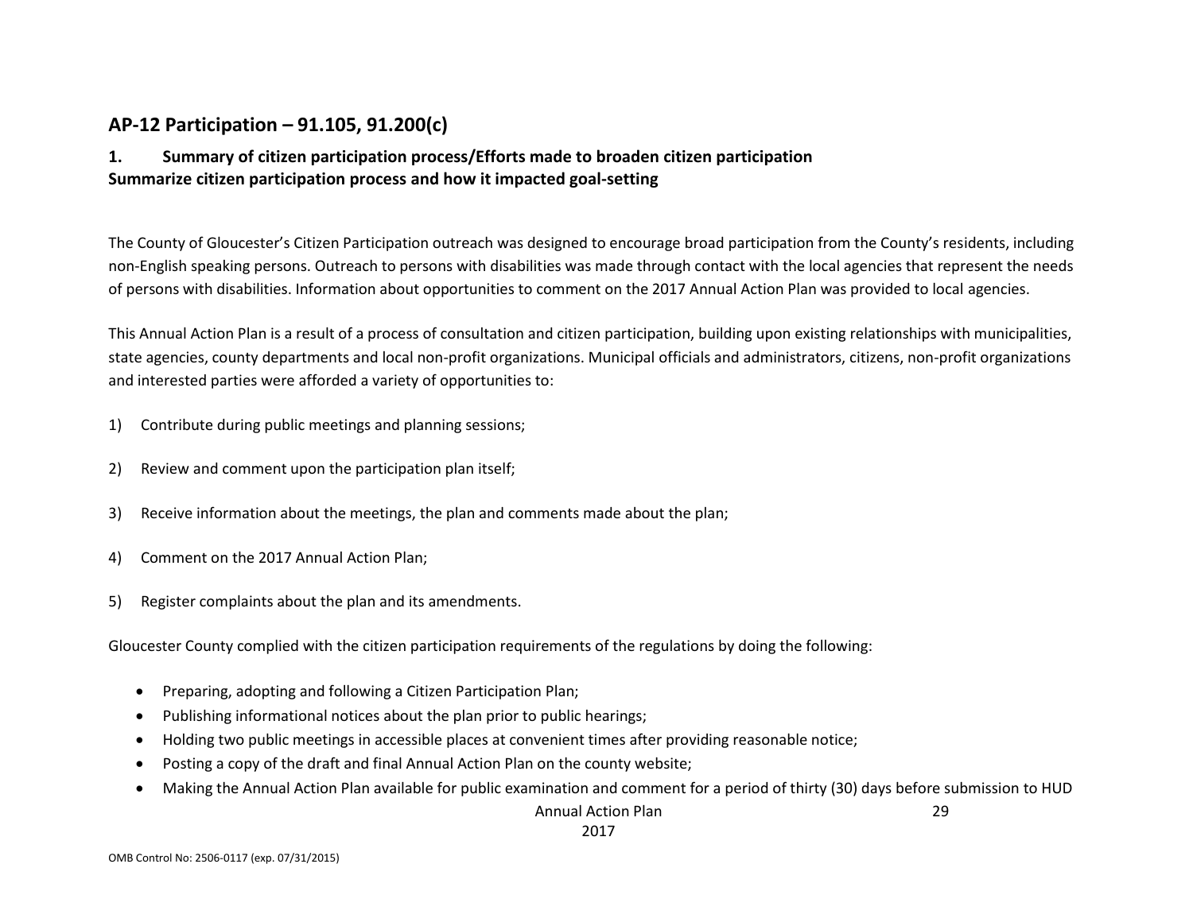## AP-12 Participation – 91.105, 91.200(c)

### 1. Summary of citizen participation process/Efforts made to broaden citizen participation
**Summarize citizen participation process and how it impacted goal-setting**

The County of Gloucester's Citizen Participation outreach was designed to encourage broad participation from the County's residents, including non-English speaking persons. Outreach to persons with disabilities was made through contact with the local agencies that represent the needs of persons with disabilities. Information about opportunities to comment on the 2017 Annual Action Plan was provided to local agencies.

This Annual Action Plan is a result of a process of consultation and citizen participation, building upon existing relationships with municipalities, state agencies, county departments and local non-profit organizations. Municipal officials and administrators, citizens, non-profit organizations and interested parties were afforded a variety of opportunities to:

1) Contribute during public meetings and planning sessions;

2) Review and comment upon the participation plan itself;

3) Receive information about the meetings, the plan and comments made about the plan;

4) Comment on the 2017 Annual Action Plan;

5) Register complaints about the plan and its amendments.

Gloucester County complied with the citizen participation requirements of the regulations by doing the following:

- Preparing, adopting and following a Citizen Participation Plan;
- Publishing informational notices about the plan prior to public hearings;
- Holding two public meetings in accessible places at convenient times after providing reasonable notice;
- Posting a copy of the draft and final Annual Action Plan on the county website;
- Making the Annual Action Plan available for public examination and comment for a period of thirty (30) days before submission to HUD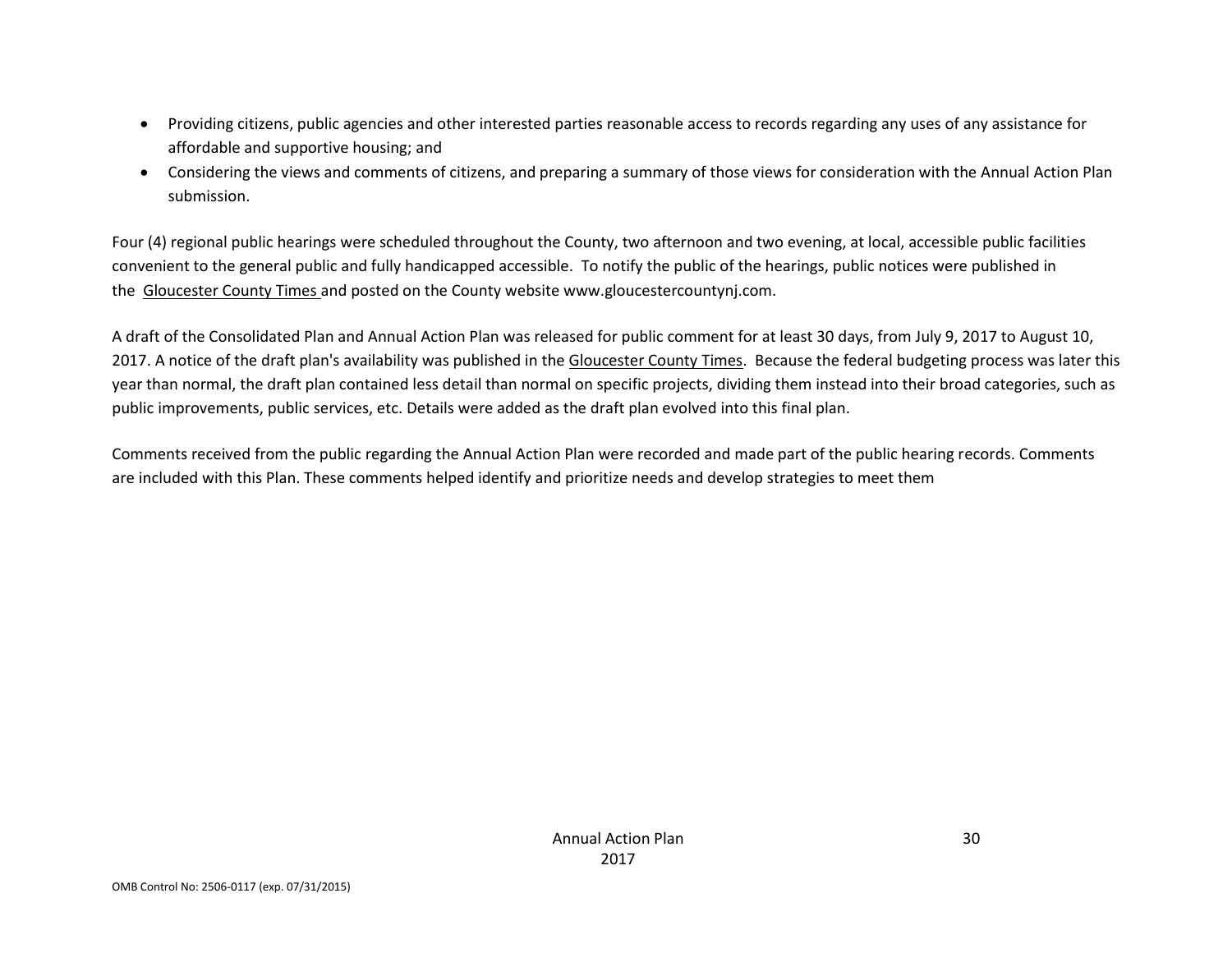- Providing citizens, public agencies and other interested parties reasonable access to records regarding any uses of any assistance for affordable and supportive housing; and
- Considering the views and comments of citizens, and preparing a summary of those views for consideration with the Annual Action Plan submission.

Four (4) regional public hearings were scheduled throughout the County, two afternoon and two evening, at local, accessible public facilities convenient to the general public and fully handicapped accessible. To notify the public of the hearings, public notices were published in the Gloucester County Times and posted on the County website www.gloucestercountynj.com.

A draft of the Consolidated Plan and Annual Action Plan was released for public comment for at least 30 days, from July 9, 2017 to August 10, 2017. A notice of the draft plan's availability was published in the Gloucester County Times. Because the federal budgeting process was later this year than normal, the draft plan contained less detail than normal on specific projects, dividing them instead into their broad categories, such as public improvements, public services, etc. Details were added as the draft plan evolved into this final plan.

Comments received from the public regarding the Annual Action Plan were recorded and made part of the public hearing records. Comments are included with this Plan. These comments helped identify and prioritize needs and develop strategies to meet them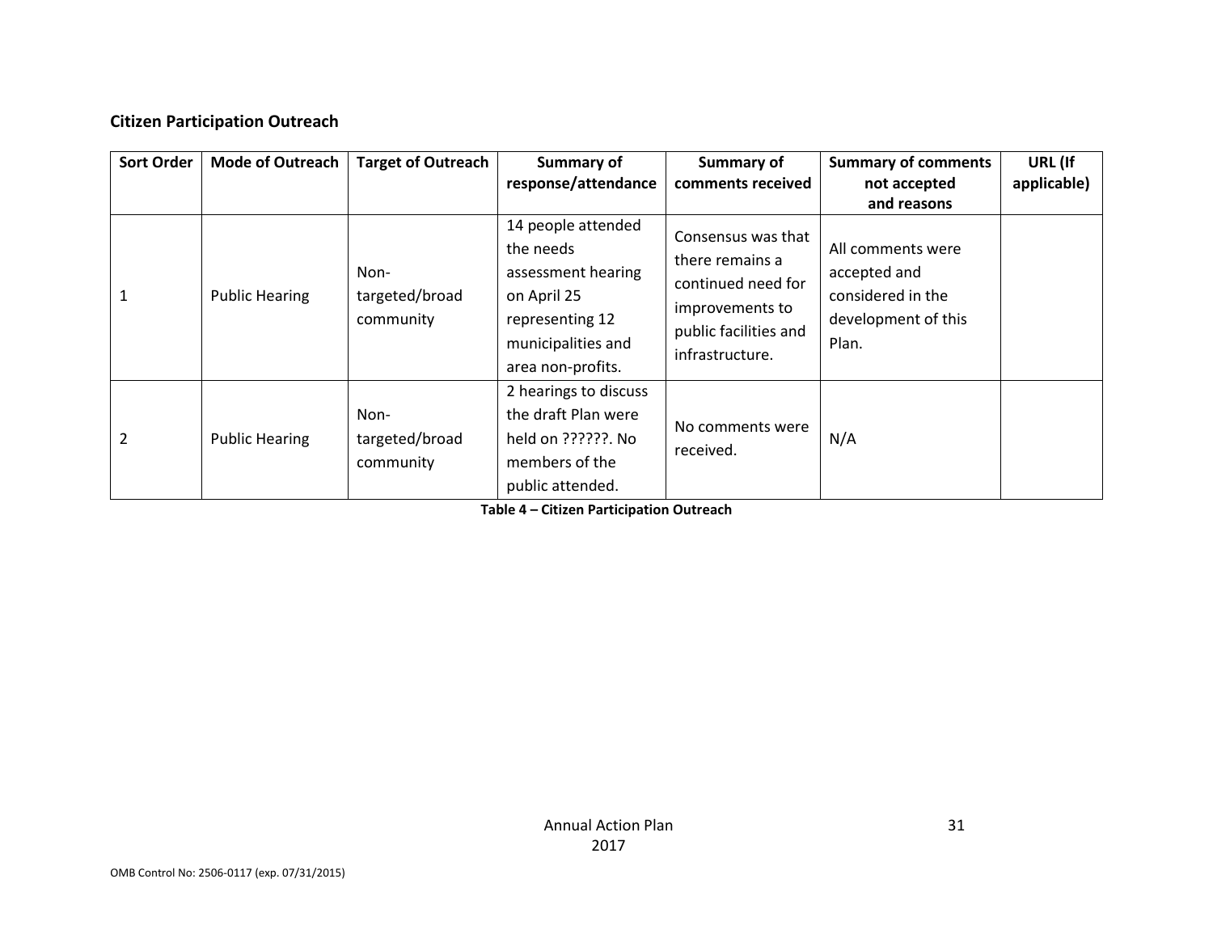**Citizen Participation Outreach**

| Sort Order | Mode of Outreach | Target of Outreach | Summary of response/attendance | Summary of comments received | Summary of comments not accepted and reasons | URL (If applicable) |
|---|---|---|---|---|---|---|
| 1 | Public Hearing | Non-targeted/broad community | 14 people attended the needs assessment hearing on April 25 representing 12 municipalities and area non-profits. | Consensus was that there remains a continued need for improvements to public facilities and infrastructure. | All comments were accepted and considered in the development of this Plan. | |
| 2 | Public Hearing | Non-targeted/broad community | 2 hearings to discuss the draft Plan were held on ??????. No members of the public attended. | No comments were received. | N/A | |

**Table 4 – Citizen Participation Outreach**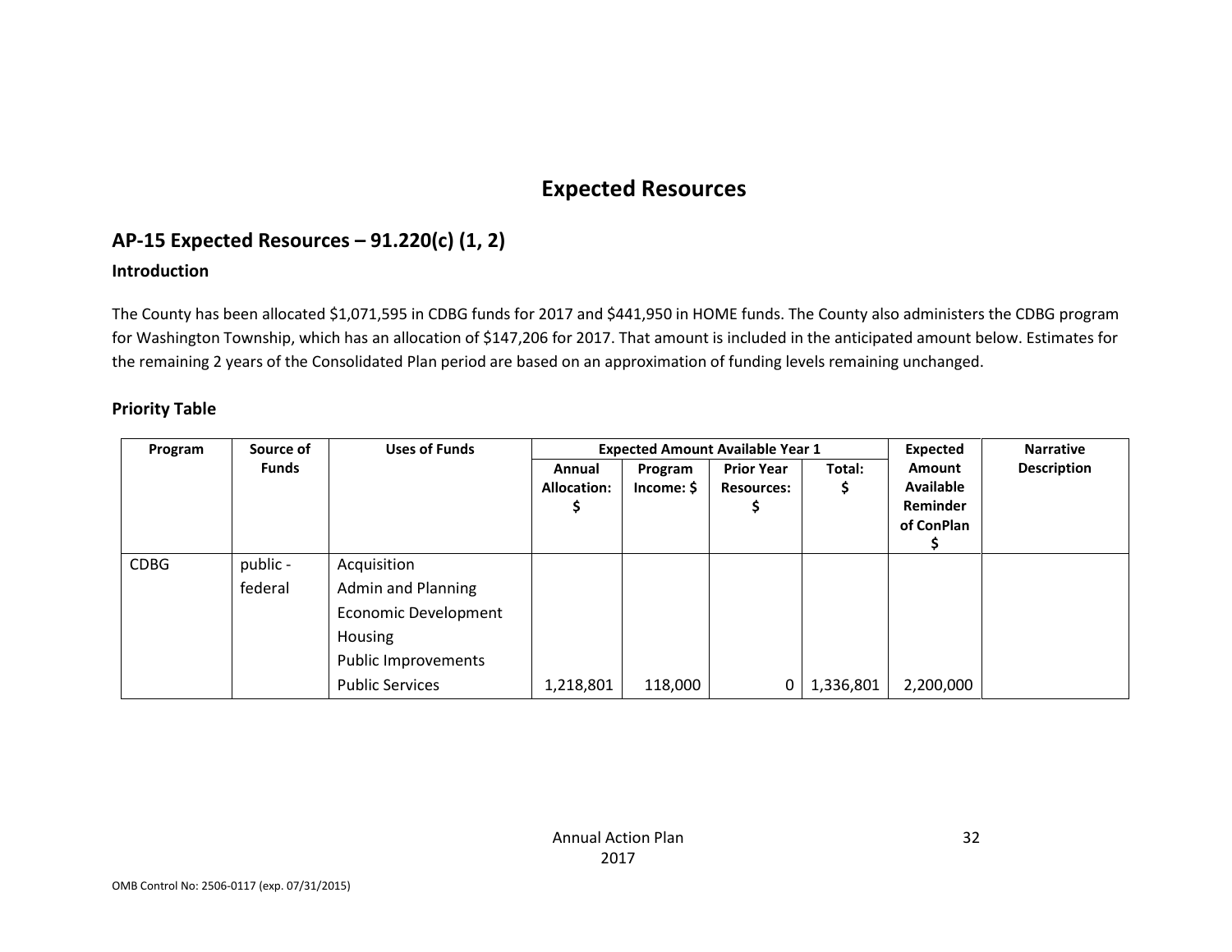# Expected Resources

## AP-15 Expected Resources – 91.220(c) (1, 2)

### Introduction

The County has been allocated $1,071,595 in CDBG funds for 2017 and $441,950 in HOME funds. The County also administers the CDBG program for Washington Township, which has an allocation of $147,206 for 2017. That amount is included in the anticipated amount below. Estimates for the remaining 2 years of the Consolidated Plan period are based on an approximation of funding levels remaining unchanged.

### Priority Table

| Program | Source of Funds | Uses of Funds | Expected Amount Available Year 1 | | | | Expected Amount Available Reminder of ConPlan $ | Narrative Description |
|---|---|---|---|---|---|---|---|---|
| | | | Annual Allocation: $ | Program Income: $ | Prior Year Resources: $ | Total: $ | | |
| CDBG | public - federal | Acquisition<br>Admin and Planning<br>Economic Development<br>Housing<br>Public Improvements<br>Public Services | 1,218,801 | 118,000 | 0 | 1,336,801 | 2,200,000 | |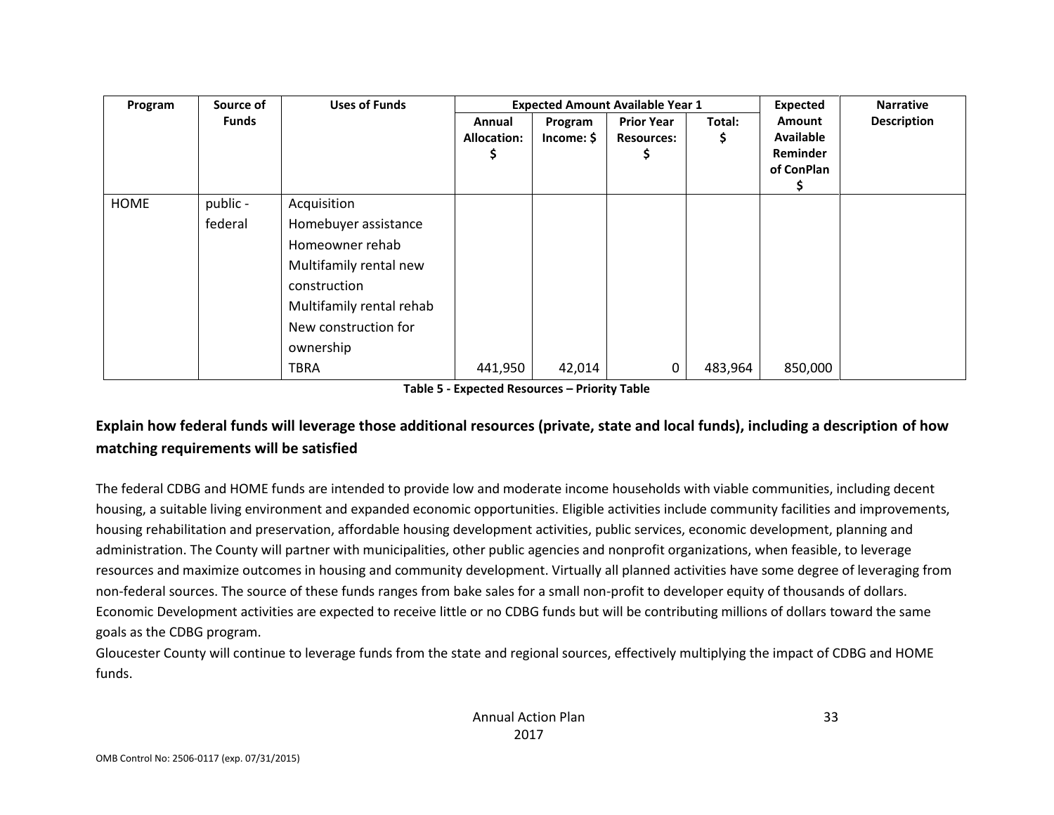| Program | Source of Funds | Uses of Funds | Expected Amount Available Year 1 | | | | Expected Amount Available Reminder of ConPlan $ | Narrative Description |
|---|---|---|---|---|---|---|---|---|
| | | | Annual Allocation: $ | Program Income: $ | Prior Year Resources: $ | Total: $ | | |
| HOME | public - federal | Acquisition<br>Homebuyer assistance<br>Homeowner rehab<br>Multifamily rental new construction<br>Multifamily rental rehab<br>New construction for ownership<br>TBRA | 441,950 | 42,014 | 0 | 483,964 | 850,000 | |

**Table 5 - Expected Resources – Priority Table**

## Explain how federal funds will leverage those additional resources (private, state and local funds), including a description of how matching requirements will be satisfied

The federal CDBG and HOME funds are intended to provide low and moderate income households with viable communities, including decent housing, a suitable living environment and expanded economic opportunities. Eligible activities include community facilities and improvements, housing rehabilitation and preservation, affordable housing development activities, public services, economic development, planning and administration. The County will partner with municipalities, other public agencies and nonprofit organizations, when feasible, to leverage resources and maximize outcomes in housing and community development. Virtually all planned activities have some degree of leveraging from non-federal sources. The source of these funds ranges from bake sales for a small non-profit to developer equity of thousands of dollars. Economic Development activities are expected to receive little or no CDBG funds but will be contributing millions of dollars toward the same goals as the CDBG program.

Gloucester County will continue to leverage funds from the state and regional sources, effectively multiplying the impact of CDBG and HOME funds.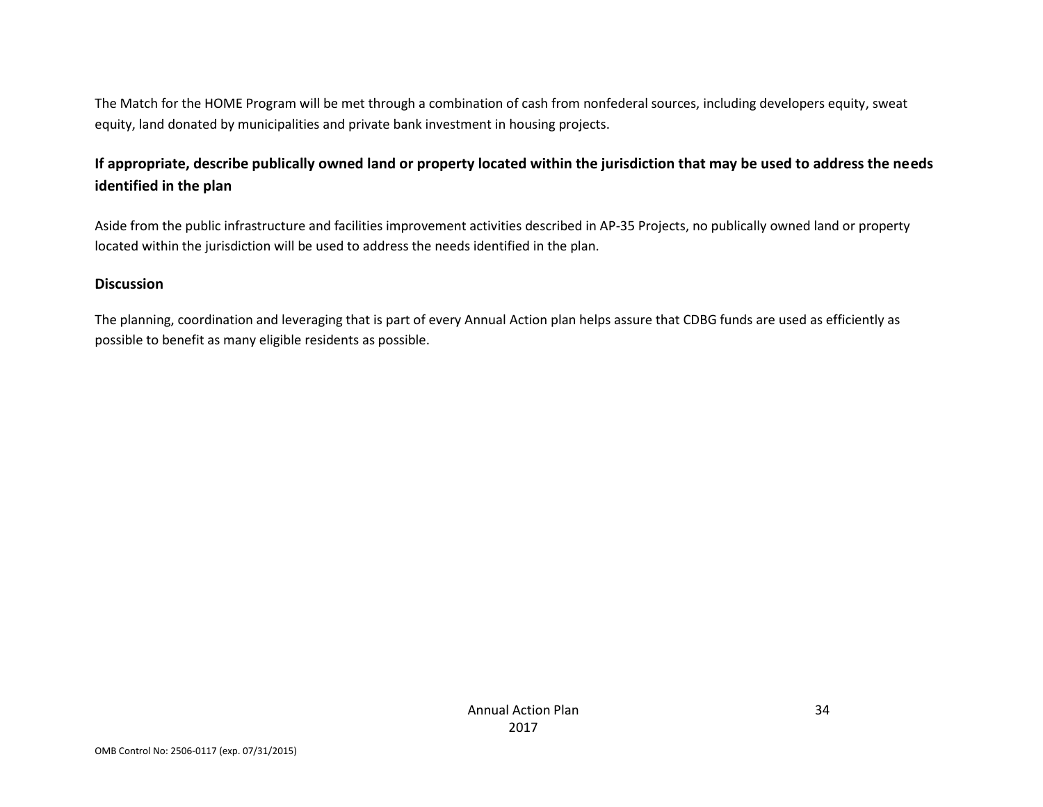The Match for the HOME Program will be met through a combination of cash from nonfederal sources, including developers equity, sweat equity, land donated by municipalities and private bank investment in housing projects.

**If appropriate, describe publically owned land or property located within the jurisdiction that may be used to address the needs identified in the plan**

Aside from the public infrastructure and facilities improvement activities described in AP-35 Projects, no publically owned land or property located within the jurisdiction will be used to address the needs identified in the plan.

**Discussion**

The planning, coordination and leveraging that is part of every Annual Action plan helps assure that CDBG funds are used as efficiently as possible to benefit as many eligible residents as possible.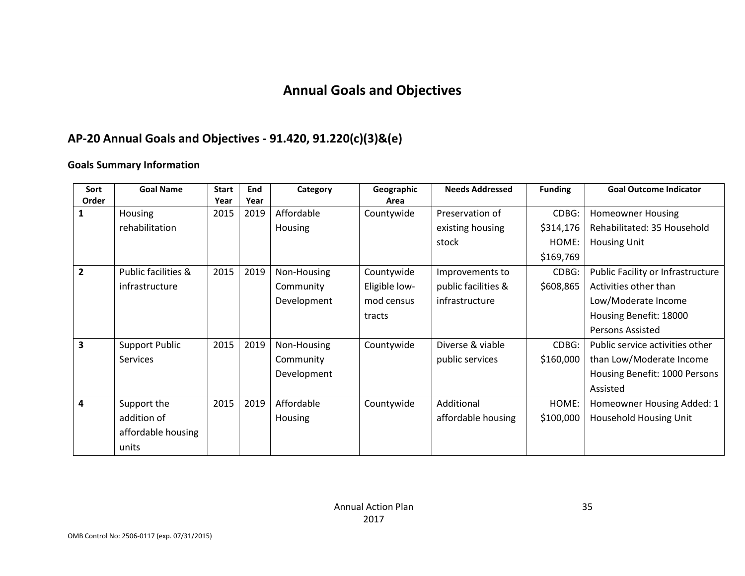# Annual Goals and Objectives

## AP-20 Annual Goals and Objectives - 91.420, 91.220(c)(3)&(e)

### Goals Summary Information

| Sort Order | Goal Name | Start Year | End Year | Category | Geographic Area | Needs Addressed | Funding | Goal Outcome Indicator |
|---|---|---|---|---|---|---|---|---|
| 1 | Housing rehabilitation | 2015 | 2019 | Affordable Housing | Countywide | Preservation of existing housing stock | CDBG: $314,176 HOME: $169,769 | Homeowner Housing Rehabilitated: 35 Household Housing Unit |
| 2 | Public facilities & infrastructure | 2015 | 2019 | Non-Housing Community Development | Countywide Eligible low-mod census tracts | Improvements to public facilities & infrastructure | CDBG: $608,865 | Public Facility or Infrastructure Activities other than Low/Moderate Income Housing Benefit: 18000 Persons Assisted |
| 3 | Support Public Services | 2015 | 2019 | Non-Housing Community Development | Countywide | Diverse & viable public services | CDBG: $160,000 | Public service activities other than Low/Moderate Income Housing Benefit: 1000 Persons Assisted |
| 4 | Support the addition of affordable housing units | 2015 | 2019 | Affordable Housing | Countywide | Additional affordable housing | HOME: $100,000 | Homeowner Housing Added: 1 Household Housing Unit |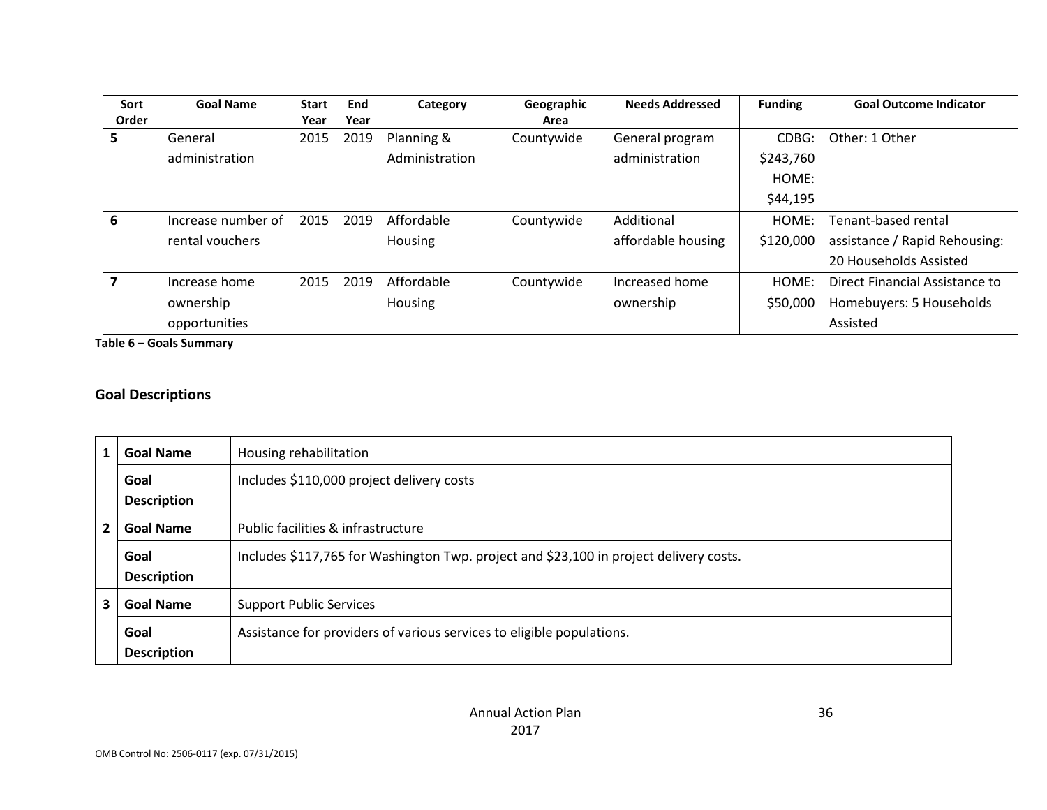| Sort Order | Goal Name | Start Year | End Year | Category | Geographic Area | Needs Addressed | Funding | Goal Outcome Indicator |
|---|---|---|---|---|---|---|---|---|
| 5 | General administration | 2015 | 2019 | Planning & Administration | Countywide | General program administration | CDBG: $243,760 HOME: $44,195 | Other: 1 Other |
| 6 | Increase number of rental vouchers | 2015 | 2019 | Affordable Housing | Countywide | Additional affordable housing | HOME: $120,000 | Tenant-based rental assistance / Rapid Rehousing: 20 Households Assisted |
| 7 | Increase home ownership opportunities | 2015 | 2019 | Affordable Housing | Countywide | Increased home ownership | HOME: $50,000 | Direct Financial Assistance to Homebuyers: 5 Households Assisted |

**Table 6 – Goals Summary**

## Goal Descriptions

| | | |
|---|---|---|
| 1 | **Goal Name** | Housing rehabilitation |
| | **Goal Description** | Includes $110,000 project delivery costs |
| 2 | **Goal Name** | Public facilities & infrastructure |
| | **Goal Description** | Includes $117,765 for Washington Twp. project and $23,100 in project delivery costs. |
| 3 | **Goal Name** | Support Public Services |
| | **Goal Description** | Assistance for providers of various services to eligible populations. |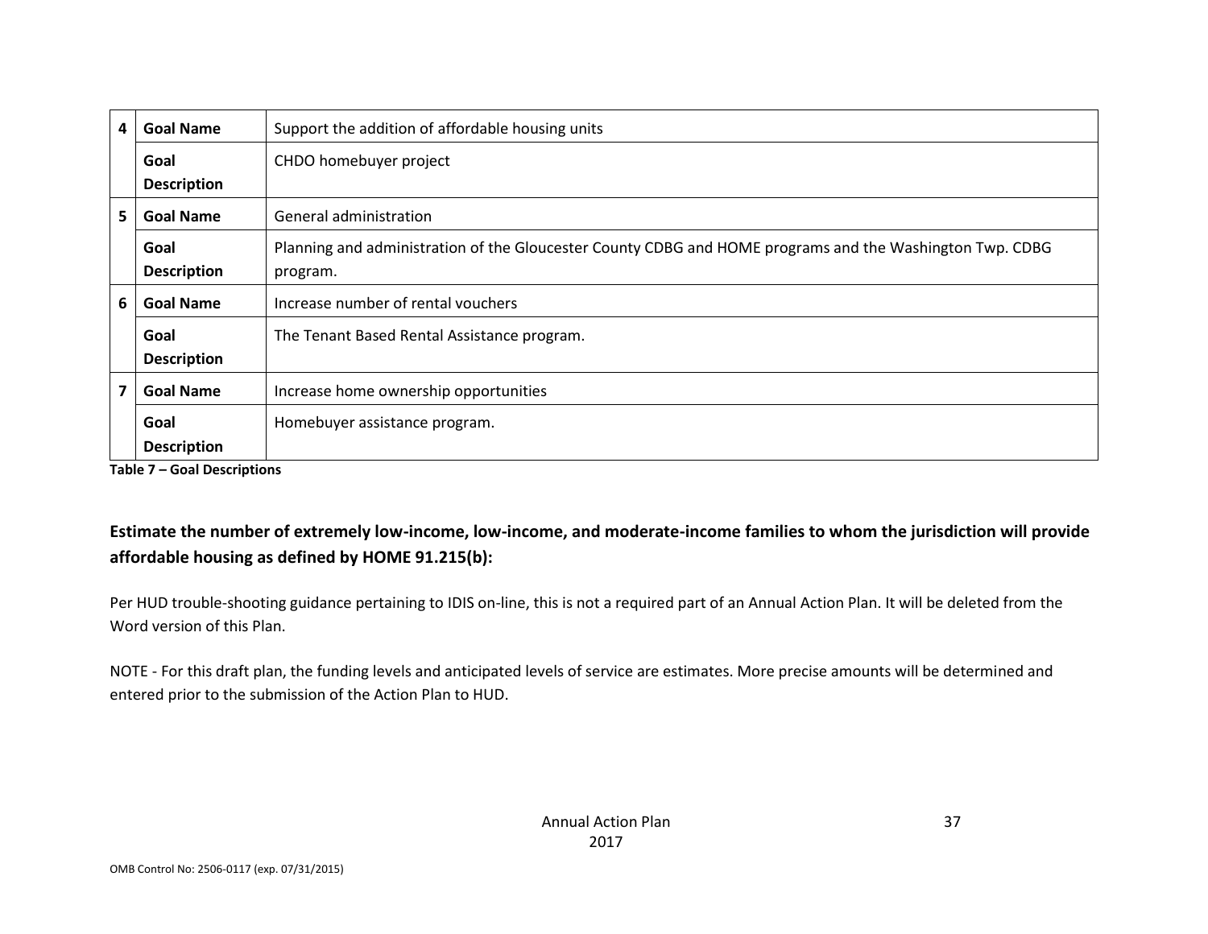| | | |
|---|---|---|
| 4 | **Goal Name** | Support the addition of affordable housing units |
| | **Goal Description** | CHDO homebuyer project |
| 5 | **Goal Name** | General administration |
| | **Goal Description** | Planning and administration of the Gloucester County CDBG and HOME programs and the Washington Twp. CDBG program. |
| 6 | **Goal Name** | Increase number of rental vouchers |
| | **Goal Description** | The Tenant Based Rental Assistance program. |
| 7 | **Goal Name** | Increase home ownership opportunities |
| | **Goal Description** | Homebuyer assistance program. |

**Table 7 – Goal Descriptions**

## Estimate the number of extremely low-income, low-income, and moderate-income families to whom the jurisdiction will provide affordable housing as defined by HOME 91.215(b):

Per HUD trouble-shooting guidance pertaining to IDIS on-line, this is not a required part of an Annual Action Plan. It will be deleted from the Word version of this Plan.

NOTE - For this draft plan, the funding levels and anticipated levels of service are estimates. More precise amounts will be determined and entered prior to the submission of the Action Plan to HUD.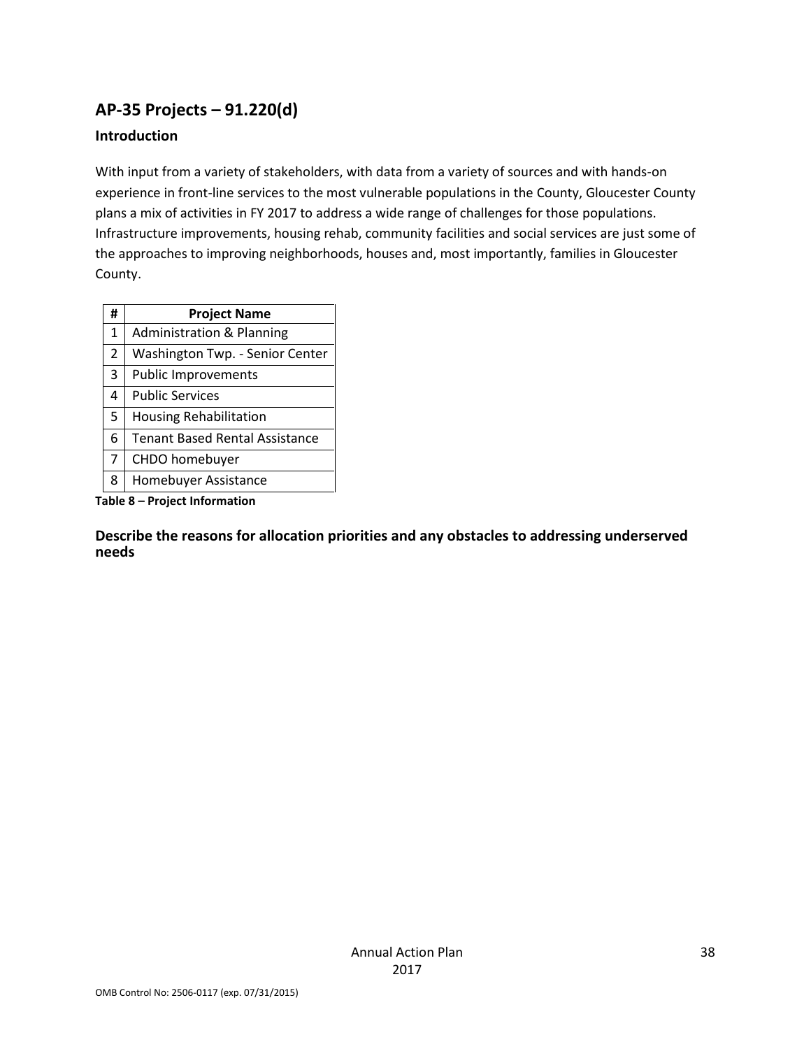## AP-35 Projects – 91.220(d)

### Introduction

With input from a variety of stakeholders, with data from a variety of sources and with hands-on experience in front-line services to the most vulnerable populations in the County, Gloucester County plans a mix of activities in FY 2017 to address a wide range of challenges for those populations. Infrastructure improvements, housing rehab, community facilities and social services are just some of the approaches to improving neighborhoods, houses and, most importantly, families in Gloucester County.

| # | Project Name |
|---|---|
| 1 | Administration & Planning |
| 2 | Washington Twp. - Senior Center |
| 3 | Public Improvements |
| 4 | Public Services |
| 5 | Housing Rehabilitation |
| 6 | Tenant Based Rental Assistance |
| 7 | CHDO homebuyer |
| 8 | Homebuyer Assistance |

**Table 8 – Project Information**

### Describe the reasons for allocation priorities and any obstacles to addressing underserved needs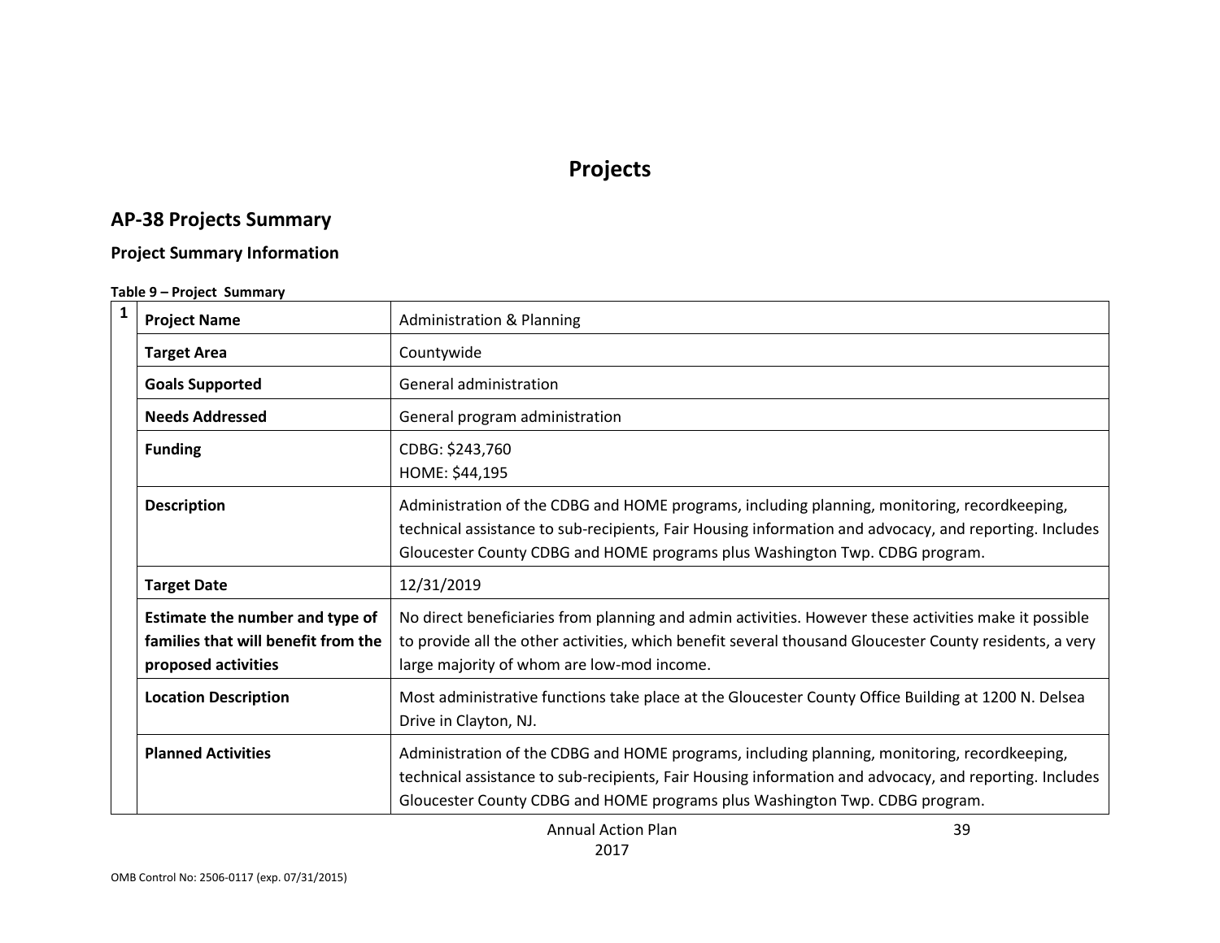# Projects

## AP-38 Projects Summary

### Project Summary Information

**Table 9 – Project Summary**

| # | Field | Details |
|---|---|---|
| 1 | **Project Name** | Administration & Planning |
| | **Target Area** | Countywide |
| | **Goals Supported** | General administration |
| | **Needs Addressed** | General program administration |
| | **Funding** | CDBG: $243,760<br>HOME: $44,195 |
| | **Description** | Administration of the CDBG and HOME programs, including planning, monitoring, recordkeeping, technical assistance to sub-recipients, Fair Housing information and advocacy, and reporting. Includes Gloucester County CDBG and HOME programs plus Washington Twp. CDBG program. |
| | **Target Date** | 12/31/2019 |
| | **Estimate the number and type of families that will benefit from the proposed activities** | No direct beneficiaries from planning and admin activities. However these activities make it possible to provide all the other activities, which benefit several thousand Gloucester County residents, a very large majority of whom are low-mod income. |
| | **Location Description** | Most administrative functions take place at the Gloucester County Office Building at 1200 N. Delsea Drive in Clayton, NJ. |
| | **Planned Activities** | Administration of the CDBG and HOME programs, including planning, monitoring, recordkeeping, technical assistance to sub-recipients, Fair Housing information and advocacy, and reporting. Includes Gloucester County CDBG and HOME programs plus Washington Twp. CDBG program. |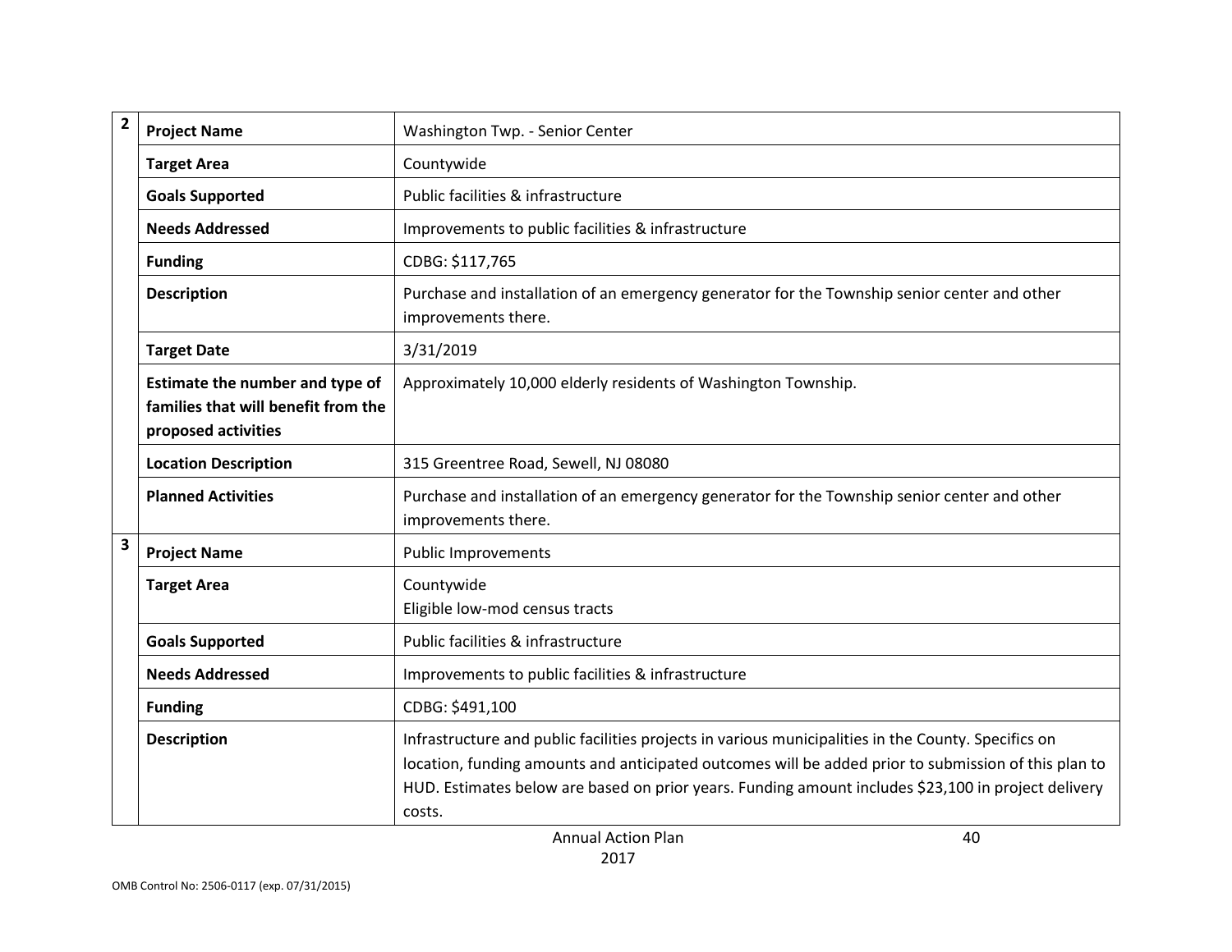| | | |
|---|---|---|
| 2 | **Project Name** | Washington Twp. - Senior Center |
| | **Target Area** | Countywide |
| | **Goals Supported** | Public facilities & infrastructure |
| | **Needs Addressed** | Improvements to public facilities & infrastructure |
| | **Funding** | CDBG: $117,765 |
| | **Description** | Purchase and installation of an emergency generator for the Township senior center and other improvements there. |
| | **Target Date** | 3/31/2019 |
| | **Estimate the number and type of families that will benefit from the proposed activities** | Approximately 10,000 elderly residents of Washington Township. |
| | **Location Description** | 315 Greentree Road, Sewell, NJ 08080 |
| | **Planned Activities** | Purchase and installation of an emergency generator for the Township senior center and other improvements there. |
| 3 | **Project Name** | Public Improvements |
| | **Target Area** | Countywide<br>Eligible low-mod census tracts |
| | **Goals Supported** | Public facilities & infrastructure |
| | **Needs Addressed** | Improvements to public facilities & infrastructure |
| | **Funding** | CDBG: $491,100 |
| | **Description** | Infrastructure and public facilities projects in various municipalities in the County. Specifics on location, funding amounts and anticipated outcomes will be added prior to submission of this plan to HUD. Estimates below are based on prior years. Funding amount includes $23,100 in project delivery costs. |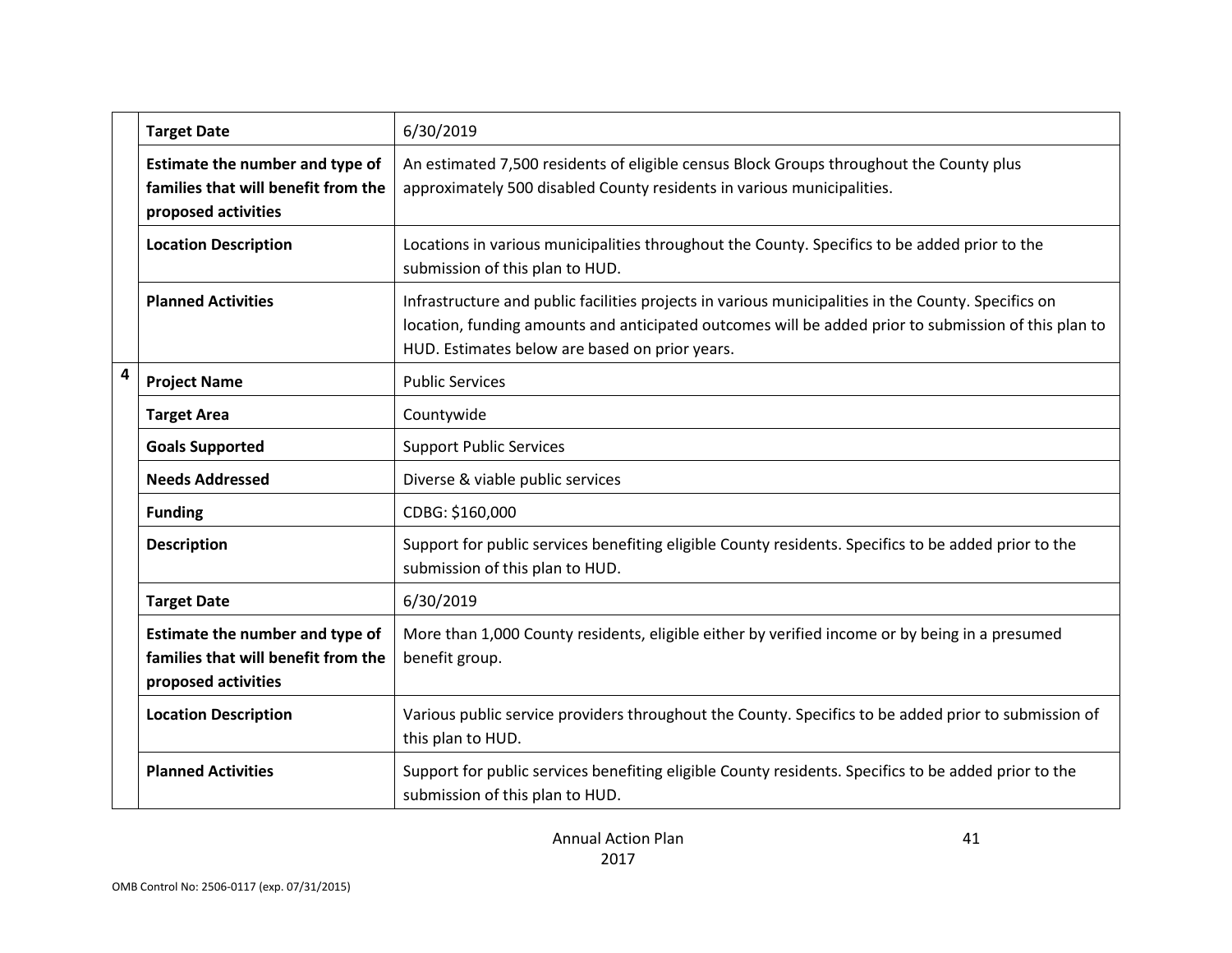| | | |
|---|---|---|
| | **Target Date** | 6/30/2019 |
| | **Estimate the number and type of families that will benefit from the proposed activities** | An estimated 7,500 residents of eligible census Block Groups throughout the County plus approximately 500 disabled County residents in various municipalities. |
| | **Location Description** | Locations in various municipalities throughout the County. Specifics to be added prior to the submission of this plan to HUD. |
| | **Planned Activities** | Infrastructure and public facilities projects in various municipalities in the County. Specifics on location, funding amounts and anticipated outcomes will be added prior to submission of this plan to HUD. Estimates below are based on prior years. |
| 4 | **Project Name** | Public Services |
| | **Target Area** | Countywide |
| | **Goals Supported** | Support Public Services |
| | **Needs Addressed** | Diverse & viable public services |
| | **Funding** | CDBG: $160,000 |
| | **Description** | Support for public services benefiting eligible County residents. Specifics to be added prior to the submission of this plan to HUD. |
| | **Target Date** | 6/30/2019 |
| | **Estimate the number and type of families that will benefit from the proposed activities** | More than 1,000 County residents, eligible either by verified income or by being in a presumed benefit group. |
| | **Location Description** | Various public service providers throughout the County. Specifics to be added prior to submission of this plan to HUD. |
| | **Planned Activities** | Support for public services benefiting eligible County residents. Specifics to be added prior to the submission of this plan to HUD. |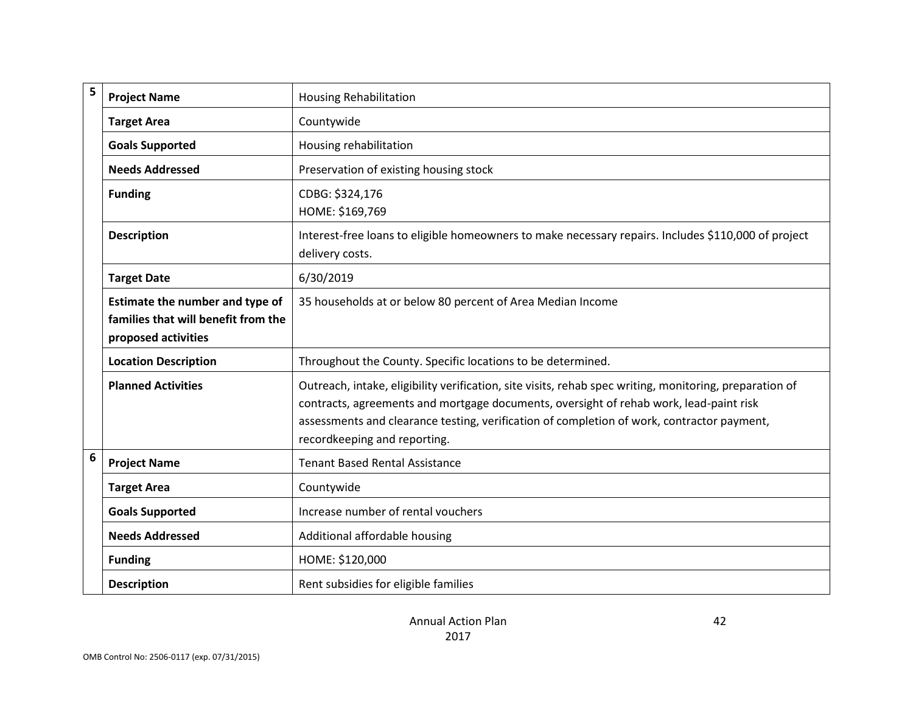| | | |
|---|---|---|
| 5 | **Project Name** | Housing Rehabilitation |
| | **Target Area** | Countywide |
| | **Goals Supported** | Housing rehabilitation |
| | **Needs Addressed** | Preservation of existing housing stock |
| | **Funding** | CDBG: $324,176<br>HOME: $169,769 |
| | **Description** | Interest-free loans to eligible homeowners to make necessary repairs. Includes $110,000 of project delivery costs. |
| | **Target Date** | 6/30/2019 |
| | **Estimate the number and type of families that will benefit from the proposed activities** | 35 households at or below 80 percent of Area Median Income |
| | **Location Description** | Throughout the County. Specific locations to be determined. |
| | **Planned Activities** | Outreach, intake, eligibility verification, site visits, rehab spec writing, monitoring, preparation of contracts, agreements and mortgage documents, oversight of rehab work, lead-paint risk assessments and clearance testing, verification of completion of work, contractor payment, recordkeeping and reporting. |
| 6 | **Project Name** | Tenant Based Rental Assistance |
| | **Target Area** | Countywide |
| | **Goals Supported** | Increase number of rental vouchers |
| | **Needs Addressed** | Additional affordable housing |
| | **Funding** | HOME: $120,000 |
| | **Description** | Rent subsidies for eligible families |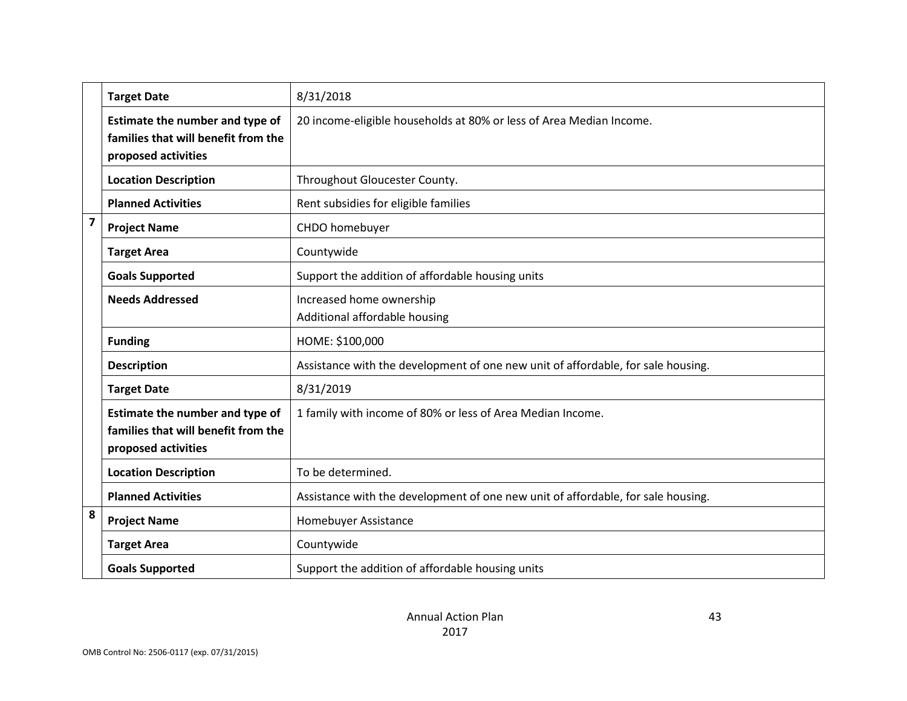| | | |
|---|---|---|
| | **Target Date** | 8/31/2018 |
| | **Estimate the number and type of families that will benefit from the proposed activities** | 20 income-eligible households at 80% or less of Area Median Income. |
| | **Location Description** | Throughout Gloucester County. |
| | **Planned Activities** | Rent subsidies for eligible families |
| **7** | **Project Name** | CHDO homebuyer |
| | **Target Area** | Countywide |
| | **Goals Supported** | Support the addition of affordable housing units |
| | **Needs Addressed** | Increased home ownership<br>Additional affordable housing |
| | **Funding** | HOME: $100,000 |
| | **Description** | Assistance with the development of one new unit of affordable, for sale housing. |
| | **Target Date** | 8/31/2019 |
| | **Estimate the number and type of families that will benefit from the proposed activities** | 1 family with income of 80% or less of Area Median Income. |
| | **Location Description** | To be determined. |
| | **Planned Activities** | Assistance with the development of one new unit of affordable, for sale housing. |
| **8** | **Project Name** | Homebuyer Assistance |
| | **Target Area** | Countywide |
| | **Goals Supported** | Support the addition of affordable housing units |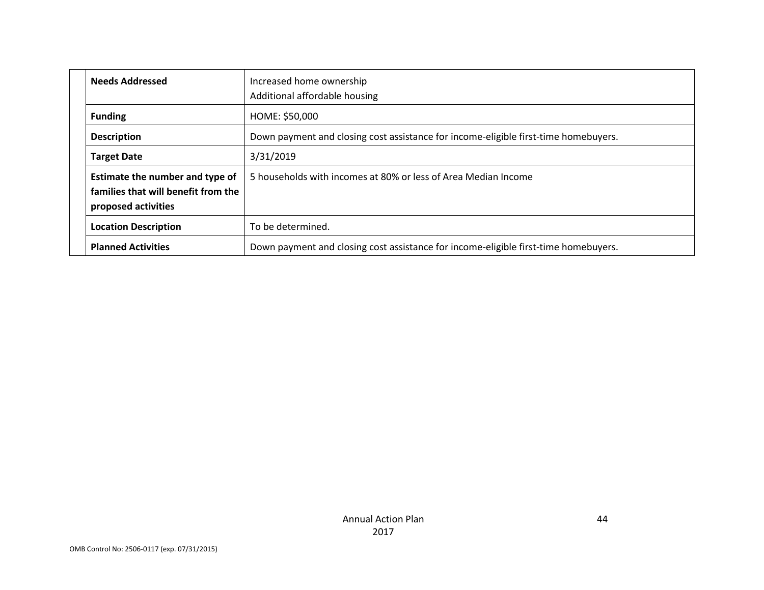| | | |
|---|---|---|
| | **Needs Addressed** | Increased home ownership<br>Additional affordable housing |
| | **Funding** | HOME: $50,000 |
| | **Description** | Down payment and closing cost assistance for income-eligible first-time homebuyers. |
| | **Target Date** | 3/31/2019 |
| | **Estimate the number and type of families that will benefit from the proposed activities** | 5 households with incomes at 80% or less of Area Median Income |
| | **Location Description** | To be determined. |
| | **Planned Activities** | Down payment and closing cost assistance for income-eligible first-time homebuyers. |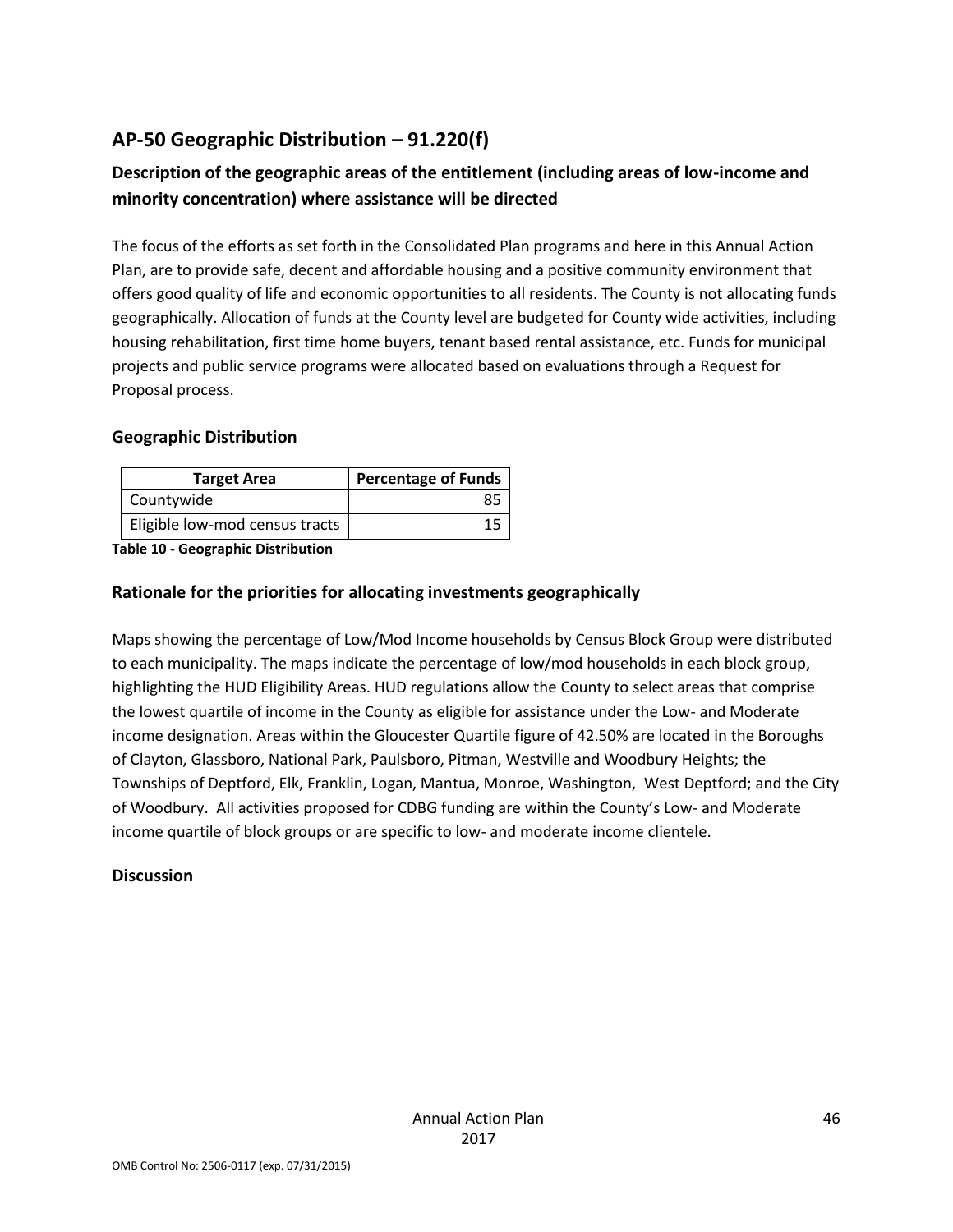## AP-50 Geographic Distribution – 91.220(f)

### Description of the geographic areas of the entitlement (including areas of low-income and minority concentration) where assistance will be directed

The focus of the efforts as set forth in the Consolidated Plan programs and here in this Annual Action Plan, are to provide safe, decent and affordable housing and a positive community environment that offers good quality of life and economic opportunities to all residents. The County is not allocating funds geographically. Allocation of funds at the County level are budgeted for County wide activities, including housing rehabilitation, first time home buyers, tenant based rental assistance, etc. Funds for municipal projects and public service programs were allocated based on evaluations through a Request for Proposal process.

### Geographic Distribution

| Target Area | Percentage of Funds |
|---|---|
| Countywide | 85 |
| Eligible low-mod census tracts | 15 |

**Table 10 - Geographic Distribution**

### Rationale for the priorities for allocating investments geographically

Maps showing the percentage of Low/Mod Income households by Census Block Group were distributed to each municipality. The maps indicate the percentage of low/mod households in each block group, highlighting the HUD Eligibility Areas. HUD regulations allow the County to select areas that comprise the lowest quartile of income in the County as eligible for assistance under the Low- and Moderate income designation. Areas within the Gloucester Quartile figure of 42.50% are located in the Boroughs of Clayton, Glassboro, National Park, Paulsboro, Pitman, Westville and Woodbury Heights; the Townships of Deptford, Elk, Franklin, Logan, Mantua, Monroe, Washington, West Deptford; and the City of Woodbury. All activities proposed for CDBG funding are within the County's Low- and Moderate income quartile of block groups or are specific to low- and moderate income clientele.

### Discussion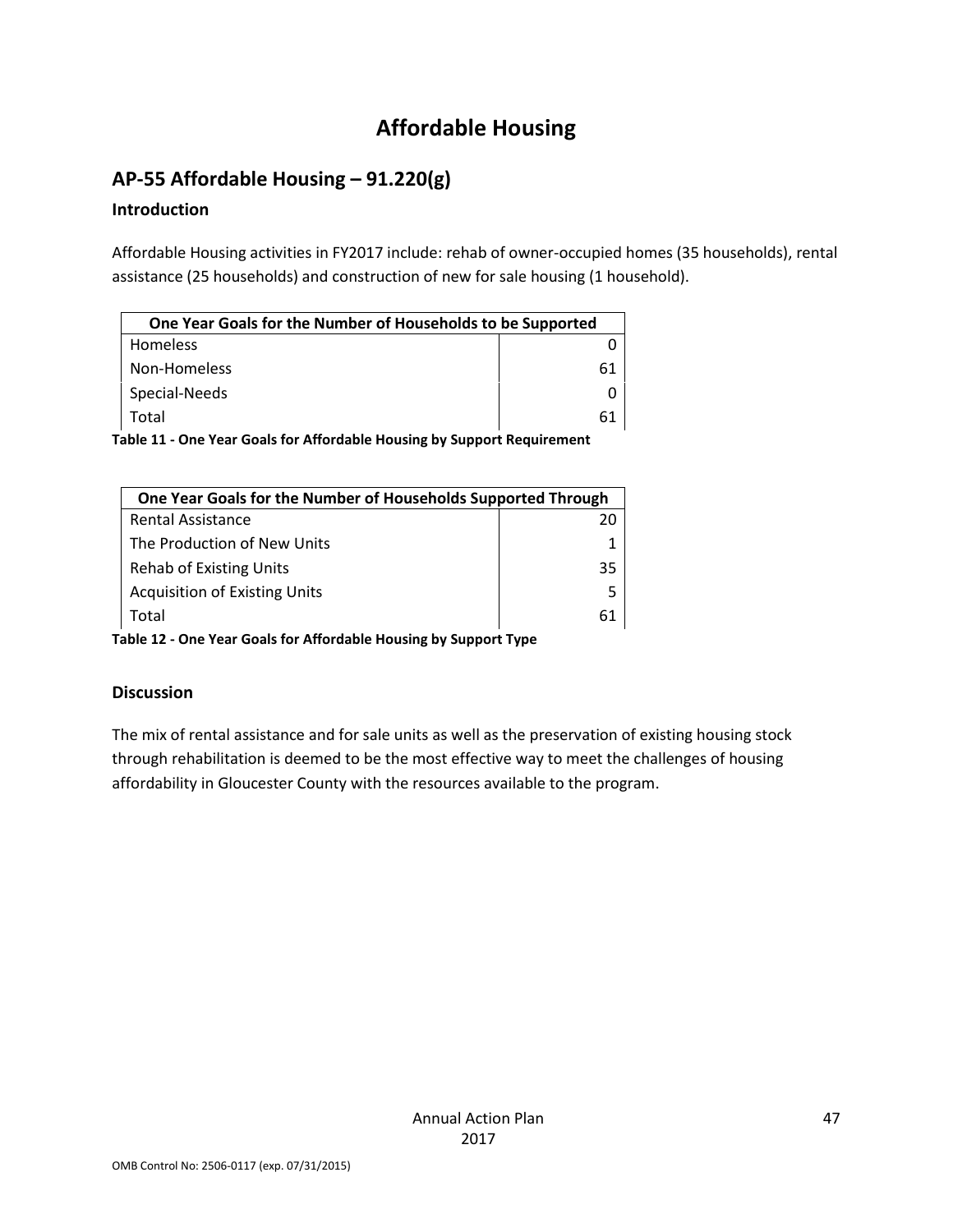# Affordable Housing

## AP-55 Affordable Housing – 91.220(g)

### Introduction

Affordable Housing activities in FY2017 include: rehab of owner-occupied homes (35 households), rental assistance (25 households) and construction of new for sale housing (1 household).

| One Year Goals for the Number of Households to be Supported | |
|---|---|
| Homeless | 0 |
| Non-Homeless | 61 |
| Special-Needs | 0 |
| Total | 61 |

**Table 11 - One Year Goals for Affordable Housing by Support Requirement**

| One Year Goals for the Number of Households Supported Through | |
|---|---|
| Rental Assistance | 20 |
| The Production of New Units | 1 |
| Rehab of Existing Units | 35 |
| Acquisition of Existing Units | 5 |
| Total | 61 |

**Table 12 - One Year Goals for Affordable Housing by Support Type**

### Discussion

The mix of rental assistance and for sale units as well as the preservation of existing housing stock through rehabilitation is deemed to be the most effective way to meet the challenges of housing affordability in Gloucester County with the resources available to the program.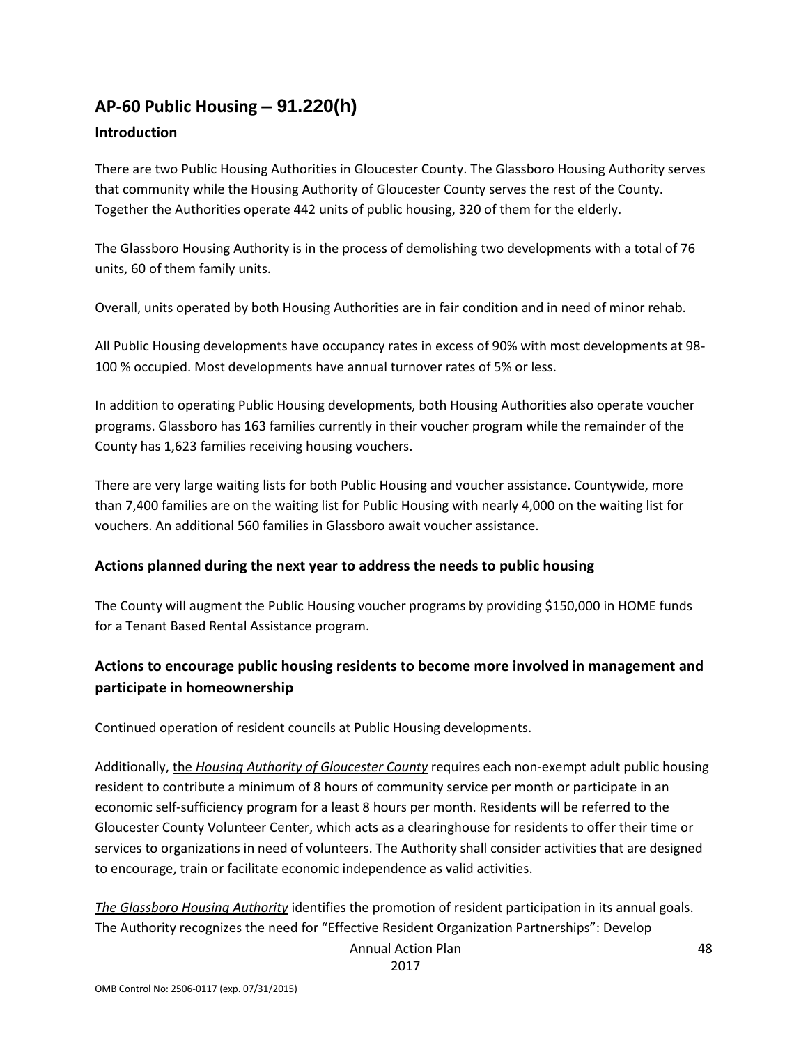## AP-60 Public Housing – 91.220(h)

### Introduction

There are two Public Housing Authorities in Gloucester County. The Glassboro Housing Authority serves that community while the Housing Authority of Gloucester County serves the rest of the County. Together the Authorities operate 442 units of public housing, 320 of them for the elderly.

The Glassboro Housing Authority is in the process of demolishing two developments with a total of 76 units, 60 of them family units.

Overall, units operated by both Housing Authorities are in fair condition and in need of minor rehab.

All Public Housing developments have occupancy rates in excess of 90% with most developments at 98-100 % occupied. Most developments have annual turnover rates of 5% or less.

In addition to operating Public Housing developments, both Housing Authorities also operate voucher programs. Glassboro has 163 families currently in their voucher program while the remainder of the County has 1,623 families receiving housing vouchers.

There are very large waiting lists for both Public Housing and voucher assistance. Countywide, more than 7,400 families are on the waiting list for Public Housing with nearly 4,000 on the waiting list for vouchers. An additional 560 families in Glassboro await voucher assistance.

### Actions planned during the next year to address the needs to public housing

The County will augment the Public Housing voucher programs by providing $150,000 in HOME funds for a Tenant Based Rental Assistance program.

### Actions to encourage public housing residents to become more involved in management and participate in homeownership

Continued operation of resident councils at Public Housing developments.

Additionally, the *Housing Authority of Gloucester County* requires each non-exempt adult public housing resident to contribute a minimum of 8 hours of community service per month or participate in an economic self-sufficiency program for a least 8 hours per month. Residents will be referred to the Gloucester County Volunteer Center, which acts as a clearinghouse for residents to offer their time or services to organizations in need of volunteers. The Authority shall consider activities that are designed to encourage, train or facilitate economic independence as valid activities.

*The Glassboro Housing Authority* identifies the promotion of resident participation in its annual goals. The Authority recognizes the need for "Effective Resident Organization Partnerships": Develop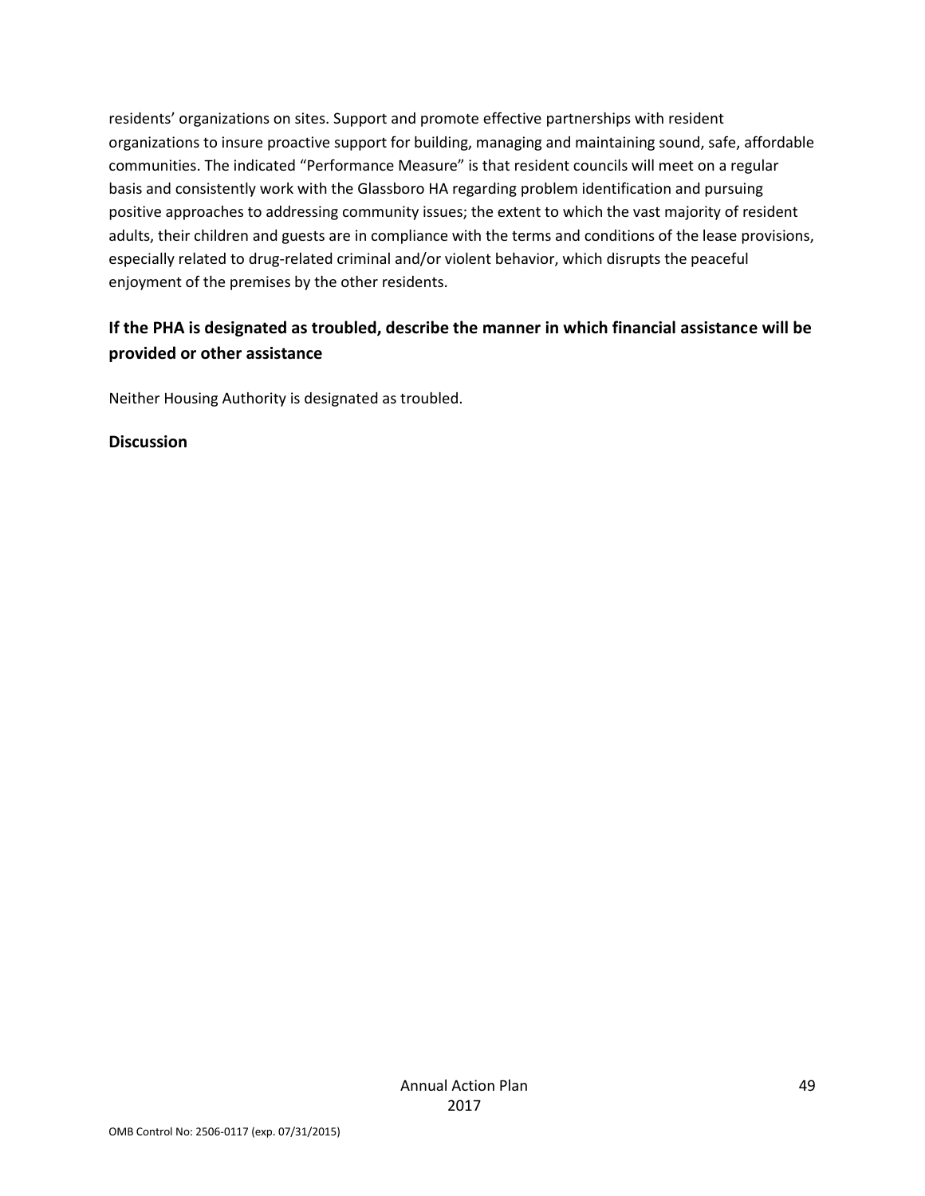residents' organizations on sites. Support and promote effective partnerships with resident organizations to insure proactive support for building, managing and maintaining sound, safe, affordable communities. The indicated "Performance Measure" is that resident councils will meet on a regular basis and consistently work with the Glassboro HA regarding problem identification and pursuing positive approaches to addressing community issues; the extent to which the vast majority of resident adults, their children and guests are in compliance with the terms and conditions of the lease provisions, especially related to drug-related criminal and/or violent behavior, which disrupts the peaceful enjoyment of the premises by the other residents.

### If the PHA is designated as troubled, describe the manner in which financial assistance will be provided or other assistance

Neither Housing Authority is designated as troubled.

**Discussion**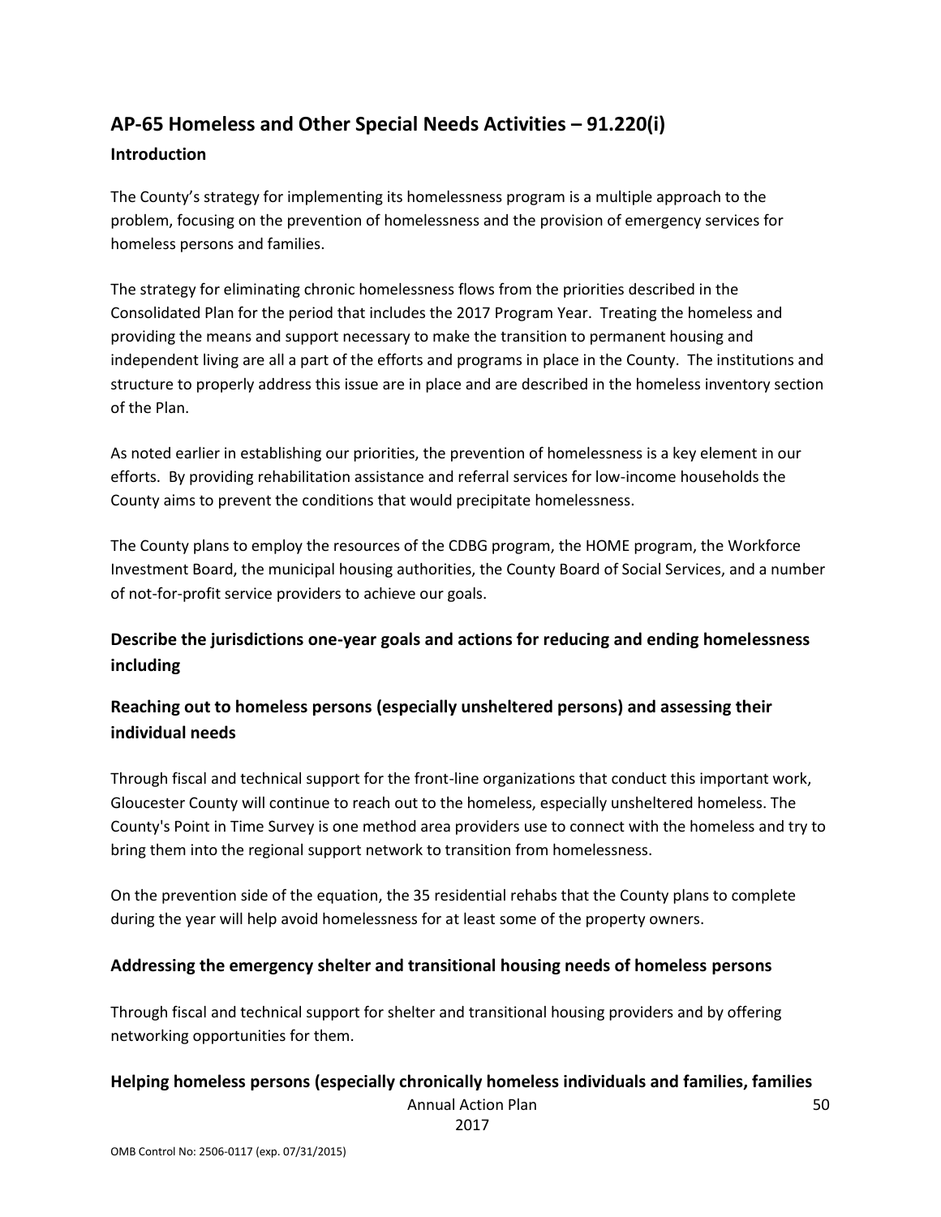## AP-65 Homeless and Other Special Needs Activities – 91.220(i)

### Introduction

The County's strategy for implementing its homelessness program is a multiple approach to the problem, focusing on the prevention of homelessness and the provision of emergency services for homeless persons and families.

The strategy for eliminating chronic homelessness flows from the priorities described in the Consolidated Plan for the period that includes the 2017 Program Year. Treating the homeless and providing the means and support necessary to make the transition to permanent housing and independent living are all a part of the efforts and programs in place in the County. The institutions and structure to properly address this issue are in place and are described in the homeless inventory section of the Plan.

As noted earlier in establishing our priorities, the prevention of homelessness is a key element in our efforts. By providing rehabilitation assistance and referral services for low-income households the County aims to prevent the conditions that would precipitate homelessness.

The County plans to employ the resources of the CDBG program, the HOME program, the Workforce Investment Board, the municipal housing authorities, the County Board of Social Services, and a number of not-for-profit service providers to achieve our goals.

### Describe the jurisdictions one-year goals and actions for reducing and ending homelessness including

### Reaching out to homeless persons (especially unsheltered persons) and assessing their individual needs

Through fiscal and technical support for the front-line organizations that conduct this important work, Gloucester County will continue to reach out to the homeless, especially unsheltered homeless. The County's Point in Time Survey is one method area providers use to connect with the homeless and try to bring them into the regional support network to transition from homelessness.

On the prevention side of the equation, the 35 residential rehabs that the County plans to complete during the year will help avoid homelessness for at least some of the property owners.

### Addressing the emergency shelter and transitional housing needs of homeless persons

Through fiscal and technical support for shelter and transitional housing providers and by offering networking opportunities for them.

### Helping homeless persons (especially chronically homeless individuals and families, families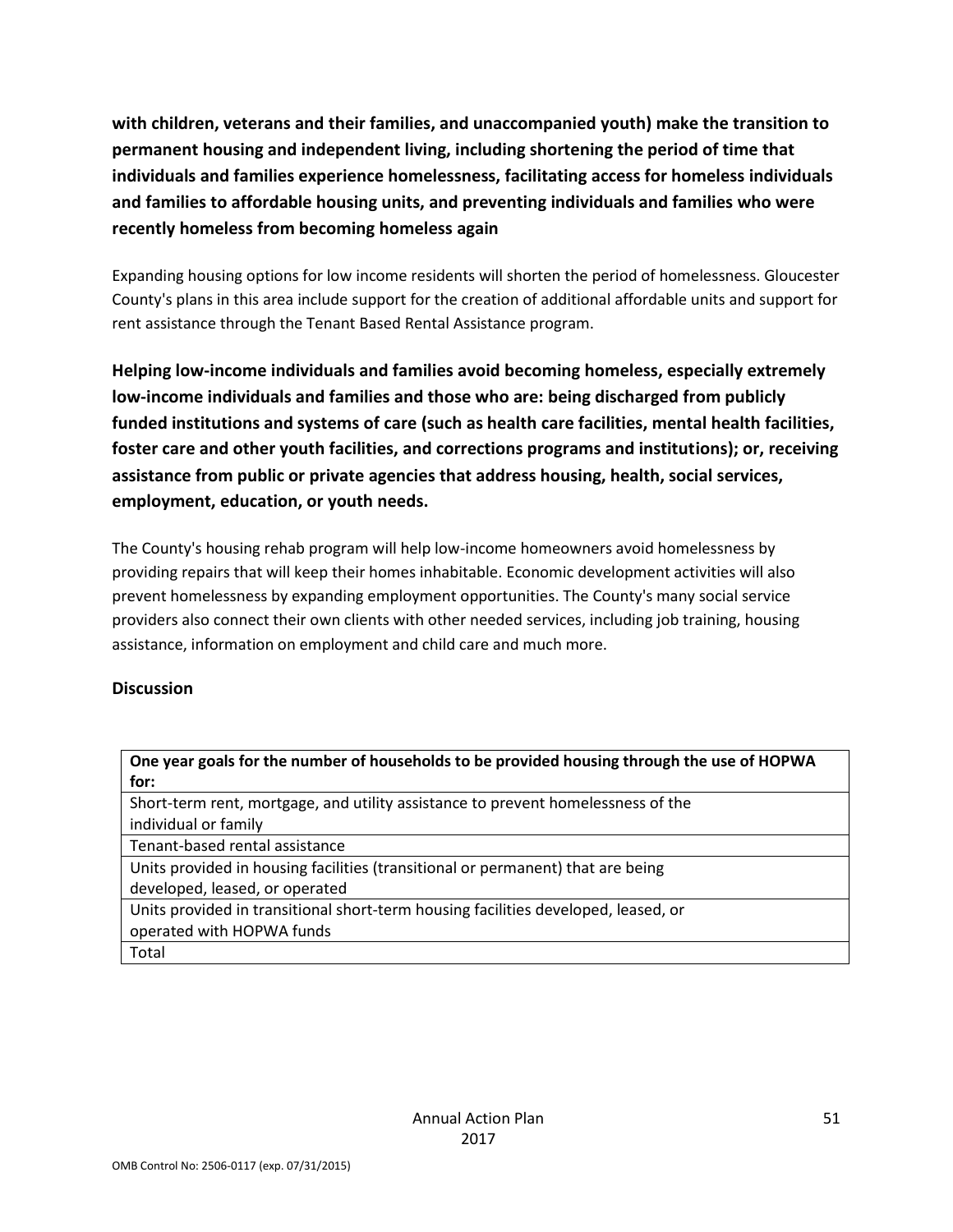**with children, veterans and their families, and unaccompanied youth) make the transition to permanent housing and independent living, including shortening the period of time that individuals and families experience homelessness, facilitating access for homeless individuals and families to affordable housing units, and preventing individuals and families who were recently homeless from becoming homeless again**

Expanding housing options for low income residents will shorten the period of homelessness. Gloucester County's plans in this area include support for the creation of additional affordable units and support for rent assistance through the Tenant Based Rental Assistance program.

### Helping low-income individuals and families avoid becoming homeless, especially extremely low-income individuals and families and those who are: being discharged from publicly funded institutions and systems of care (such as health care facilities, mental health facilities, foster care and other youth facilities, and corrections programs and institutions); or, receiving assistance from public or private agencies that address housing, health, social services, employment, education, or youth needs.

The County's housing rehab program will help low-income homeowners avoid homelessness by providing repairs that will keep their homes inhabitable. Economic development activities will also prevent homelessness by expanding employment opportunities. The County's many social service providers also connect their own clients with other needed services, including job training, housing assistance, information on employment and child care and much more.

### Discussion

| One year goals for the number of households to be provided housing through the use of HOPWA for: |
|---|
| Short-term rent, mortgage, and utility assistance to prevent homelessness of the individual or family |
| Tenant-based rental assistance |
| Units provided in housing facilities (transitional or permanent) that are being developed, leased, or operated |
| Units provided in transitional short-term housing facilities developed, leased, or operated with HOPWA funds |
| Total |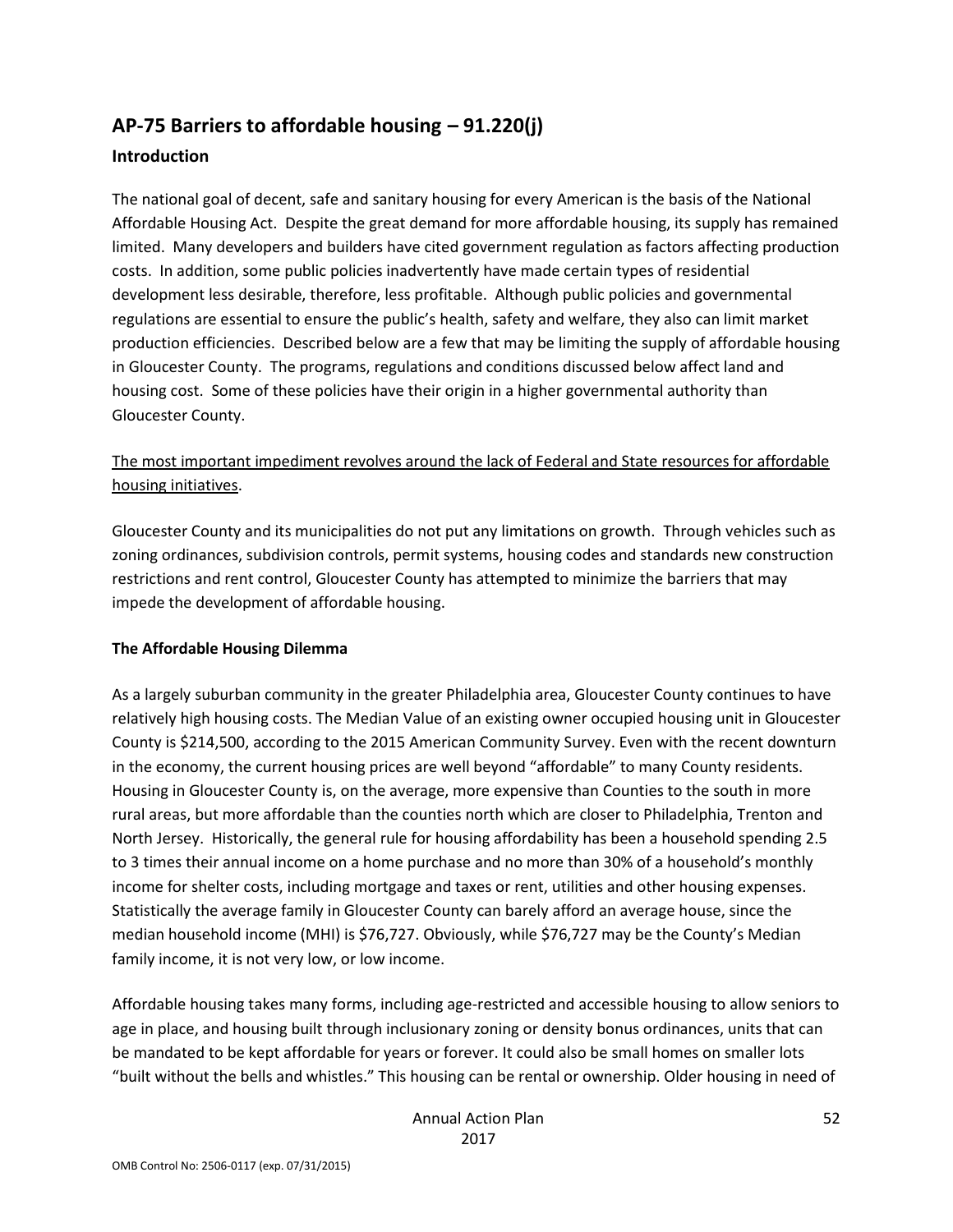## AP-75 Barriers to affordable housing – 91.220(j)

### Introduction

The national goal of decent, safe and sanitary housing for every American is the basis of the National Affordable Housing Act. Despite the great demand for more affordable housing, its supply has remained limited. Many developers and builders have cited government regulation as factors affecting production costs. In addition, some public policies inadvertently have made certain types of residential development less desirable, therefore, less profitable. Although public policies and governmental regulations are essential to ensure the public's health, safety and welfare, they also can limit market production efficiencies. Described below are a few that may be limiting the supply of affordable housing in Gloucester County. The programs, regulations and conditions discussed below affect land and housing cost. Some of these policies have their origin in a higher governmental authority than Gloucester County.

<u>The most important impediment revolves around the lack of Federal and State resources for affordable housing initiatives</u>.

Gloucester County and its municipalities do not put any limitations on growth. Through vehicles such as zoning ordinances, subdivision controls, permit systems, housing codes and standards new construction restrictions and rent control, Gloucester County has attempted to minimize the barriers that may impede the development of affordable housing.

**The Affordable Housing Dilemma**

As a largely suburban community in the greater Philadelphia area, Gloucester County continues to have relatively high housing costs. The Median Value of an existing owner occupied housing unit in Gloucester County is $214,500, according to the 2015 American Community Survey. Even with the recent downturn in the economy, the current housing prices are well beyond "affordable" to many County residents. Housing in Gloucester County is, on the average, more expensive than Counties to the south in more rural areas, but more affordable than the counties north which are closer to Philadelphia, Trenton and North Jersey. Historically, the general rule for housing affordability has been a household spending 2.5 to 3 times their annual income on a home purchase and no more than 30% of a household's monthly income for shelter costs, including mortgage and taxes or rent, utilities and other housing expenses. Statistically the average family in Gloucester County can barely afford an average house, since the median household income (MHI) is $76,727. Obviously, while $76,727 may be the County's Median family income, it is not very low, or low income.

Affordable housing takes many forms, including age-restricted and accessible housing to allow seniors to age in place, and housing built through inclusionary zoning or density bonus ordinances, units that can be mandated to be kept affordable for years or forever. It could also be small homes on smaller lots "built without the bells and whistles." This housing can be rental or ownership. Older housing in need of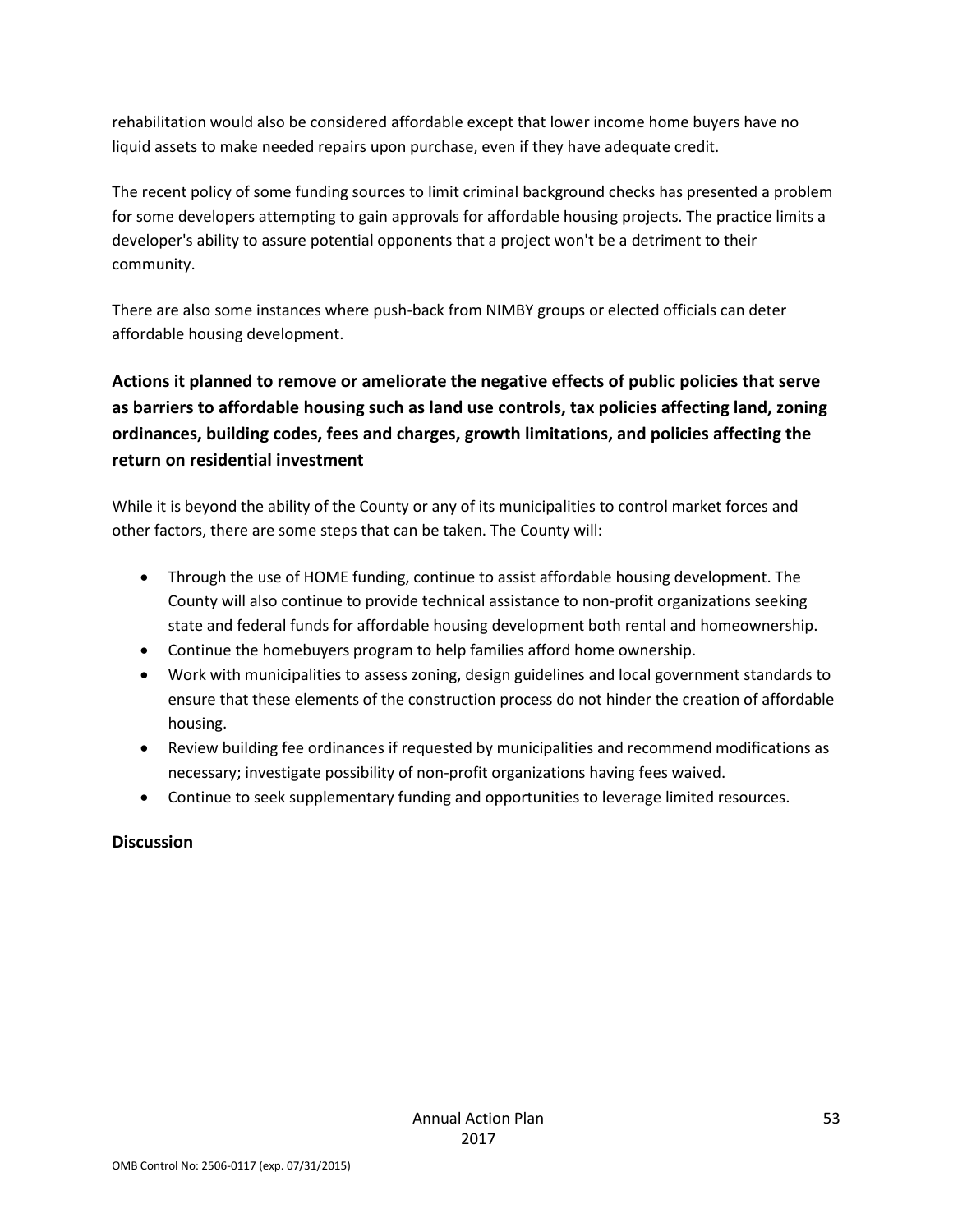rehabilitation would also be considered affordable except that lower income home buyers have no liquid assets to make needed repairs upon purchase, even if they have adequate credit.

The recent policy of some funding sources to limit criminal background checks has presented a problem for some developers attempting to gain approvals for affordable housing projects. The practice limits a developer's ability to assure potential opponents that a project won't be a detriment to their community.

There are also some instances where push-back from NIMBY groups or elected officials can deter affordable housing development.

### Actions it planned to remove or ameliorate the negative effects of public policies that serve as barriers to affordable housing such as land use controls, tax policies affecting land, zoning ordinances, building codes, fees and charges, growth limitations, and policies affecting the return on residential investment

While it is beyond the ability of the County or any of its municipalities to control market forces and other factors, there are some steps that can be taken. The County will:

- Through the use of HOME funding, continue to assist affordable housing development. The County will also continue to provide technical assistance to non-profit organizations seeking state and federal funds for affordable housing development both rental and homeownership.
- Continue the homebuyers program to help families afford home ownership.
- Work with municipalities to assess zoning, design guidelines and local government standards to ensure that these elements of the construction process do not hinder the creation of affordable housing.
- Review building fee ordinances if requested by municipalities and recommend modifications as necessary; investigate possibility of non-profit organizations having fees waived.
- Continue to seek supplementary funding and opportunities to leverage limited resources.

### Discussion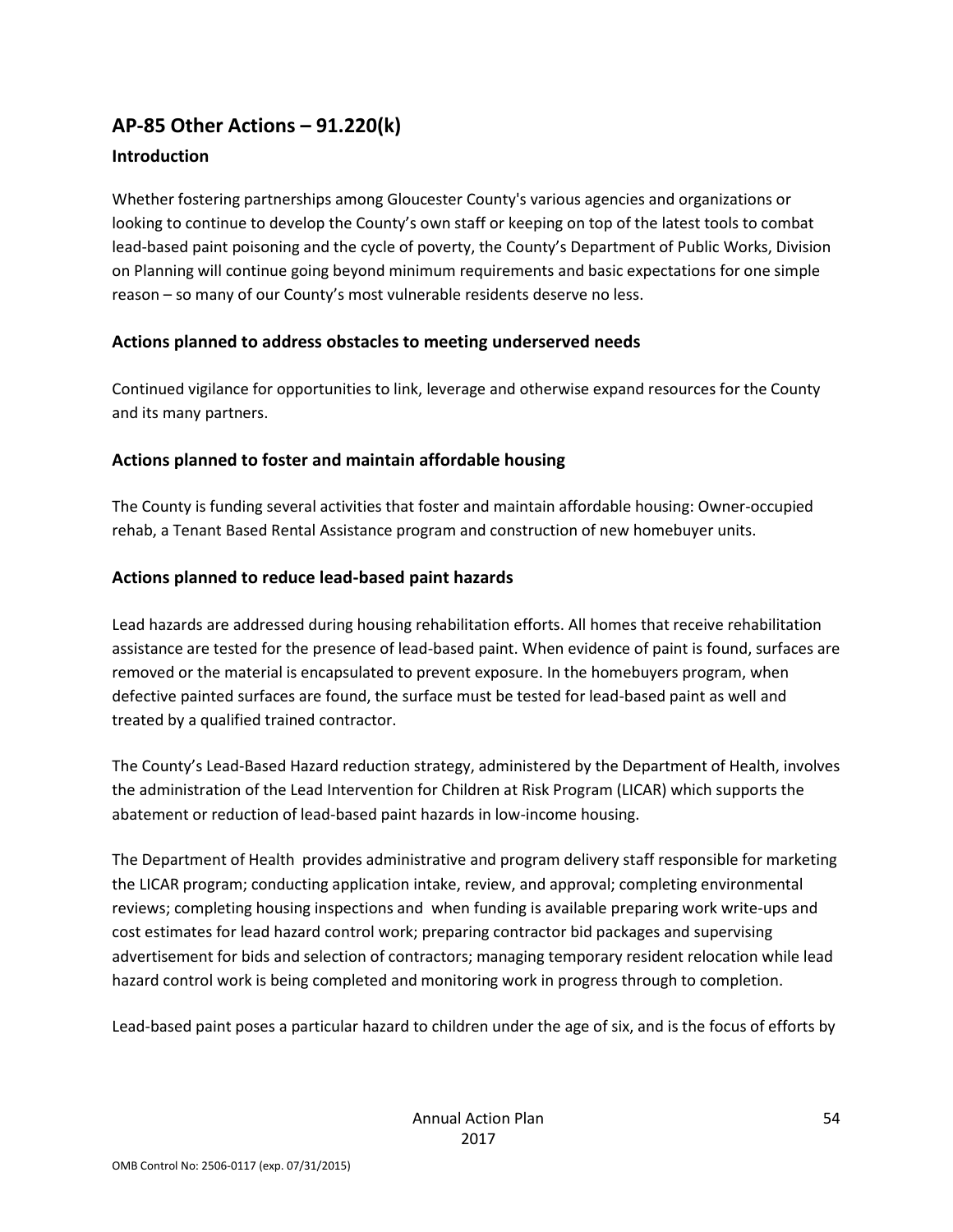## AP-85 Other Actions – 91.220(k)

### Introduction

Whether fostering partnerships among Gloucester County's various agencies and organizations or looking to continue to develop the County's own staff or keeping on top of the latest tools to combat lead-based paint poisoning and the cycle of poverty, the County's Department of Public Works, Division on Planning will continue going beyond minimum requirements and basic expectations for one simple reason – so many of our County's most vulnerable residents deserve no less.

### Actions planned to address obstacles to meeting underserved needs

Continued vigilance for opportunities to link, leverage and otherwise expand resources for the County and its many partners.

### Actions planned to foster and maintain affordable housing

The County is funding several activities that foster and maintain affordable housing: Owner-occupied rehab, a Tenant Based Rental Assistance program and construction of new homebuyer units.

### Actions planned to reduce lead-based paint hazards

Lead hazards are addressed during housing rehabilitation efforts. All homes that receive rehabilitation assistance are tested for the presence of lead-based paint. When evidence of paint is found, surfaces are removed or the material is encapsulated to prevent exposure. In the homebuyers program, when defective painted surfaces are found, the surface must be tested for lead-based paint as well and treated by a qualified trained contractor.

The County's Lead-Based Hazard reduction strategy, administered by the Department of Health, involves the administration of the Lead Intervention for Children at Risk Program (LICAR) which supports the abatement or reduction of lead-based paint hazards in low-income housing.

The Department of Health provides administrative and program delivery staff responsible for marketing the LICAR program; conducting application intake, review, and approval; completing environmental reviews; completing housing inspections and when funding is available preparing work write-ups and cost estimates for lead hazard control work; preparing contractor bid packages and supervising advertisement for bids and selection of contractors; managing temporary resident relocation while lead hazard control work is being completed and monitoring work in progress through to completion.

Lead-based paint poses a particular hazard to children under the age of six, and is the focus of efforts by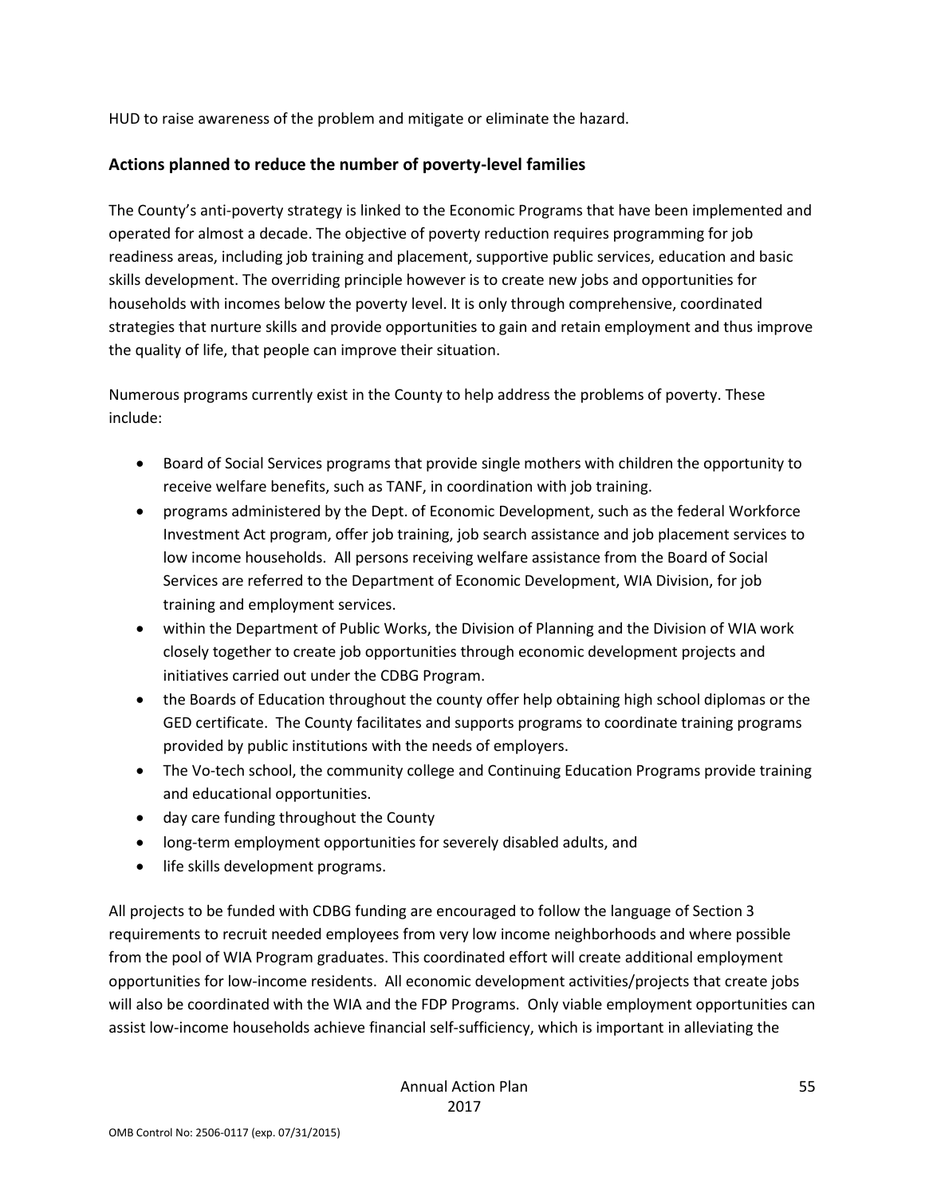HUD to raise awareness of the problem and mitigate or eliminate the hazard.

## Actions planned to reduce the number of poverty-level families

The County's anti-poverty strategy is linked to the Economic Programs that have been implemented and operated for almost a decade. The objective of poverty reduction requires programming for job readiness areas, including job training and placement, supportive public services, education and basic skills development. The overriding principle however is to create new jobs and opportunities for households with incomes below the poverty level. It is only through comprehensive, coordinated strategies that nurture skills and provide opportunities to gain and retain employment and thus improve the quality of life, that people can improve their situation.

Numerous programs currently exist in the County to help address the problems of poverty. These include:

- Board of Social Services programs that provide single mothers with children the opportunity to receive welfare benefits, such as TANF, in coordination with job training.
- programs administered by the Dept. of Economic Development, such as the federal Workforce Investment Act program, offer job training, job search assistance and job placement services to low income households. All persons receiving welfare assistance from the Board of Social Services are referred to the Department of Economic Development, WIA Division, for job training and employment services.
- within the Department of Public Works, the Division of Planning and the Division of WIA work closely together to create job opportunities through economic development projects and initiatives carried out under the CDBG Program.
- the Boards of Education throughout the county offer help obtaining high school diplomas or the GED certificate. The County facilitates and supports programs to coordinate training programs provided by public institutions with the needs of employers.
- The Vo-tech school, the community college and Continuing Education Programs provide training and educational opportunities.
- day care funding throughout the County
- long-term employment opportunities for severely disabled adults, and
- life skills development programs.

All projects to be funded with CDBG funding are encouraged to follow the language of Section 3 requirements to recruit needed employees from very low income neighborhoods and where possible from the pool of WIA Program graduates. This coordinated effort will create additional employment opportunities for low-income residents. All economic development activities/projects that create jobs will also be coordinated with the WIA and the FDP Programs. Only viable employment opportunities can assist low-income households achieve financial self-sufficiency, which is important in alleviating the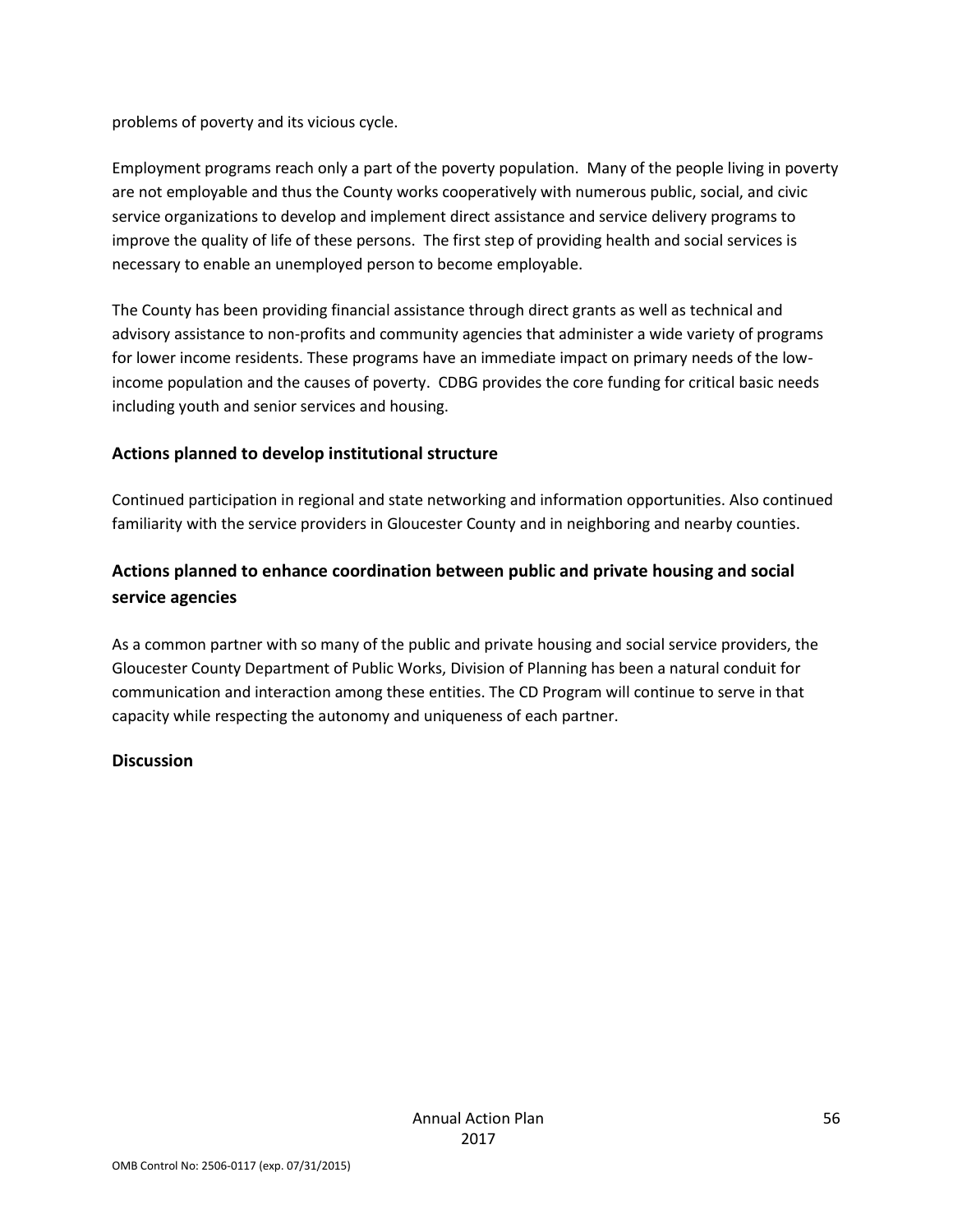problems of poverty and its vicious cycle.

Employment programs reach only a part of the poverty population. Many of the people living in poverty are not employable and thus the County works cooperatively with numerous public, social, and civic service organizations to develop and implement direct assistance and service delivery programs to improve the quality of life of these persons. The first step of providing health and social services is necessary to enable an unemployed person to become employable.

The County has been providing financial assistance through direct grants as well as technical and advisory assistance to non-profits and community agencies that administer a wide variety of programs for lower income residents. These programs have an immediate impact on primary needs of the low-income population and the causes of poverty. CDBG provides the core funding for critical basic needs including youth and senior services and housing.

## Actions planned to develop institutional structure

Continued participation in regional and state networking and information opportunities. Also continued familiarity with the service providers in Gloucester County and in neighboring and nearby counties.

## Actions planned to enhance coordination between public and private housing and social service agencies

As a common partner with so many of the public and private housing and social service providers, the Gloucester County Department of Public Works, Division of Planning has been a natural conduit for communication and interaction among these entities. The CD Program will continue to serve in that capacity while respecting the autonomy and uniqueness of each partner.

## Discussion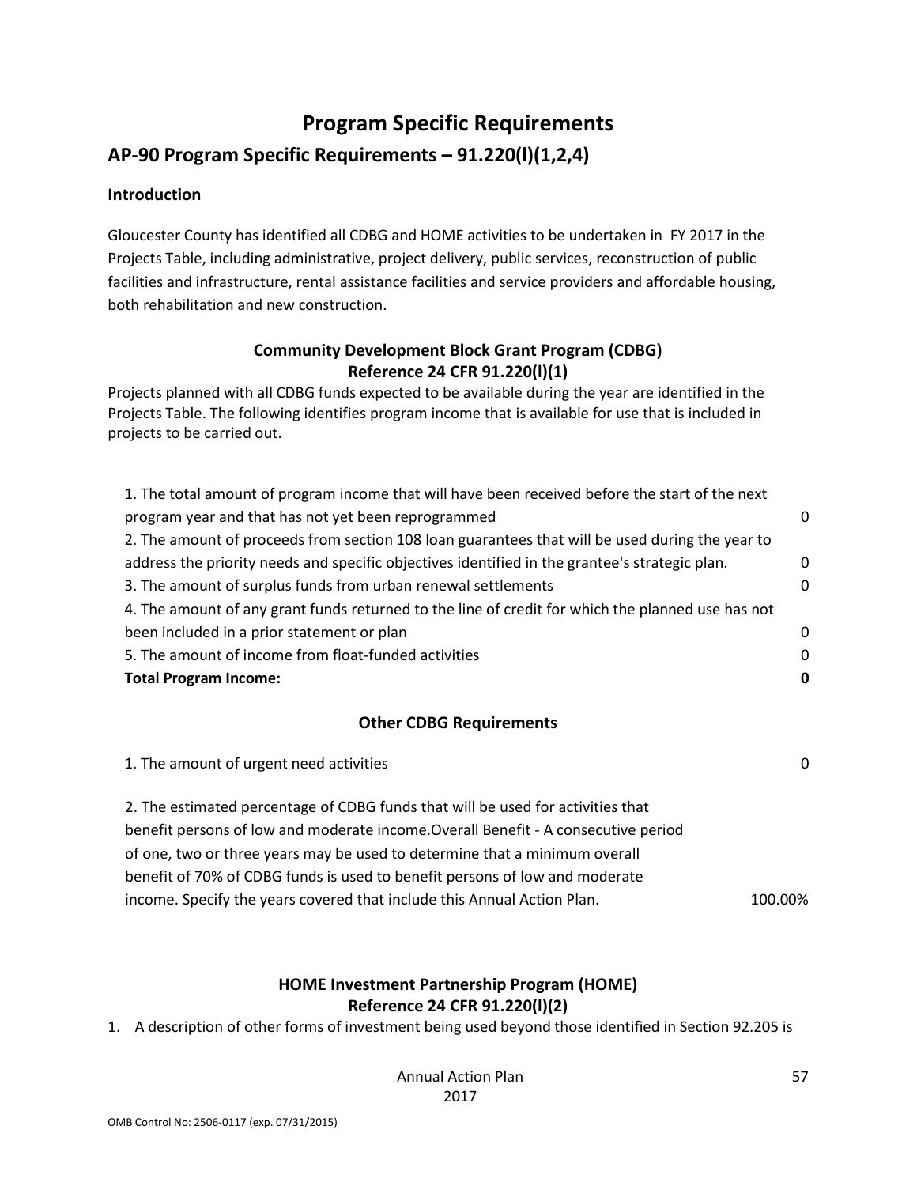# Program Specific Requirements

## AP-90 Program Specific Requirements – 91.220(l)(1,2,4)

### Introduction

Gloucester County has identified all CDBG and HOME activities to be undertaken in FY 2017 in the Projects Table, including administrative, project delivery, public services, reconstruction of public facilities and infrastructure, rental assistance facilities and service providers and affordable housing, both rehabilitation and new construction.

### Community Development Block Grant Program (CDBG)
### Reference 24 CFR 91.220(l)(1)

Projects planned with all CDBG funds expected to be available during the year are identified in the Projects Table. The following identifies program income that is available for use that is included in projects to be carried out.

| | |
|---|---|
| 1. The total amount of program income that will have been received before the start of the next program year and that has not yet been reprogrammed | 0 |
| 2. The amount of proceeds from section 108 loan guarantees that will be used during the year to address the priority needs and specific objectives identified in the grantee's strategic plan. | 0 |
| 3. The amount of surplus funds from urban renewal settlements | 0 |
| 4. The amount of any grant funds returned to the line of credit for which the planned use has not been included in a prior statement or plan | 0 |
| 5. The amount of income from float-funded activities | 0 |
| **Total Program Income:** | **0** |

### Other CDBG Requirements

| | |
|---|---|
| 1. The amount of urgent need activities | 0 |
| 2. The estimated percentage of CDBG funds that will be used for activities that benefit persons of low and moderate income.Overall Benefit - A consecutive period of one, two or three years may be used to determine that a minimum overall benefit of 70% of CDBG funds is used to benefit persons of low and moderate income. Specify the years covered that include this Annual Action Plan. | 100.00% |

### HOME Investment Partnership Program (HOME)
### Reference 24 CFR 91.220(l)(2)

1. A description of other forms of investment being used beyond those identified in Section 92.205 is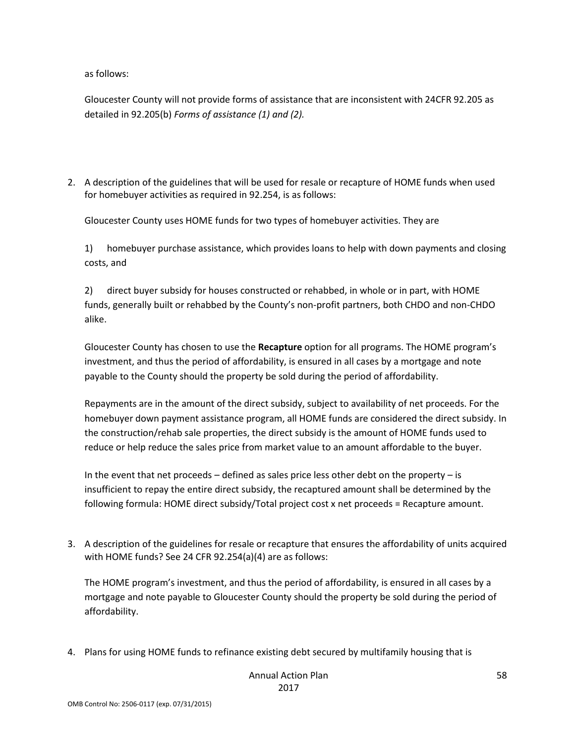as follows:

Gloucester County will not provide forms of assistance that are inconsistent with 24CFR 92.205 as detailed in 92.205(b) *Forms of assistance (1) and (2).*

2. A description of the guidelines that will be used for resale or recapture of HOME funds when used for homebuyer activities as required in 92.254, is as follows:

   Gloucester County uses HOME funds for two types of homebuyer activities. They are

   1) homebuyer purchase assistance, which provides loans to help with down payments and closing costs, and

   2) direct buyer subsidy for houses constructed or rehabbed, in whole or in part, with HOME funds, generally built or rehabbed by the County's non-profit partners, both CHDO and non-CHDO alike.

   Gloucester County has chosen to use the **Recapture** option for all programs. The HOME program's investment, and thus the period of affordability, is ensured in all cases by a mortgage and note payable to the County should the property be sold during the period of affordability.

   Repayments are in the amount of the direct subsidy, subject to availability of net proceeds. For the homebuyer down payment assistance program, all HOME funds are considered the direct subsidy. In the construction/rehab sale properties, the direct subsidy is the amount of HOME funds used to reduce or help reduce the sales price from market value to an amount affordable to the buyer.

   In the event that net proceeds – defined as sales price less other debt on the property – is insufficient to repay the entire direct subsidy, the recaptured amount shall be determined by the following formula: HOME direct subsidy/Total project cost x net proceeds = Recapture amount.

3. A description of the guidelines for resale or recapture that ensures the affordability of units acquired with HOME funds? See 24 CFR 92.254(a)(4) are as follows:

   The HOME program's investment, and thus the period of affordability, is ensured in all cases by a mortgage and note payable to Gloucester County should the property be sold during the period of affordability.

4. Plans for using HOME funds to refinance existing debt secured by multifamily housing that is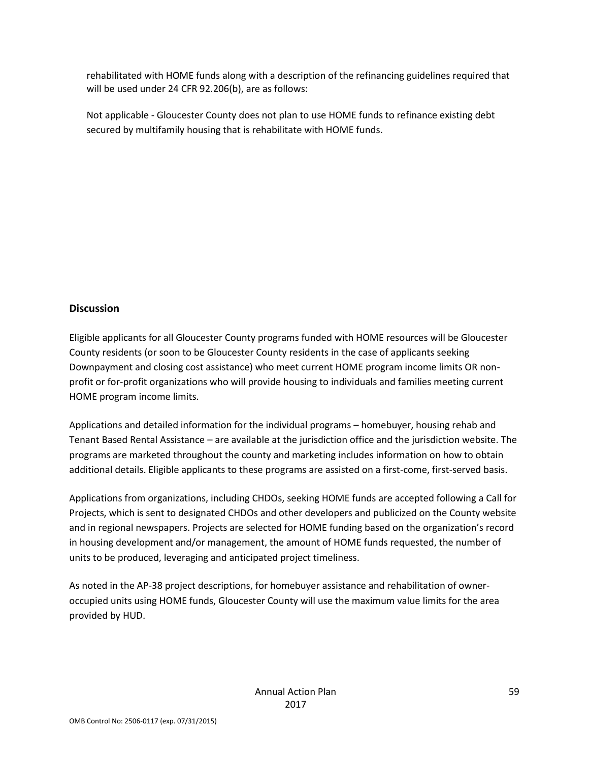rehabilitated with HOME funds along with a description of the refinancing guidelines required that will be used under 24 CFR 92.206(b), are as follows:

Not applicable - Gloucester County does not plan to use HOME funds to refinance existing debt secured by multifamily housing that is rehabilitate with HOME funds.

### Discussion

Eligible applicants for all Gloucester County programs funded with HOME resources will be Gloucester County residents (or soon to be Gloucester County residents in the case of applicants seeking Downpayment and closing cost assistance) who meet current HOME program income limits OR non-profit or for-profit organizations who will provide housing to individuals and families meeting current HOME program income limits.

Applications and detailed information for the individual programs – homebuyer, housing rehab and Tenant Based Rental Assistance – are available at the jurisdiction office and the jurisdiction website. The programs are marketed throughout the county and marketing includes information on how to obtain additional details. Eligible applicants to these programs are assisted on a first-come, first-served basis.

Applications from organizations, including CHDOs, seeking HOME funds are accepted following a Call for Projects, which is sent to designated CHDOs and other developers and publicized on the County website and in regional newspapers. Projects are selected for HOME funding based on the organization's record in housing development and/or management, the amount of HOME funds requested, the number of units to be produced, leveraging and anticipated project timeliness.

As noted in the AP-38 project descriptions, for homebuyer assistance and rehabilitation of owner-occupied units using HOME funds, Gloucester County will use the maximum value limits for the area provided by HUD.